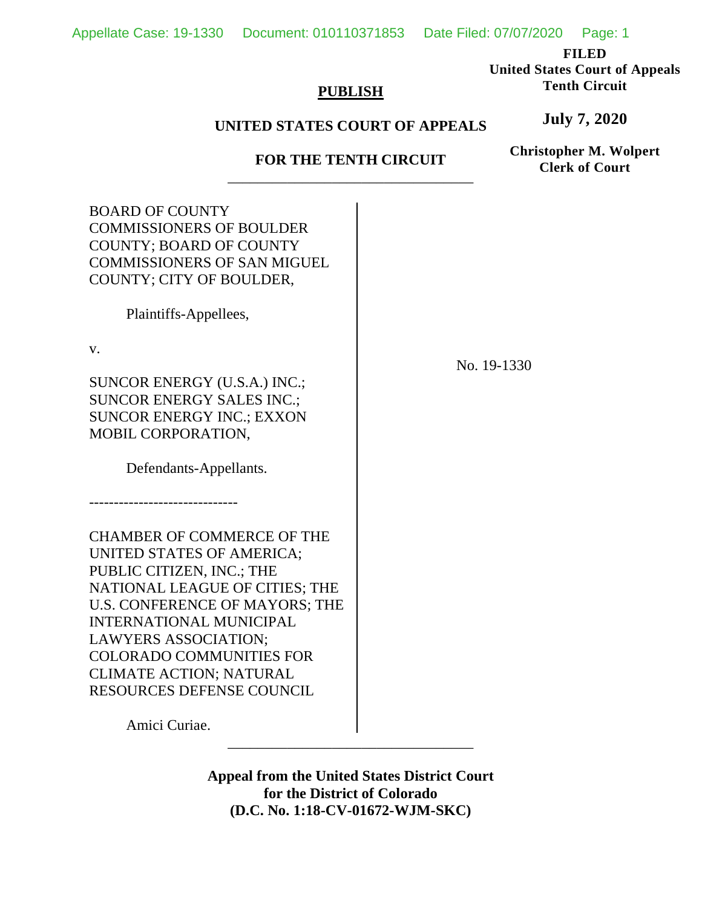FILED
United States Court of Appeals
Tenth Circuit

July 7, 2020

Christopher M. Wolpert
Clerk of Court

**PUBLISH**

**UNITED STATES COURT OF APPEALS**

**FOR THE TENTH CIRCUIT**

---

BOARD OF COUNTY COMMISSIONERS OF BOULDER COUNTY; BOARD OF COUNTY COMMISSIONERS OF SAN MIGUEL COUNTY; CITY OF BOULDER,

Plaintiffs-Appellees,

v.

SUNCOR ENERGY (U.S.A.) INC.; SUNCOR ENERGY SALES INC.; SUNCOR ENERGY INC.; EXXON MOBIL CORPORATION,

Defendants-Appellants.

------------------------------

CHAMBER OF COMMERCE OF THE UNITED STATES OF AMERICA; PUBLIC CITIZEN, INC.; THE NATIONAL LEAGUE OF CITIES; THE U.S. CONFERENCE OF MAYORS; THE INTERNATIONAL MUNICIPAL LAWYERS ASSOCIATION; COLORADO COMMUNITIES FOR CLIMATE ACTION; NATURAL RESOURCES DEFENSE COUNCIL

Amici Curiae.

No. 19-1330

---

**Appeal from the United States District Court for the District of Colorado (D.C. No. 1:18-CV-01672-WJM-SKC)**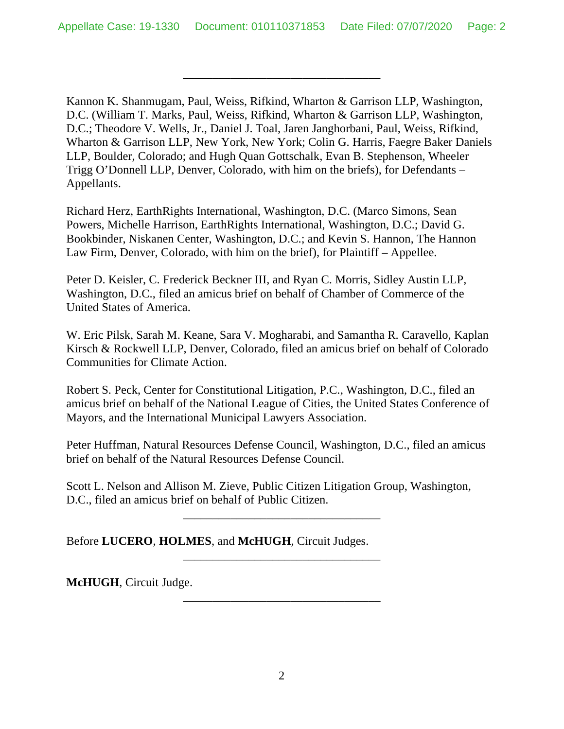---

Kannon K. Shanmugam, Paul, Weiss, Rifkind, Wharton & Garrison LLP, Washington, D.C. (William T. Marks, Paul, Weiss, Rifkind, Wharton & Garrison LLP, Washington, D.C.; Theodore V. Wells, Jr., Daniel J. Toal, Jaren Janghorbani, Paul, Weiss, Rifkind, Wharton & Garrison LLP, New York, New York; Colin G. Harris, Faegre Baker Daniels LLP, Boulder, Colorado; and Hugh Quan Gottschalk, Evan B. Stephenson, Wheeler Trigg O'Donnell LLP, Denver, Colorado, with him on the briefs), for Defendants – Appellants.

Richard Herz, EarthRights International, Washington, D.C. (Marco Simons, Sean Powers, Michelle Harrison, EarthRights International, Washington, D.C.; David G. Bookbinder, Niskanen Center, Washington, D.C.; and Kevin S. Hannon, The Hannon Law Firm, Denver, Colorado, with him on the brief), for Plaintiff – Appellee.

Peter D. Keisler, C. Frederick Beckner III, and Ryan C. Morris, Sidley Austin LLP, Washington, D.C., filed an amicus brief on behalf of Chamber of Commerce of the United States of America.

W. Eric Pilsk, Sarah M. Keane, Sara V. Mogharabi, and Samantha R. Caravello, Kaplan Kirsch & Rockwell LLP, Denver, Colorado, filed an amicus brief on behalf of Colorado Communities for Climate Action.

Robert S. Peck, Center for Constitutional Litigation, P.C., Washington, D.C., filed an amicus brief on behalf of the National League of Cities, the United States Conference of Mayors, and the International Municipal Lawyers Association.

Peter Huffman, Natural Resources Defense Council, Washington, D.C., filed an amicus brief on behalf of the Natural Resources Defense Council.

Scott L. Nelson and Allison M. Zieve, Public Citizen Litigation Group, Washington, D.C., filed an amicus brief on behalf of Public Citizen.

---

Before **LUCERO**, **HOLMES**, and **McHUGH**, Circuit Judges.

---

**McHUGH**, Circuit Judge.

---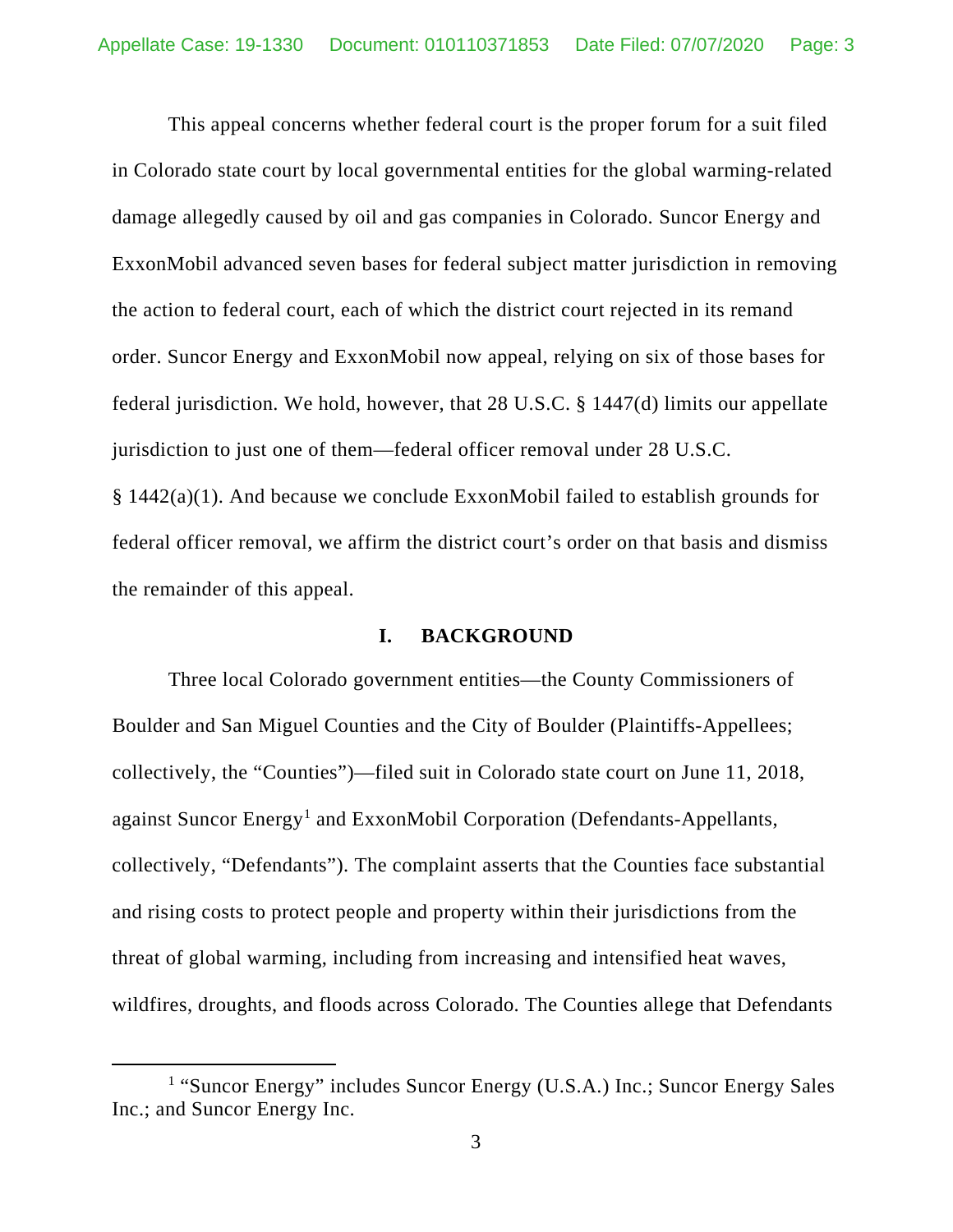This appeal concerns whether federal court is the proper forum for a suit filed in Colorado state court by local governmental entities for the global warming-related damage allegedly caused by oil and gas companies in Colorado. Suncor Energy and ExxonMobil advanced seven bases for federal subject matter jurisdiction in removing the action to federal court, each of which the district court rejected in its remand order. Suncor Energy and ExxonMobil now appeal, relying on six of those bases for federal jurisdiction. We hold, however, that 28 U.S.C. § 1447(d) limits our appellate jurisdiction to just one of them—federal officer removal under 28 U.S.C. § 1442(a)(1). And because we conclude ExxonMobil failed to establish grounds for federal officer removal, we affirm the district court's order on that basis and dismiss the remainder of this appeal.

## I. BACKGROUND

Three local Colorado government entities—the County Commissioners of Boulder and San Miguel Counties and the City of Boulder (Plaintiffs-Appellees; collectively, the "Counties")—filed suit in Colorado state court on June 11, 2018, against Suncor Energy[1] and ExxonMobil Corporation (Defendants-Appellants, collectively, "Defendants"). The complaint asserts that the Counties face substantial and rising costs to protect people and property within their jurisdictions from the threat of global warming, including from increasing and intensified heat waves, wildfires, droughts, and floods across Colorado. The Counties allege that Defendants

[1] "Suncor Energy" includes Suncor Energy (U.S.A.) Inc.; Suncor Energy Sales Inc.; and Suncor Energy Inc.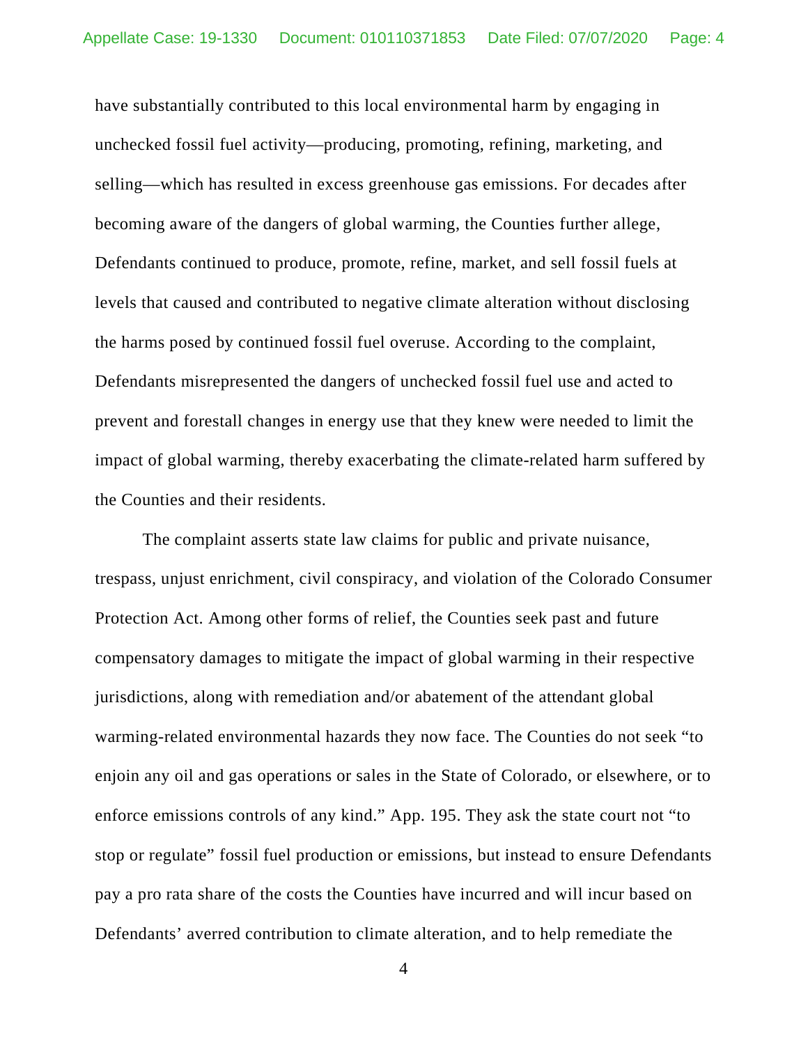have substantially contributed to this local environmental harm by engaging in unchecked fossil fuel activity—producing, promoting, refining, marketing, and selling—which has resulted in excess greenhouse gas emissions. For decades after becoming aware of the dangers of global warming, the Counties further allege, Defendants continued to produce, promote, refine, market, and sell fossil fuels at levels that caused and contributed to negative climate alteration without disclosing the harms posed by continued fossil fuel overuse. According to the complaint, Defendants misrepresented the dangers of unchecked fossil fuel use and acted to prevent and forestall changes in energy use that they knew were needed to limit the impact of global warming, thereby exacerbating the climate-related harm suffered by the Counties and their residents.

The complaint asserts state law claims for public and private nuisance, trespass, unjust enrichment, civil conspiracy, and violation of the Colorado Consumer Protection Act. Among other forms of relief, the Counties seek past and future compensatory damages to mitigate the impact of global warming in their respective jurisdictions, along with remediation and/or abatement of the attendant global warming-related environmental hazards they now face. The Counties do not seek "to enjoin any oil and gas operations or sales in the State of Colorado, or elsewhere, or to enforce emissions controls of any kind." App. 195. They ask the state court not "to stop or regulate" fossil fuel production or emissions, but instead to ensure Defendants pay a pro rata share of the costs the Counties have incurred and will incur based on Defendants' averred contribution to climate alteration, and to help remediate the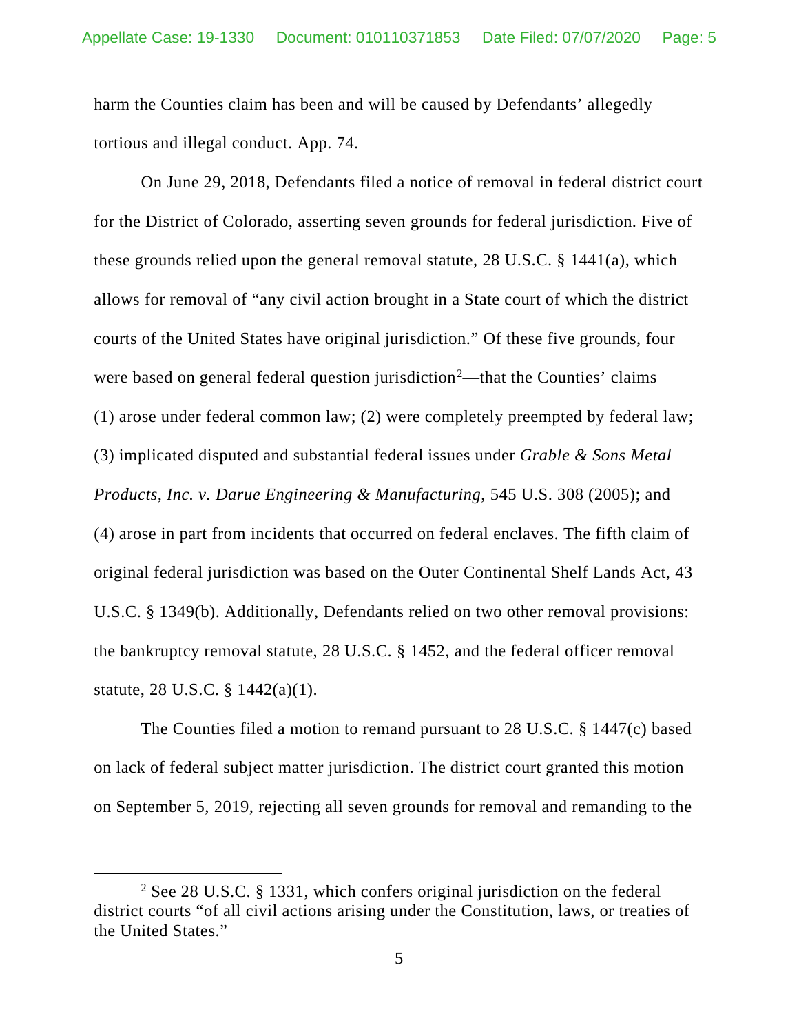harm the Counties claim has been and will be caused by Defendants' allegedly tortious and illegal conduct. App. 74.

On June 29, 2018, Defendants filed a notice of removal in federal district court for the District of Colorado, asserting seven grounds for federal jurisdiction. Five of these grounds relied upon the general removal statute, 28 U.S.C. § 1441(a), which allows for removal of "any civil action brought in a State court of which the district courts of the United States have original jurisdiction." Of these five grounds, four were based on general federal question jurisdiction[2]—that the Counties' claims (1) arose under federal common law; (2) were completely preempted by federal law; (3) implicated disputed and substantial federal issues under *Grable & Sons Metal Products, Inc. v. Darue Engineering & Manufacturing*, 545 U.S. 308 (2005); and (4) arose in part from incidents that occurred on federal enclaves. The fifth claim of original federal jurisdiction was based on the Outer Continental Shelf Lands Act, 43 U.S.C. § 1349(b). Additionally, Defendants relied on two other removal provisions: the bankruptcy removal statute, 28 U.S.C. § 1452, and the federal officer removal statute, 28 U.S.C. § 1442(a)(1).

The Counties filed a motion to remand pursuant to 28 U.S.C. § 1447(c) based on lack of federal subject matter jurisdiction. The district court granted this motion on September 5, 2019, rejecting all seven grounds for removal and remanding to the

[2] See 28 U.S.C. § 1331, which confers original jurisdiction on the federal district courts "of all civil actions arising under the Constitution, laws, or treaties of the United States."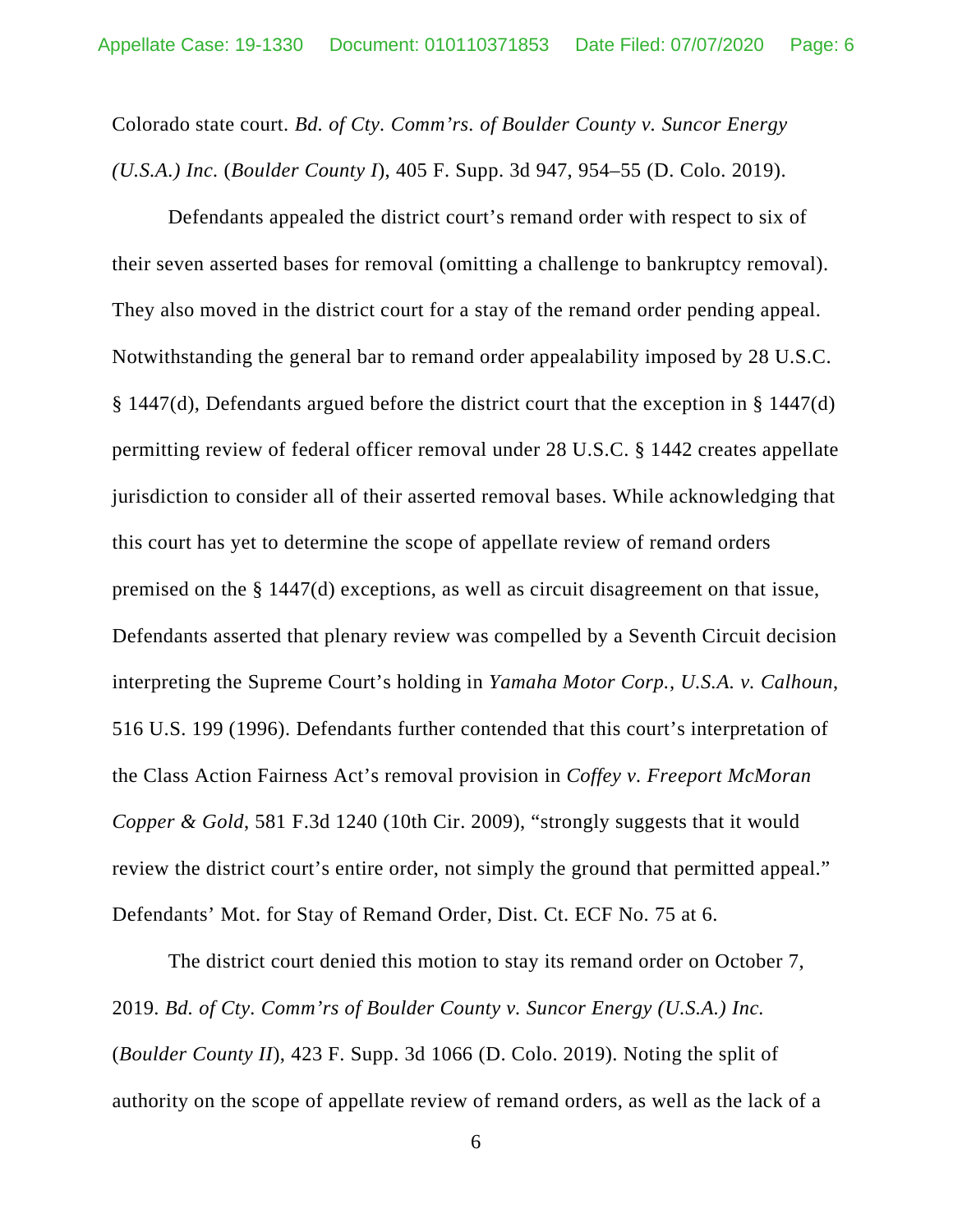Colorado state court. *Bd. of Cty. Comm'rs. of Boulder County v. Suncor Energy (U.S.A.) Inc.* (*Boulder County I*), 405 F. Supp. 3d 947, 954–55 (D. Colo. 2019).

Defendants appealed the district court's remand order with respect to six of their seven asserted bases for removal (omitting a challenge to bankruptcy removal). They also moved in the district court for a stay of the remand order pending appeal. Notwithstanding the general bar to remand order appealability imposed by 28 U.S.C. § 1447(d), Defendants argued before the district court that the exception in § 1447(d) permitting review of federal officer removal under 28 U.S.C. § 1442 creates appellate jurisdiction to consider all of their asserted removal bases. While acknowledging that this court has yet to determine the scope of appellate review of remand orders premised on the § 1447(d) exceptions, as well as circuit disagreement on that issue, Defendants asserted that plenary review was compelled by a Seventh Circuit decision interpreting the Supreme Court's holding in *Yamaha Motor Corp., U.S.A. v. Calhoun*, 516 U.S. 199 (1996). Defendants further contended that this court's interpretation of the Class Action Fairness Act's removal provision in *Coffey v. Freeport McMoran Copper & Gold*, 581 F.3d 1240 (10th Cir. 2009), "strongly suggests that it would review the district court's entire order, not simply the ground that permitted appeal." Defendants' Mot. for Stay of Remand Order, Dist. Ct. ECF No. 75 at 6.

The district court denied this motion to stay its remand order on October 7, 2019. *Bd. of Cty. Comm'rs of Boulder County v. Suncor Energy (U.S.A.) Inc.* (*Boulder County II*), 423 F. Supp. 3d 1066 (D. Colo. 2019). Noting the split of authority on the scope of appellate review of remand orders, as well as the lack of a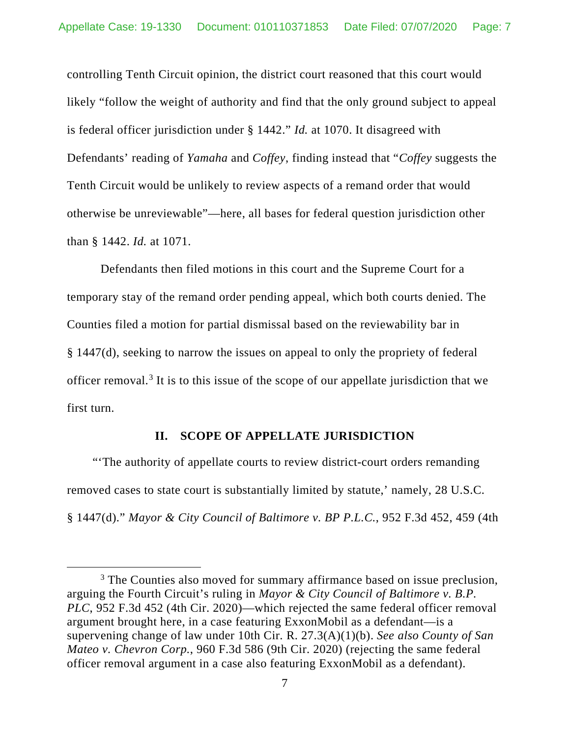controlling Tenth Circuit opinion, the district court reasoned that this court would likely "follow the weight of authority and find that the only ground subject to appeal is federal officer jurisdiction under § 1442." *Id.* at 1070. It disagreed with Defendants' reading of *Yamaha* and *Coffey*, finding instead that "*Coffey* suggests the Tenth Circuit would be unlikely to review aspects of a remand order that would otherwise be unreviewable"—here, all bases for federal question jurisdiction other than § 1442. *Id.* at 1071.

Defendants then filed motions in this court and the Supreme Court for a temporary stay of the remand order pending appeal, which both courts denied. The Counties filed a motion for partial dismissal based on the reviewability bar in § 1447(d), seeking to narrow the issues on appeal to only the propriety of federal officer removal.[3] It is to this issue of the scope of our appellate jurisdiction that we first turn.

## II. SCOPE OF APPELLATE JURISDICTION

"'The authority of appellate courts to review district-court orders remanding removed cases to state court is substantially limited by statute,' namely, 28 U.S.C. § 1447(d)." *Mayor & City Council of Baltimore v. BP P.L.C.*, 952 F.3d 452, 459 (4th

---

[3] The Counties also moved for summary affirmance based on issue preclusion, arguing the Fourth Circuit's ruling in *Mayor & City Council of Baltimore v. B.P. PLC*, 952 F.3d 452 (4th Cir. 2020)—which rejected the same federal officer removal argument brought here, in a case featuring ExxonMobil as a defendant—is a supervening change of law under 10th Cir. R. 27.3(A)(1)(b). *See also County of San Mateo v. Chevron Corp.*, 960 F.3d 586 (9th Cir. 2020) (rejecting the same federal officer removal argument in a case also featuring ExxonMobil as a defendant).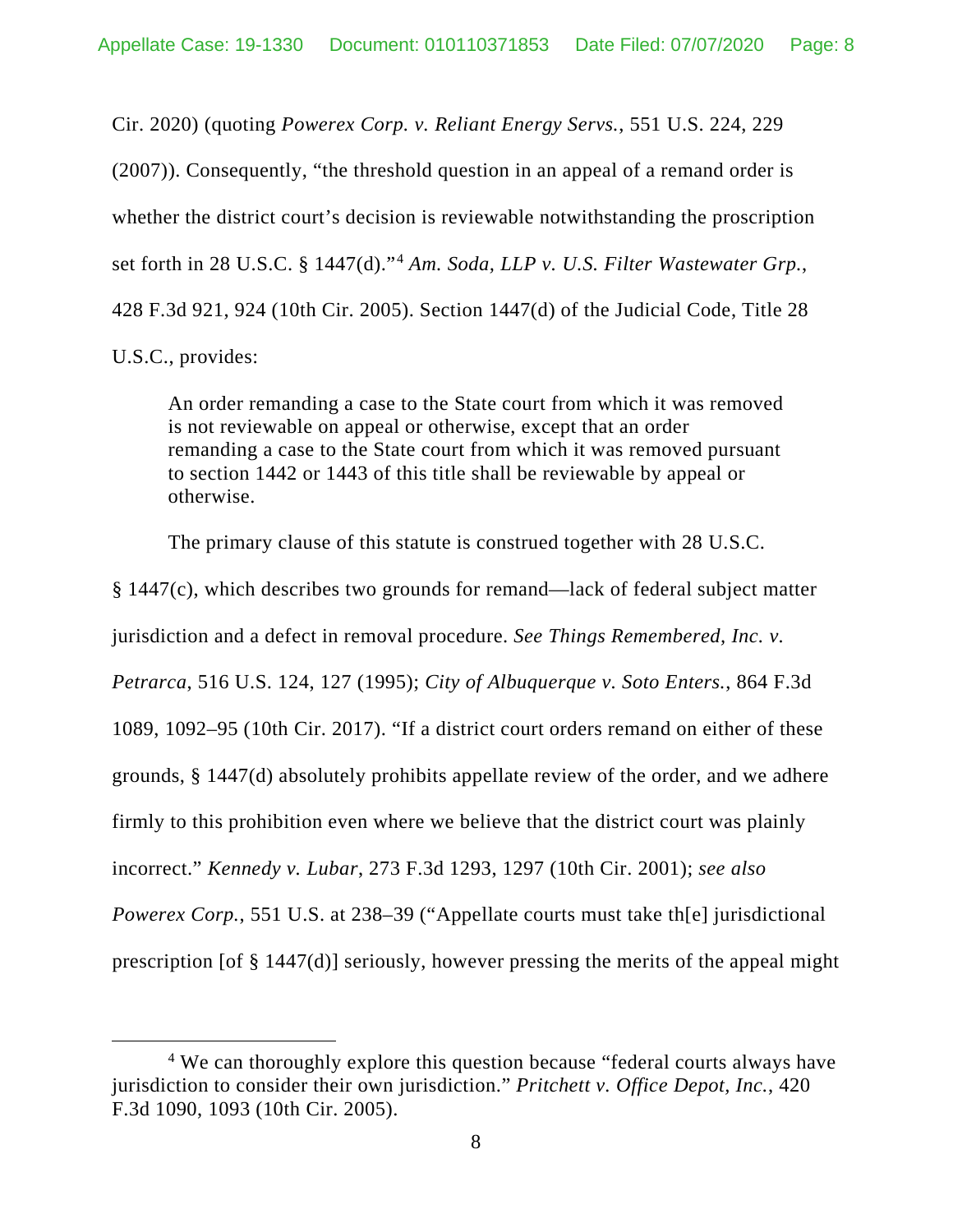Cir. 2020) (quoting *Powerex Corp. v. Reliant Energy Servs.*, 551 U.S. 224, 229 (2007)). Consequently, "the threshold question in an appeal of a remand order is whether the district court's decision is reviewable notwithstanding the proscription set forth in 28 U.S.C. § 1447(d)."[4] *Am. Soda, LLP v. U.S. Filter Wastewater Grp.*, 428 F.3d 921, 924 (10th Cir. 2005). Section 1447(d) of the Judicial Code, Title 28 U.S.C., provides:

> An order remanding a case to the State court from which it was removed is not reviewable on appeal or otherwise, except that an order remanding a case to the State court from which it was removed pursuant to section 1442 or 1443 of this title shall be reviewable by appeal or otherwise.

The primary clause of this statute is construed together with 28 U.S.C. § 1447(c), which describes two grounds for remand—lack of federal subject matter jurisdiction and a defect in removal procedure. *See Things Remembered, Inc. v. Petrarca*, 516 U.S. 124, 127 (1995); *City of Albuquerque v. Soto Enters.*, 864 F.3d 1089, 1092–95 (10th Cir. 2017). "If a district court orders remand on either of these grounds, § 1447(d) absolutely prohibits appellate review of the order, and we adhere firmly to this prohibition even where we believe that the district court was plainly incorrect." *Kennedy v. Lubar*, 273 F.3d 1293, 1297 (10th Cir. 2001); *see also Powerex Corp.*, 551 U.S. at 238–39 ("Appellate courts must take th[e] jurisdictional prescription [of § 1447(d)] seriously, however pressing the merits of the appeal might

---

[4] We can thoroughly explore this question because "federal courts always have jurisdiction to consider their own jurisdiction." *Pritchett v. Office Depot, Inc.*, 420 F.3d 1090, 1093 (10th Cir. 2005).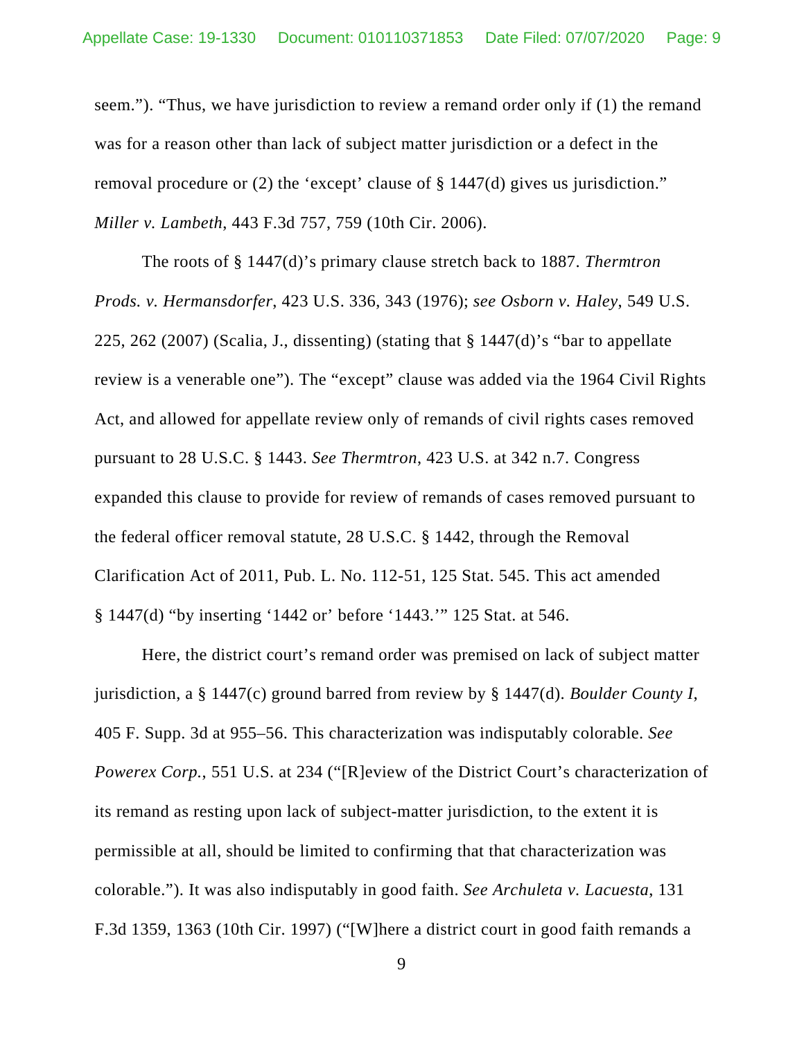seem."). "Thus, we have jurisdiction to review a remand order only if (1) the remand was for a reason other than lack of subject matter jurisdiction or a defect in the removal procedure or (2) the 'except' clause of § 1447(d) gives us jurisdiction." *Miller v. Lambeth*, 443 F.3d 757, 759 (10th Cir. 2006).

The roots of § 1447(d)'s primary clause stretch back to 1887. *Thermtron Prods. v. Hermansdorfer*, 423 U.S. 336, 343 (1976); *see Osborn v. Haley*, 549 U.S. 225, 262 (2007) (Scalia, J., dissenting) (stating that § 1447(d)'s "bar to appellate review is a venerable one"). The "except" clause was added via the 1964 Civil Rights Act, and allowed for appellate review only of remands of civil rights cases removed pursuant to 28 U.S.C. § 1443. *See Thermtron*, 423 U.S. at 342 n.7. Congress expanded this clause to provide for review of remands of cases removed pursuant to the federal officer removal statute, 28 U.S.C. § 1442, through the Removal Clarification Act of 2011, Pub. L. No. 112-51, 125 Stat. 545. This act amended § 1447(d) "by inserting '1442 or' before '1443.'" 125 Stat. at 546.

Here, the district court's remand order was premised on lack of subject matter jurisdiction, a § 1447(c) ground barred from review by § 1447(d). *Boulder County I*, 405 F. Supp. 3d at 955–56. This characterization was indisputably colorable. *See Powerex Corp.*, 551 U.S. at 234 ("[R]eview of the District Court's characterization of its remand as resting upon lack of subject-matter jurisdiction, to the extent it is permissible at all, should be limited to confirming that that characterization was colorable."). It was also indisputably in good faith. *See Archuleta v. Lacuesta*, 131 F.3d 1359, 1363 (10th Cir. 1997) ("[W]here a district court in good faith remands a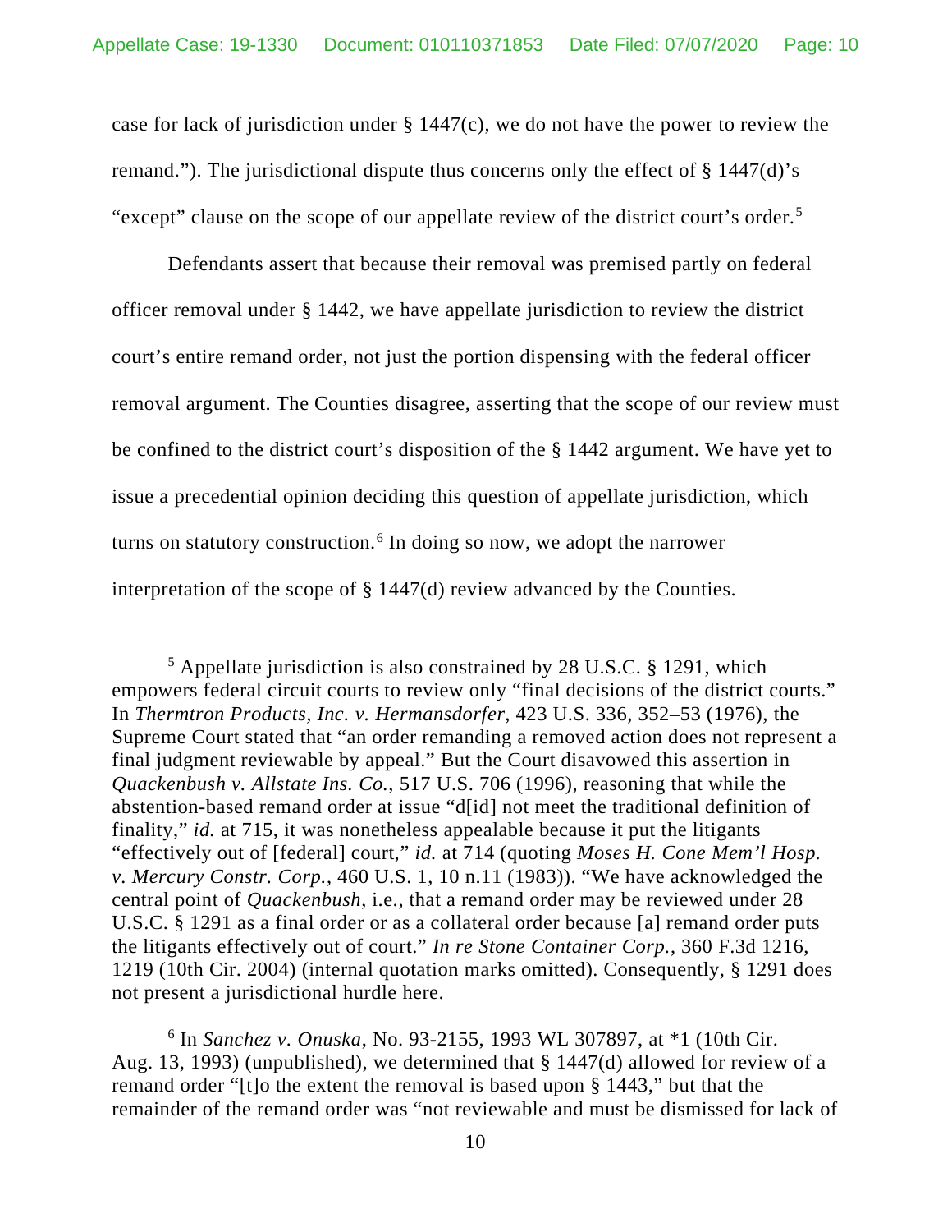case for lack of jurisdiction under § 1447(c), we do not have the power to review the remand."). The jurisdictional dispute thus concerns only the effect of § 1447(d)'s "except" clause on the scope of our appellate review of the district court's order.[5]

Defendants assert that because their removal was premised partly on federal officer removal under § 1442, we have appellate jurisdiction to review the district court's entire remand order, not just the portion dispensing with the federal officer removal argument. The Counties disagree, asserting that the scope of our review must be confined to the district court's disposition of the § 1442 argument. We have yet to issue a precedential opinion deciding this question of appellate jurisdiction, which turns on statutory construction.[6] In doing so now, we adopt the narrower interpretation of the scope of § 1447(d) review advanced by the Counties.

---

[5] Appellate jurisdiction is also constrained by 28 U.S.C. § 1291, which empowers federal circuit courts to review only "final decisions of the district courts." In *Thermtron Products, Inc. v. Hermansdorfer*, 423 U.S. 336, 352–53 (1976), the Supreme Court stated that "an order remanding a removed action does not represent a final judgment reviewable by appeal." But the Court disavowed this assertion in *Quackenbush v. Allstate Ins. Co.*, 517 U.S. 706 (1996), reasoning that while the abstention-based remand order at issue "d[id] not meet the traditional definition of finality," *id.* at 715, it was nonetheless appealable because it put the litigants "effectively out of [federal] court," *id.* at 714 (quoting *Moses H. Cone Mem'l Hosp. v. Mercury Constr. Corp.*, 460 U.S. 1, 10 n.11 (1983)). "We have acknowledged the central point of *Quackenbush*, i.e., that a remand order may be reviewed under 28 U.S.C. § 1291 as a final order or as a collateral order because [a] remand order puts the litigants effectively out of court." *In re Stone Container Corp.*, 360 F.3d 1216, 1219 (10th Cir. 2004) (internal quotation marks omitted). Consequently, § 1291 does not present a jurisdictional hurdle here.

[6] In *Sanchez v. Onuska*, No. 93-2155, 1993 WL 307897, at *1 (10th Cir. Aug. 13, 1993) (unpublished), we determined that § 1447(d) allowed for review of a remand order "[t]o the extent the removal is based upon § 1443," but that the remainder of the remand order was "not reviewable and must be dismissed for lack of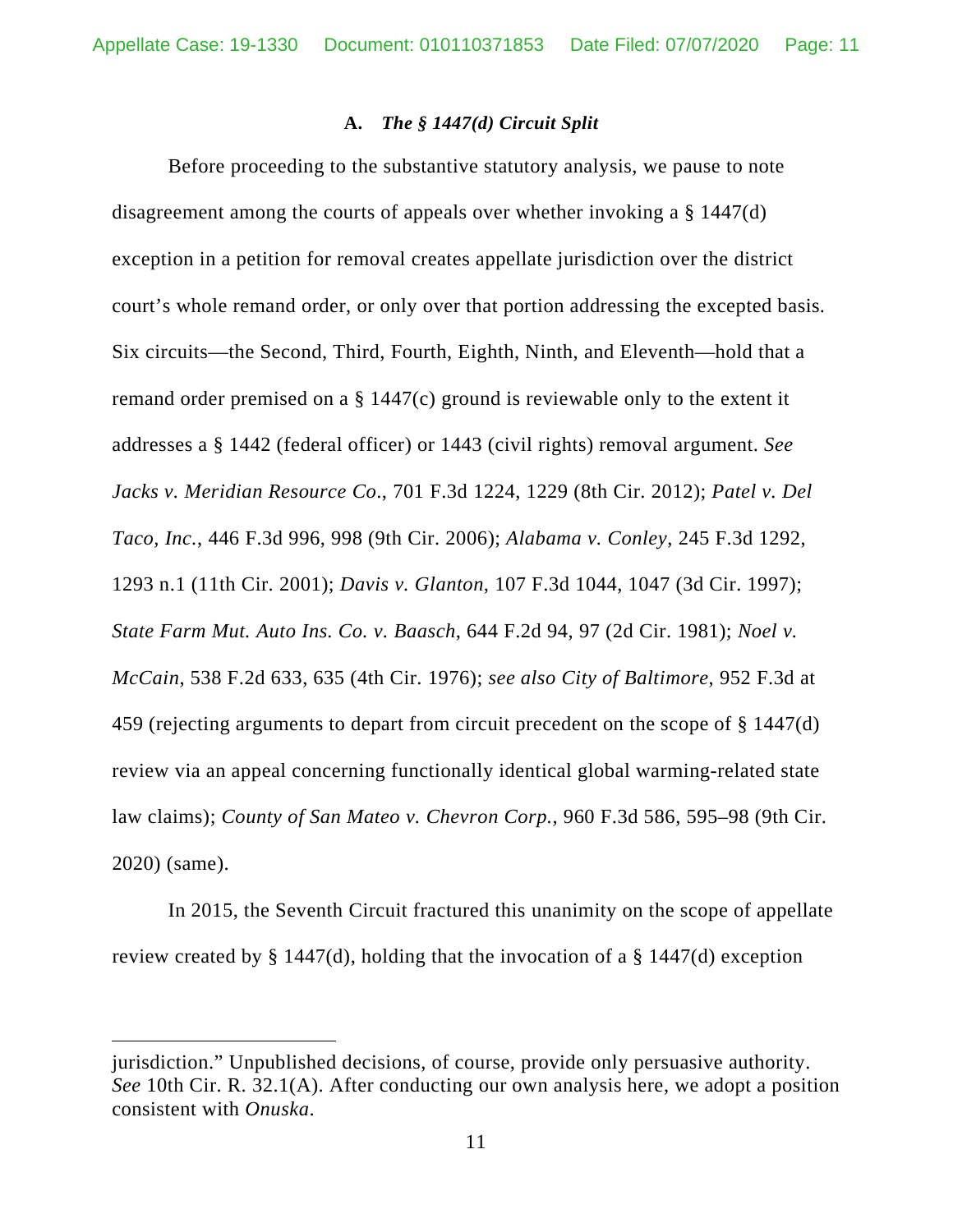### A. *The § 1447(d) Circuit Split*

Before proceeding to the substantive statutory analysis, we pause to note disagreement among the courts of appeals over whether invoking a § 1447(d) exception in a petition for removal creates appellate jurisdiction over the district court's whole remand order, or only over that portion addressing the excepted basis. Six circuits—the Second, Third, Fourth, Eighth, Ninth, and Eleventh—hold that a remand order premised on a § 1447(c) ground is reviewable only to the extent it addresses a § 1442 (federal officer) or 1443 (civil rights) removal argument. *See Jacks v. Meridian Resource Co.*, 701 F.3d 1224, 1229 (8th Cir. 2012); *Patel v. Del Taco, Inc.*, 446 F.3d 996, 998 (9th Cir. 2006); *Alabama v. Conley*, 245 F.3d 1292, 1293 n.1 (11th Cir. 2001); *Davis v. Glanton*, 107 F.3d 1044, 1047 (3d Cir. 1997); *State Farm Mut. Auto Ins. Co. v. Baasch*, 644 F.2d 94, 97 (2d Cir. 1981); *Noel v. McCain*, 538 F.2d 633, 635 (4th Cir. 1976); *see also City of Baltimore*, 952 F.3d at 459 (rejecting arguments to depart from circuit precedent on the scope of § 1447(d) review via an appeal concerning functionally identical global warming-related state law claims); *County of San Mateo v. Chevron Corp.*, 960 F.3d 586, 595–98 (9th Cir. 2020) (same).

In 2015, the Seventh Circuit fractured this unanimity on the scope of appellate review created by § 1447(d), holding that the invocation of a § 1447(d) exception

---

jurisdiction." Unpublished decisions, of course, provide only persuasive authority. *See* 10th Cir. R. 32.1(A). After conducting our own analysis here, we adopt a position consistent with *Onuska*.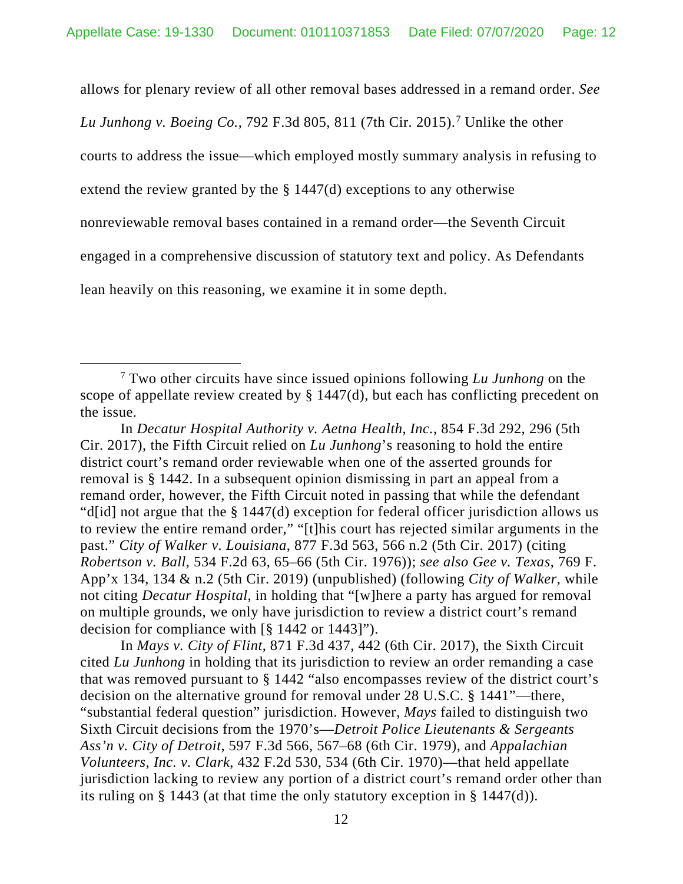allows for plenary review of all other removal bases addressed in a remand order. *See Lu Junhong v. Boeing Co.*, 792 F.3d 805, 811 (7th Cir. 2015).[7] Unlike the other courts to address the issue—which employed mostly summary analysis in refusing to extend the review granted by the § 1447(d) exceptions to any otherwise nonreviewable removal bases contained in a remand order—the Seventh Circuit engaged in a comprehensive discussion of statutory text and policy. As Defendants lean heavily on this reasoning, we examine it in some depth.

---

[7] Two other circuits have since issued opinions following *Lu Junhong* on the scope of appellate review created by § 1447(d), but each has conflicting precedent on the issue.

In *Decatur Hospital Authority v. Aetna Health, Inc.*, 854 F.3d 292, 296 (5th Cir. 2017), the Fifth Circuit relied on *Lu Junhong*'s reasoning to hold the entire district court's remand order reviewable when one of the asserted grounds for removal is § 1442. In a subsequent opinion dismissing in part an appeal from a remand order, however, the Fifth Circuit noted in passing that while the defendant "d[id] not argue that the § 1447(d) exception for federal officer jurisdiction allows us to review the entire remand order," "[t]his court has rejected similar arguments in the past." *City of Walker v. Louisiana*, 877 F.3d 563, 566 n.2 (5th Cir. 2017) (citing *Robertson v. Ball*, 534 F.2d 63, 65–66 (5th Cir. 1976)); *see also Gee v. Texas*, 769 F. App'x 134, 134 & n.2 (5th Cir. 2019) (unpublished) (following *City of Walker*, while not citing *Decatur Hospital*, in holding that "[w]here a party has argued for removal on multiple grounds, we only have jurisdiction to review a district court's remand decision for compliance with [§ 1442 or 1443]").

In *Mays v. City of Flint*, 871 F.3d 437, 442 (6th Cir. 2017), the Sixth Circuit cited *Lu Junhong* in holding that its jurisdiction to review an order remanding a case that was removed pursuant to § 1442 "also encompasses review of the district court's decision on the alternative ground for removal under 28 U.S.C. § 1441"—there, "substantial federal question" jurisdiction. However, *Mays* failed to distinguish two Sixth Circuit decisions from the 1970's—*Detroit Police Lieutenants & Sergeants Ass'n v. City of Detroit*, 597 F.3d 566, 567–68 (6th Cir. 1979), and *Appalachian Volunteers, Inc. v. Clark*, 432 F.2d 530, 534 (6th Cir. 1970)—that held appellate jurisdiction lacking to review any portion of a district court's remand order other than its ruling on § 1443 (at that time the only statutory exception in § 1447(d)).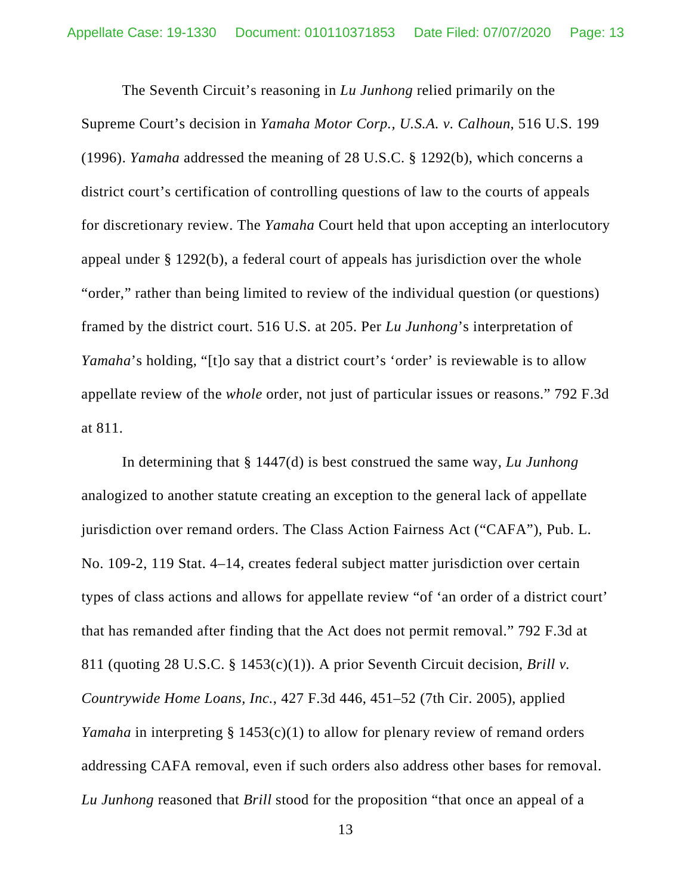The Seventh Circuit's reasoning in *Lu Junhong* relied primarily on the Supreme Court's decision in *Yamaha Motor Corp., U.S.A. v. Calhoun*, 516 U.S. 199 (1996). *Yamaha* addressed the meaning of 28 U.S.C. § 1292(b), which concerns a district court's certification of controlling questions of law to the courts of appeals for discretionary review. The *Yamaha* Court held that upon accepting an interlocutory appeal under § 1292(b), a federal court of appeals has jurisdiction over the whole "order," rather than being limited to review of the individual question (or questions) framed by the district court. 516 U.S. at 205. Per *Lu Junhong*'s interpretation of *Yamaha*'s holding, "[t]o say that a district court's 'order' is reviewable is to allow appellate review of the *whole* order, not just of particular issues or reasons." 792 F.3d at 811.

In determining that § 1447(d) is best construed the same way, *Lu Junhong* analogized to another statute creating an exception to the general lack of appellate jurisdiction over remand orders. The Class Action Fairness Act ("CAFA"), Pub. L. No. 109-2, 119 Stat. 4–14, creates federal subject matter jurisdiction over certain types of class actions and allows for appellate review "of 'an order of a district court' that has remanded after finding that the Act does not permit removal." 792 F.3d at 811 (quoting 28 U.S.C. § 1453(c)(1)). A prior Seventh Circuit decision, *Brill v. Countrywide Home Loans, Inc.*, 427 F.3d 446, 451–52 (7th Cir. 2005), applied *Yamaha* in interpreting § 1453(c)(1) to allow for plenary review of remand orders addressing CAFA removal, even if such orders also address other bases for removal. *Lu Junhong* reasoned that *Brill* stood for the proposition "that once an appeal of a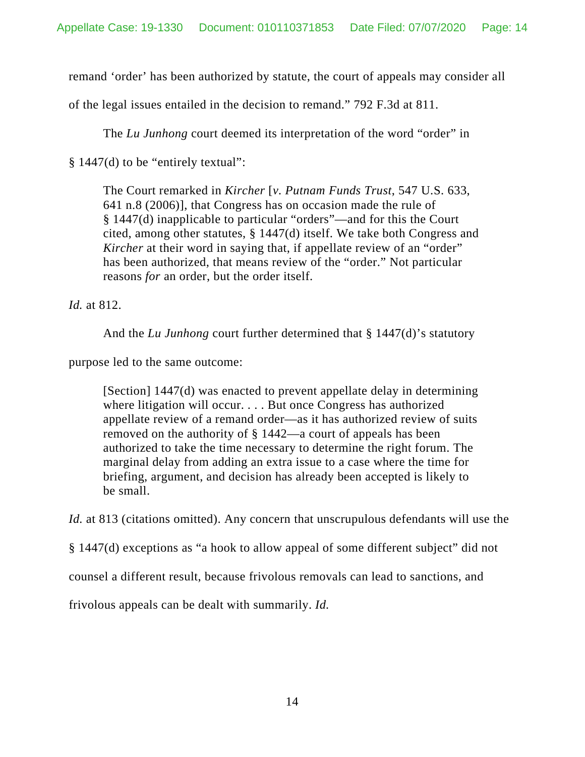remand 'order' has been authorized by statute, the court of appeals may consider all of the legal issues entailed in the decision to remand." 792 F.3d at 811.

The *Lu Junhong* court deemed its interpretation of the word "order" in § 1447(d) to be "entirely textual":

> The Court remarked in *Kircher* [*v. Putnam Funds Trust*, 547 U.S. 633, 641 n.8 (2006)], that Congress has on occasion made the rule of § 1447(d) inapplicable to particular "orders"—and for this the Court cited, among other statutes, § 1447(d) itself. We take both Congress and *Kircher* at their word in saying that, if appellate review of an "order" has been authorized, that means review of the "order." Not particular reasons *for* an order, but the order itself.

*Id.* at 812.

And the *Lu Junhong* court further determined that § 1447(d)'s statutory purpose led to the same outcome:

> [Section] 1447(d) was enacted to prevent appellate delay in determining where litigation will occur. . . . But once Congress has authorized appellate review of a remand order—as it has authorized review of suits removed on the authority of § 1442—a court of appeals has been authorized to take the time necessary to determine the right forum. The marginal delay from adding an extra issue to a case where the time for briefing, argument, and decision has already been accepted is likely to be small.

*Id.* at 813 (citations omitted). Any concern that unscrupulous defendants will use the § 1447(d) exceptions as "a hook to allow appeal of some different subject" did not counsel a different result, because frivolous removals can lead to sanctions, and frivolous appeals can be dealt with summarily. *Id.*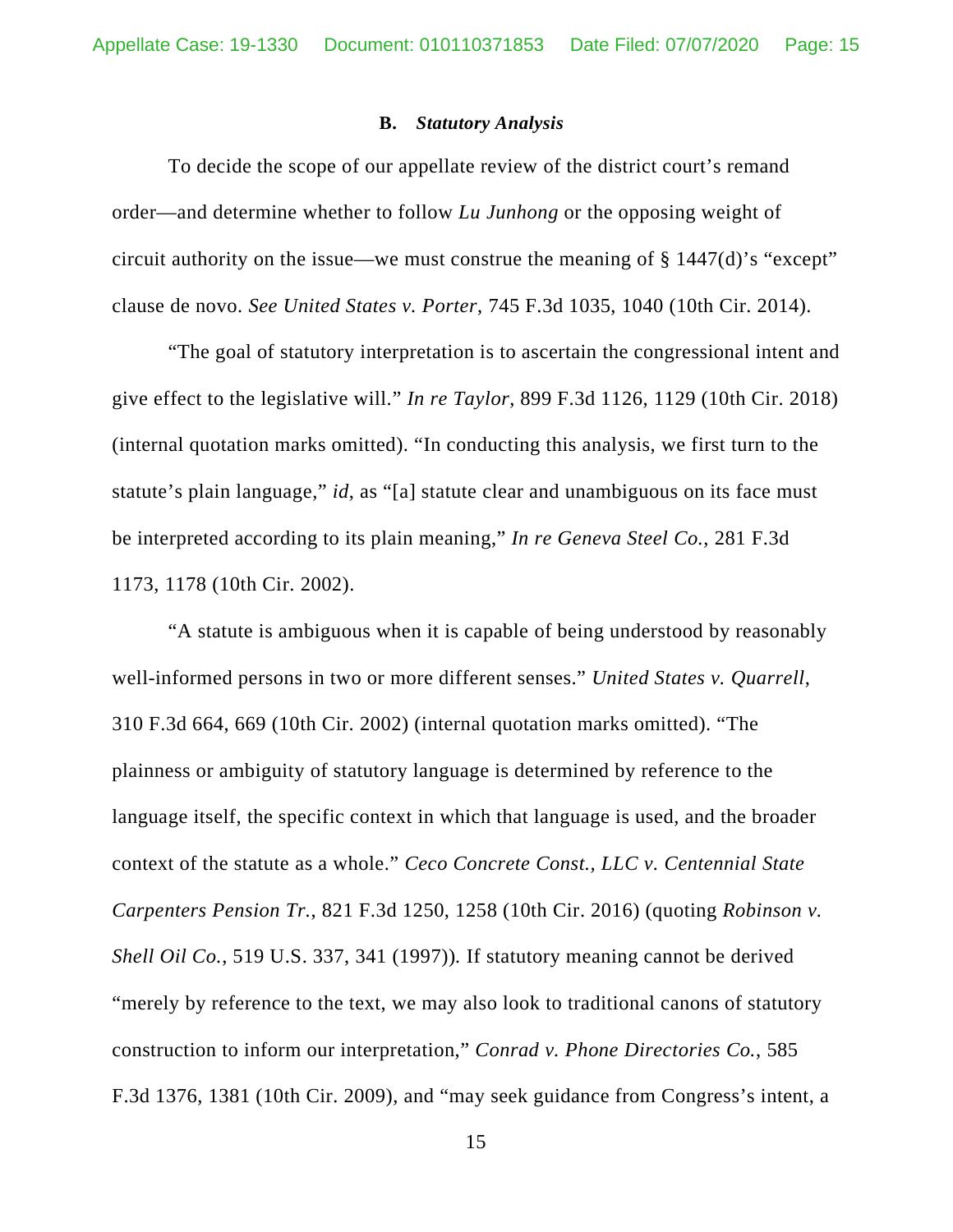### B. *Statutory Analysis*

To decide the scope of our appellate review of the district court's remand order—and determine whether to follow *Lu Junhong* or the opposing weight of circuit authority on the issue—we must construe the meaning of § 1447(d)'s "except" clause de novo. *See United States v. Porter*, 745 F.3d 1035, 1040 (10th Cir. 2014).

"The goal of statutory interpretation is to ascertain the congressional intent and give effect to the legislative will." *In re Taylor*, 899 F.3d 1126, 1129 (10th Cir. 2018) (internal quotation marks omitted). "In conducting this analysis, we first turn to the statute's plain language," *id*, as "[a] statute clear and unambiguous on its face must be interpreted according to its plain meaning," *In re Geneva Steel Co.*, 281 F.3d 1173, 1178 (10th Cir. 2002).

"A statute is ambiguous when it is capable of being understood by reasonably well-informed persons in two or more different senses." *United States v. Quarrell*, 310 F.3d 664, 669 (10th Cir. 2002) (internal quotation marks omitted). "The plainness or ambiguity of statutory language is determined by reference to the language itself, the specific context in which that language is used, and the broader context of the statute as a whole." *Ceco Concrete Const., LLC v. Centennial State Carpenters Pension Tr.*, 821 F.3d 1250, 1258 (10th Cir. 2016) (quoting *Robinson v. Shell Oil Co.*, 519 U.S. 337, 341 (1997)). If statutory meaning cannot be derived "merely by reference to the text, we may also look to traditional canons of statutory construction to inform our interpretation," *Conrad v. Phone Directories Co.*, 585 F.3d 1376, 1381 (10th Cir. 2009), and "may seek guidance from Congress's intent, a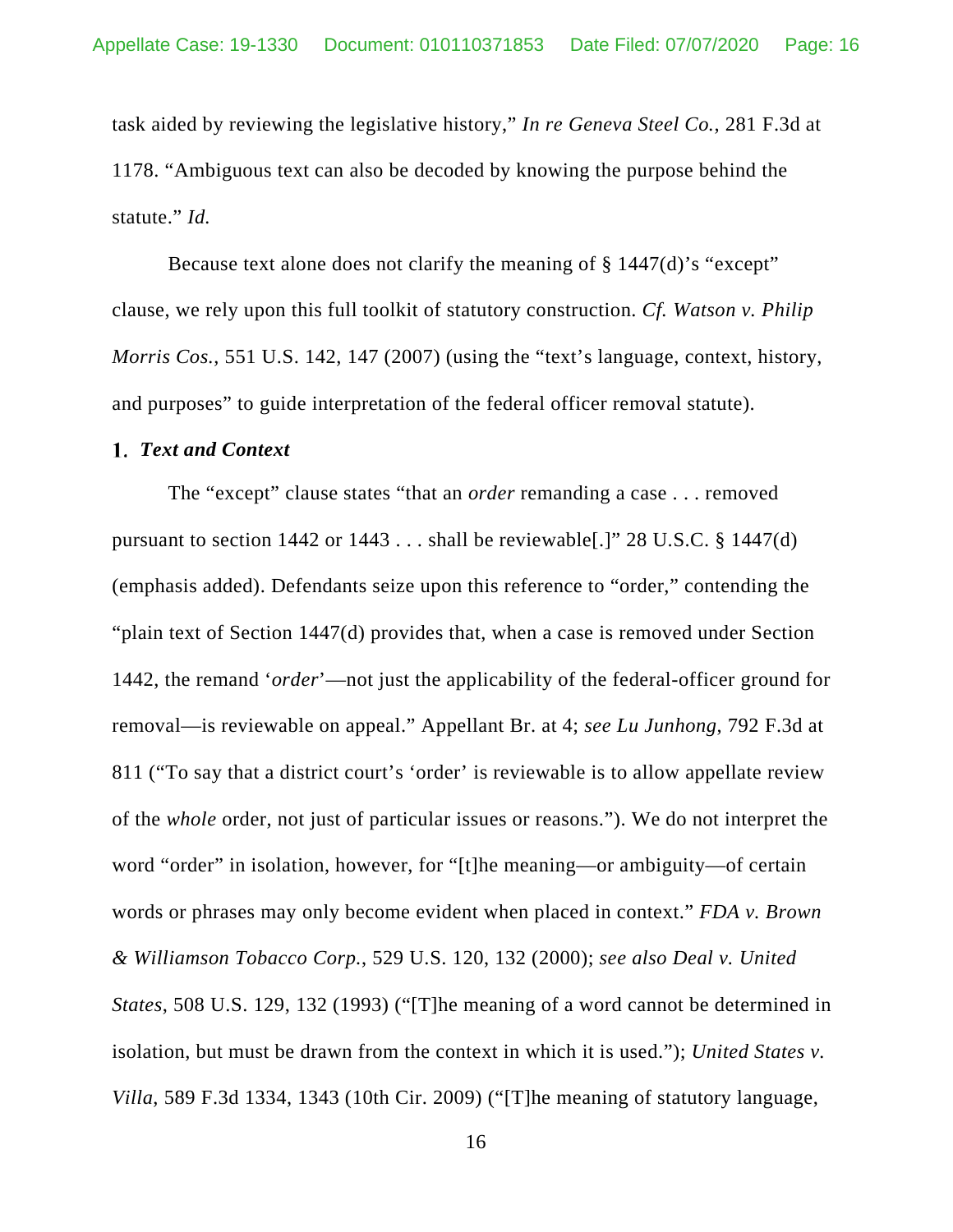task aided by reviewing the legislative history," *In re Geneva Steel Co.*, 281 F.3d at 1178. "Ambiguous text can also be decoded by knowing the purpose behind the statute." *Id.*

Because text alone does not clarify the meaning of § 1447(d)'s "except" clause, we rely upon this full toolkit of statutory construction. *Cf. Watson v. Philip Morris Cos.*, 551 U.S. 142, 147 (2007) (using the "text's language, context, history, and purposes" to guide interpretation of the federal officer removal statute).

### 1. *Text and Context*

The "except" clause states "that an *order* remanding a case . . . removed pursuant to section 1442 or 1443 . . . shall be reviewable[.]" 28 U.S.C. § 1447(d) (emphasis added). Defendants seize upon this reference to "order," contending the "plain text of Section 1447(d) provides that, when a case is removed under Section 1442, the remand '*order*'—not just the applicability of the federal-officer ground for removal—is reviewable on appeal." Appellant Br. at 4; *see Lu Junhong*, 792 F.3d at 811 ("To say that a district court's 'order' is reviewable is to allow appellate review of the *whole* order, not just of particular issues or reasons."). We do not interpret the word "order" in isolation, however, for "[t]he meaning—or ambiguity—of certain words or phrases may only become evident when placed in context." *FDA v. Brown & Williamson Tobacco Corp.*, 529 U.S. 120, 132 (2000); *see also Deal v. United States*, 508 U.S. 129, 132 (1993) ("[T]he meaning of a word cannot be determined in isolation, but must be drawn from the context in which it is used."); *United States v. Villa*, 589 F.3d 1334, 1343 (10th Cir. 2009) ("[T]he meaning of statutory language,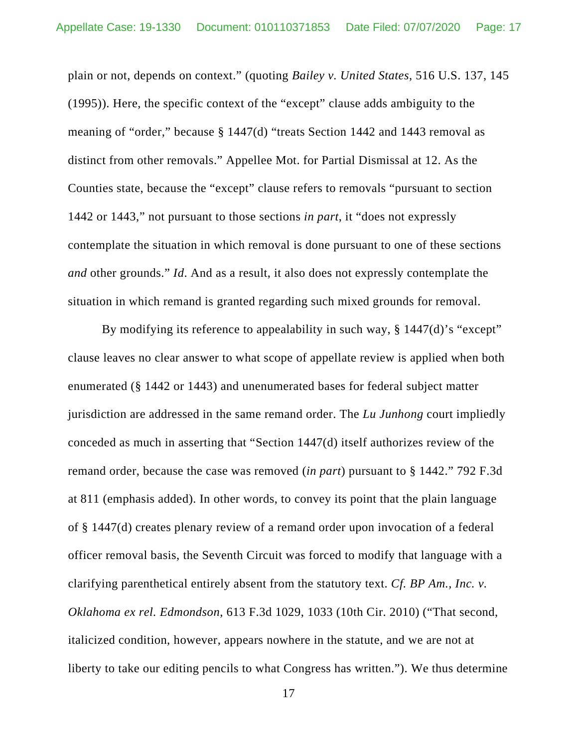plain or not, depends on context." (quoting *Bailey v. United States*, 516 U.S. 137, 145 (1995)). Here, the specific context of the "except" clause adds ambiguity to the meaning of "order," because § 1447(d) "treats Section 1442 and 1443 removal as distinct from other removals." Appellee Mot. for Partial Dismissal at 12. As the Counties state, because the "except" clause refers to removals "pursuant to section 1442 or 1443," not pursuant to those sections *in part*, it "does not expressly contemplate the situation in which removal is done pursuant to one of these sections *and* other grounds." *Id*. And as a result, it also does not expressly contemplate the situation in which remand is granted regarding such mixed grounds for removal.

By modifying its reference to appealability in such way, § 1447(d)'s "except" clause leaves no clear answer to what scope of appellate review is applied when both enumerated (§ 1442 or 1443) and unenumerated bases for federal subject matter jurisdiction are addressed in the same remand order. The *Lu Junhong* court impliedly conceded as much in asserting that "Section 1447(d) itself authorizes review of the remand order, because the case was removed (*in part*) pursuant to § 1442." 792 F.3d at 811 (emphasis added). In other words, to convey its point that the plain language of § 1447(d) creates plenary review of a remand order upon invocation of a federal officer removal basis, the Seventh Circuit was forced to modify that language with a clarifying parenthetical entirely absent from the statutory text. *Cf. BP Am., Inc. v. Oklahoma ex rel. Edmondson*, 613 F.3d 1029, 1033 (10th Cir. 2010) ("That second, italicized condition, however, appears nowhere in the statute, and we are not at liberty to take our editing pencils to what Congress has written."). We thus determine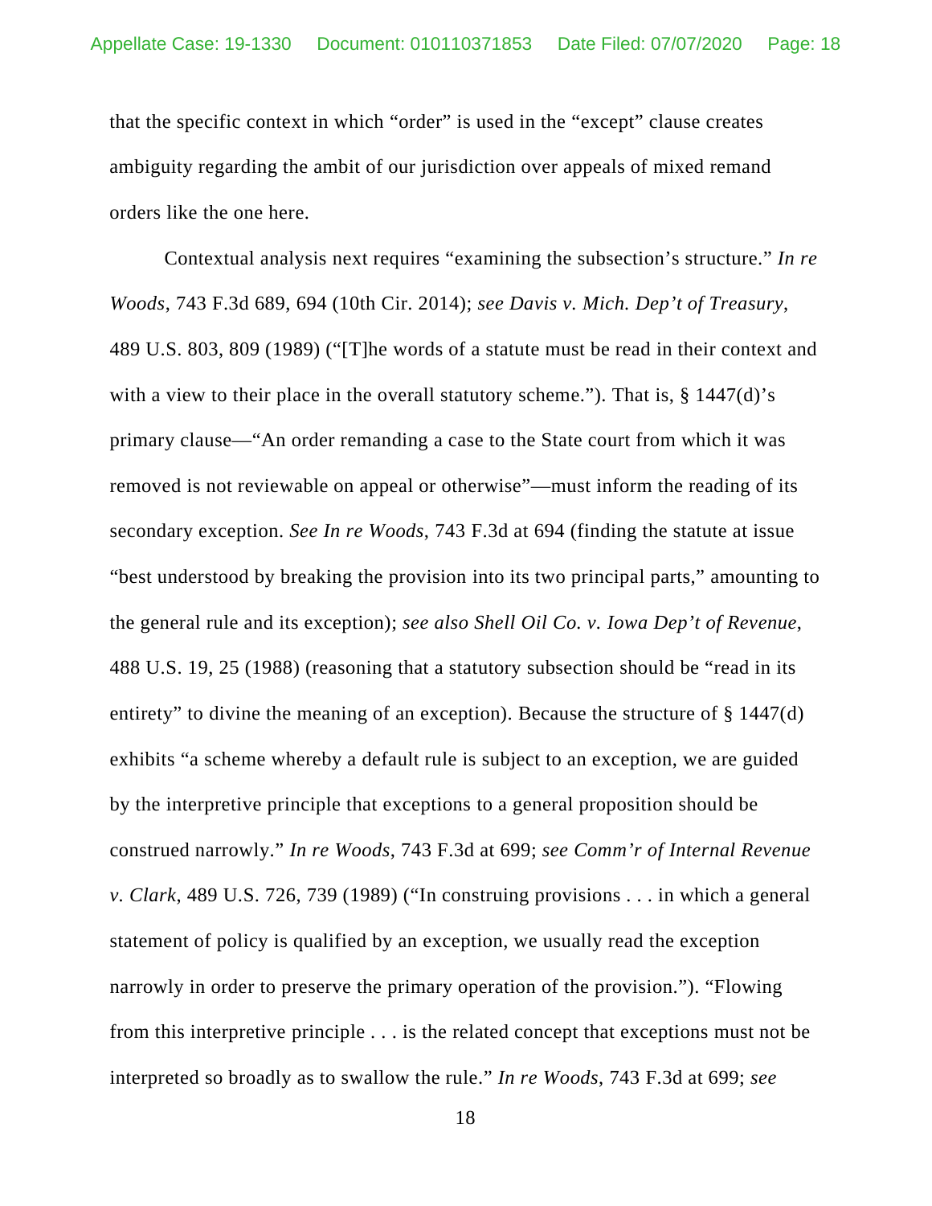that the specific context in which "order" is used in the "except" clause creates ambiguity regarding the ambit of our jurisdiction over appeals of mixed remand orders like the one here.

Contextual analysis next requires "examining the subsection's structure." *In re Woods*, 743 F.3d 689, 694 (10th Cir. 2014); *see Davis v. Mich. Dep't of Treasury*, 489 U.S. 803, 809 (1989) ("[T]he words of a statute must be read in their context and with a view to their place in the overall statutory scheme."). That is, § 1447(d)'s primary clause—"An order remanding a case to the State court from which it was removed is not reviewable on appeal or otherwise"—must inform the reading of its secondary exception. *See In re Woods*, 743 F.3d at 694 (finding the statute at issue "best understood by breaking the provision into its two principal parts," amounting to the general rule and its exception); *see also Shell Oil Co. v. Iowa Dep't of Revenue*, 488 U.S. 19, 25 (1988) (reasoning that a statutory subsection should be "read in its entirety" to divine the meaning of an exception). Because the structure of § 1447(d) exhibits "a scheme whereby a default rule is subject to an exception, we are guided by the interpretive principle that exceptions to a general proposition should be construed narrowly." *In re Woods*, 743 F.3d at 699; *see Comm'r of Internal Revenue v. Clark*, 489 U.S. 726, 739 (1989) ("In construing provisions . . . in which a general statement of policy is qualified by an exception, we usually read the exception narrowly in order to preserve the primary operation of the provision."). "Flowing from this interpretive principle . . . is the related concept that exceptions must not be interpreted so broadly as to swallow the rule." *In re Woods*, 743 F.3d at 699; *see*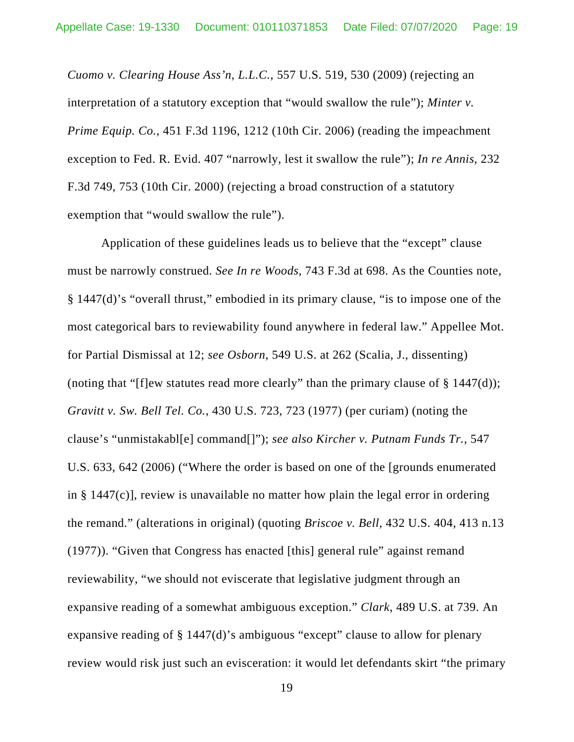*Cuomo v. Clearing House Ass'n, L.L.C.*, 557 U.S. 519, 530 (2009) (rejecting an interpretation of a statutory exception that "would swallow the rule"); *Minter v. Prime Equip. Co.*, 451 F.3d 1196, 1212 (10th Cir. 2006) (reading the impeachment exception to Fed. R. Evid. 407 "narrowly, lest it swallow the rule"); *In re Annis*, 232 F.3d 749, 753 (10th Cir. 2000) (rejecting a broad construction of a statutory exemption that "would swallow the rule").

Application of these guidelines leads us to believe that the "except" clause must be narrowly construed. *See In re Woods*, 743 F.3d at 698. As the Counties note, § 1447(d)'s "overall thrust," embodied in its primary clause, "is to impose one of the most categorical bars to reviewability found anywhere in federal law." Appellee Mot. for Partial Dismissal at 12; *see Osborn*, 549 U.S. at 262 (Scalia, J., dissenting) (noting that "[f]ew statutes read more clearly" than the primary clause of § 1447(d)); *Gravitt v. Sw. Bell Tel. Co.*, 430 U.S. 723, 723 (1977) (per curiam) (noting the clause's "unmistakabl[e] command[]"); *see also Kircher v. Putnam Funds Tr.*, 547 U.S. 633, 642 (2006) ("Where the order is based on one of the [grounds enumerated in § 1447(c)], review is unavailable no matter how plain the legal error in ordering the remand." (alterations in original) (quoting *Briscoe v. Bell*, 432 U.S. 404, 413 n.13 (1977)). "Given that Congress has enacted [this] general rule" against remand reviewability, "we should not eviscerate that legislative judgment through an expansive reading of a somewhat ambiguous exception." *Clark*, 489 U.S. at 739. An expansive reading of § 1447(d)'s ambiguous "except" clause to allow for plenary review would risk just such an evisceration: it would let defendants skirt "the primary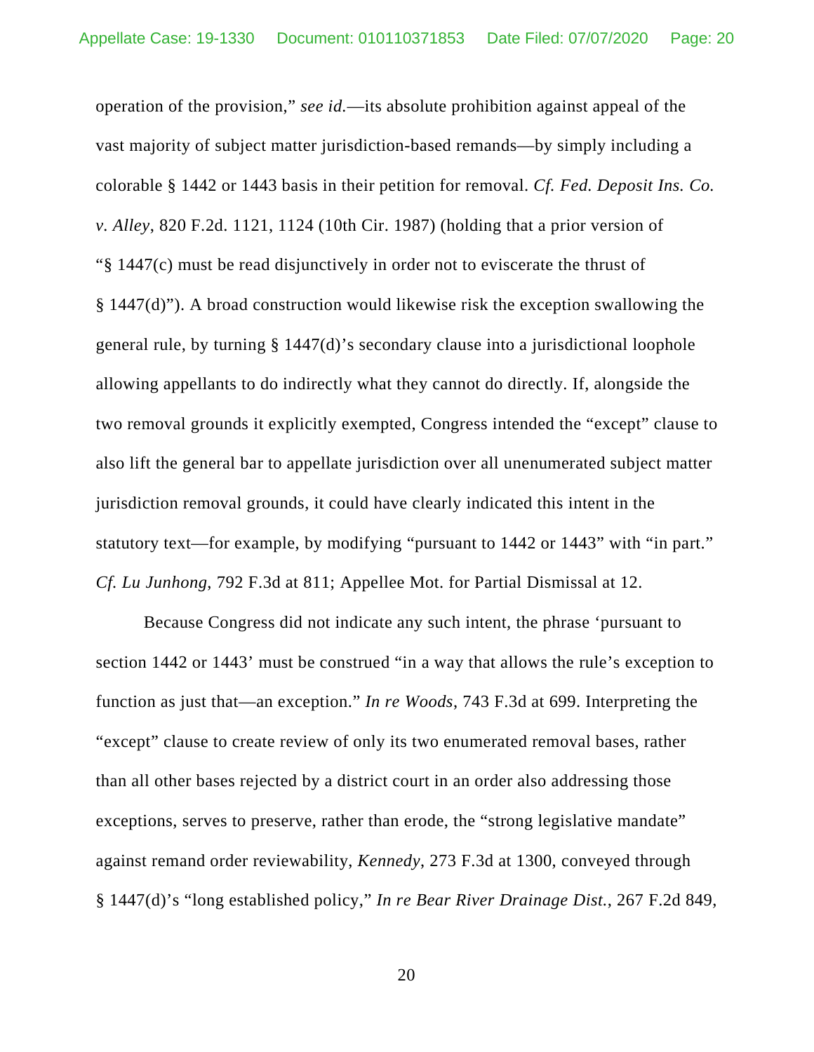operation of the provision," *see id.*—its absolute prohibition against appeal of the vast majority of subject matter jurisdiction-based remands—by simply including a colorable § 1442 or 1443 basis in their petition for removal. *Cf. Fed. Deposit Ins. Co. v. Alley*, 820 F.2d. 1121, 1124 (10th Cir. 1987) (holding that a prior version of "§ 1447(c) must be read disjunctively in order not to eviscerate the thrust of § 1447(d)"). A broad construction would likewise risk the exception swallowing the general rule, by turning § 1447(d)'s secondary clause into a jurisdictional loophole allowing appellants to do indirectly what they cannot do directly. If, alongside the two removal grounds it explicitly exempted, Congress intended the "except" clause to also lift the general bar to appellate jurisdiction over all unenumerated subject matter jurisdiction removal grounds, it could have clearly indicated this intent in the statutory text—for example, by modifying "pursuant to 1442 or 1443" with "in part." *Cf. Lu Junhong*, 792 F.3d at 811; Appellee Mot. for Partial Dismissal at 12.

Because Congress did not indicate any such intent, the phrase 'pursuant to section 1442 or 1443' must be construed "in a way that allows the rule's exception to function as just that—an exception." *In re Woods*, 743 F.3d at 699. Interpreting the "except" clause to create review of only its two enumerated removal bases, rather than all other bases rejected by a district court in an order also addressing those exceptions, serves to preserve, rather than erode, the "strong legislative mandate" against remand order reviewability, *Kennedy*, 273 F.3d at 1300, conveyed through § 1447(d)'s "long established policy," *In re Bear River Drainage Dist.*, 267 F.2d 849,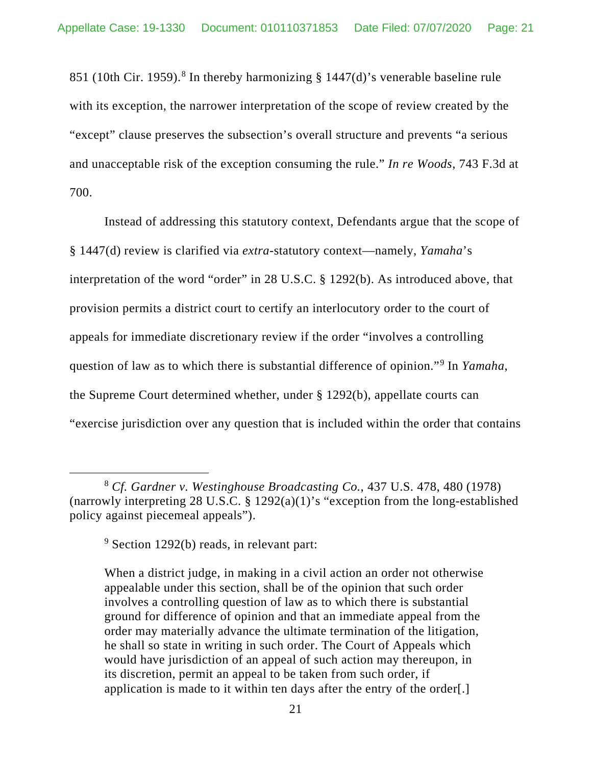851 (10th Cir. 1959).[8] In thereby harmonizing § 1447(d)'s venerable baseline rule with its exception, the narrower interpretation of the scope of review created by the "except" clause preserves the subsection's overall structure and prevents "a serious and unacceptable risk of the exception consuming the rule." *In re Woods*, 743 F.3d at 700.

Instead of addressing this statutory context, Defendants argue that the scope of § 1447(d) review is clarified via *extra*-statutory context—namely, *Yamaha*'s interpretation of the word "order" in 28 U.S.C. § 1292(b). As introduced above, that provision permits a district court to certify an interlocutory order to the court of appeals for immediate discretionary review if the order "involves a controlling question of law as to which there is substantial difference of opinion."[9] In *Yamaha*, the Supreme Court determined whether, under § 1292(b), appellate courts can "exercise jurisdiction over any question that is included within the order that contains

---

[8] *Cf. Gardner v. Westinghouse Broadcasting Co.*, 437 U.S. 478, 480 (1978) (narrowly interpreting 28 U.S.C. § 1292(a)(1)'s "exception from the long-established policy against piecemeal appeals").

[9] Section 1292(b) reads, in relevant part:

> When a district judge, in making in a civil action an order not otherwise appealable under this section, shall be of the opinion that such order involves a controlling question of law as to which there is substantial ground for difference of opinion and that an immediate appeal from the order may materially advance the ultimate termination of the litigation, he shall so state in writing in such order. The Court of Appeals which would have jurisdiction of an appeal of such action may thereupon, in its discretion, permit an appeal to be taken from such order, if application is made to it within ten days after the entry of the order[.]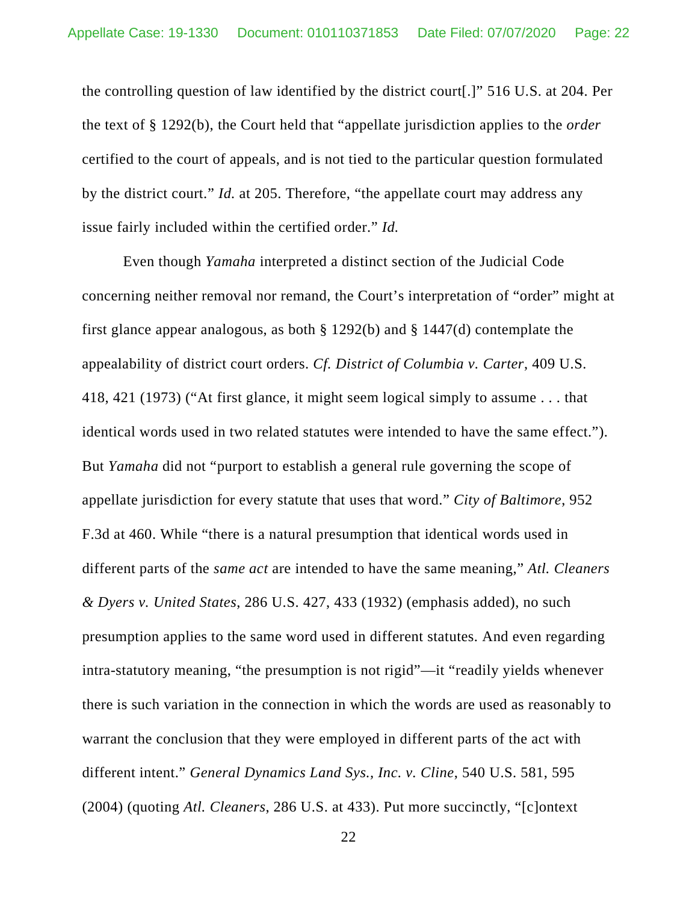the controlling question of law identified by the district court[.]" 516 U.S. at 204. Per the text of § 1292(b), the Court held that "appellate jurisdiction applies to the *order* certified to the court of appeals, and is not tied to the particular question formulated by the district court." *Id.* at 205. Therefore, "the appellate court may address any issue fairly included within the certified order." *Id.*

Even though *Yamaha* interpreted a distinct section of the Judicial Code concerning neither removal nor remand, the Court's interpretation of "order" might at first glance appear analogous, as both § 1292(b) and § 1447(d) contemplate the appealability of district court orders. *Cf. District of Columbia v. Carter*, 409 U.S. 418, 421 (1973) ("At first glance, it might seem logical simply to assume . . . that identical words used in two related statutes were intended to have the same effect."). But *Yamaha* did not "purport to establish a general rule governing the scope of appellate jurisdiction for every statute that uses that word." *City of Baltimore*, 952 F.3d at 460. While "there is a natural presumption that identical words used in different parts of the *same act* are intended to have the same meaning," *Atl. Cleaners & Dyers v. United States*, 286 U.S. 427, 433 (1932) (emphasis added), no such presumption applies to the same word used in different statutes. And even regarding intra-statutory meaning, "the presumption is not rigid"—it "readily yields whenever there is such variation in the connection in which the words are used as reasonably to warrant the conclusion that they were employed in different parts of the act with different intent." *General Dynamics Land Sys., Inc. v. Cline*, 540 U.S. 581, 595 (2004) (quoting *Atl. Cleaners*, 286 U.S. at 433). Put more succinctly, "[c]ontext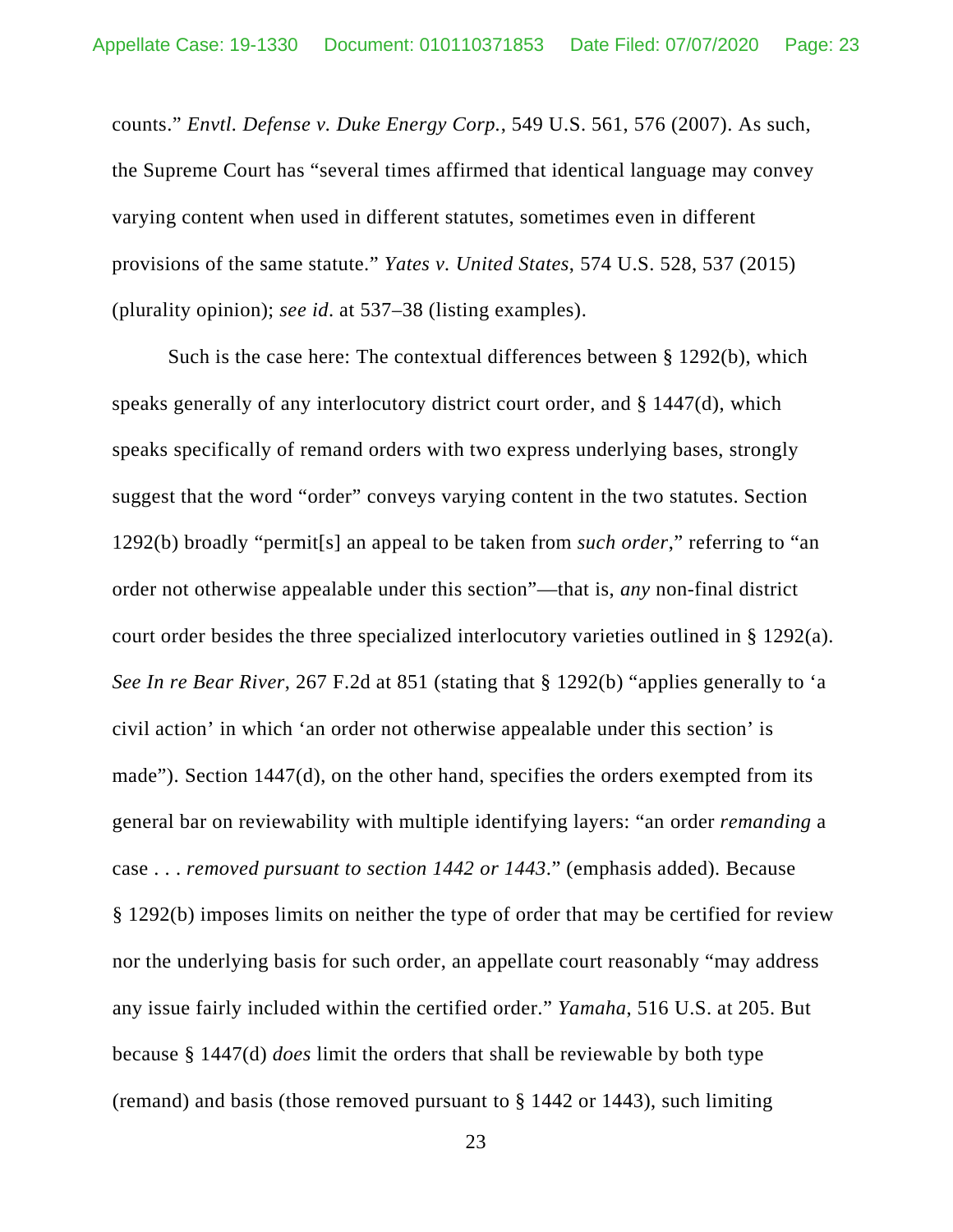counts." *Envtl. Defense v. Duke Energy Corp.*, 549 U.S. 561, 576 (2007). As such, the Supreme Court has "several times affirmed that identical language may convey varying content when used in different statutes, sometimes even in different provisions of the same statute." *Yates v. United States*, 574 U.S. 528, 537 (2015) (plurality opinion); *see id*. at 537–38 (listing examples).

Such is the case here: The contextual differences between § 1292(b), which speaks generally of any interlocutory district court order, and § 1447(d), which speaks specifically of remand orders with two express underlying bases, strongly suggest that the word "order" conveys varying content in the two statutes. Section 1292(b) broadly "permit[s] an appeal to be taken from *such order*," referring to "an order not otherwise appealable under this section"—that is, *any* non-final district court order besides the three specialized interlocutory varieties outlined in § 1292(a). *See In re Bear River*, 267 F.2d at 851 (stating that § 1292(b) "applies generally to 'a civil action' in which 'an order not otherwise appealable under this section' is made"). Section 1447(d), on the other hand, specifies the orders exempted from its general bar on reviewability with multiple identifying layers: "an order *remanding* a case . . . *removed pursuant to section 1442 or 1443*." (emphasis added). Because § 1292(b) imposes limits on neither the type of order that may be certified for review nor the underlying basis for such order, an appellate court reasonably "may address any issue fairly included within the certified order." *Yamaha*, 516 U.S. at 205. But because § 1447(d) *does* limit the orders that shall be reviewable by both type (remand) and basis (those removed pursuant to § 1442 or 1443), such limiting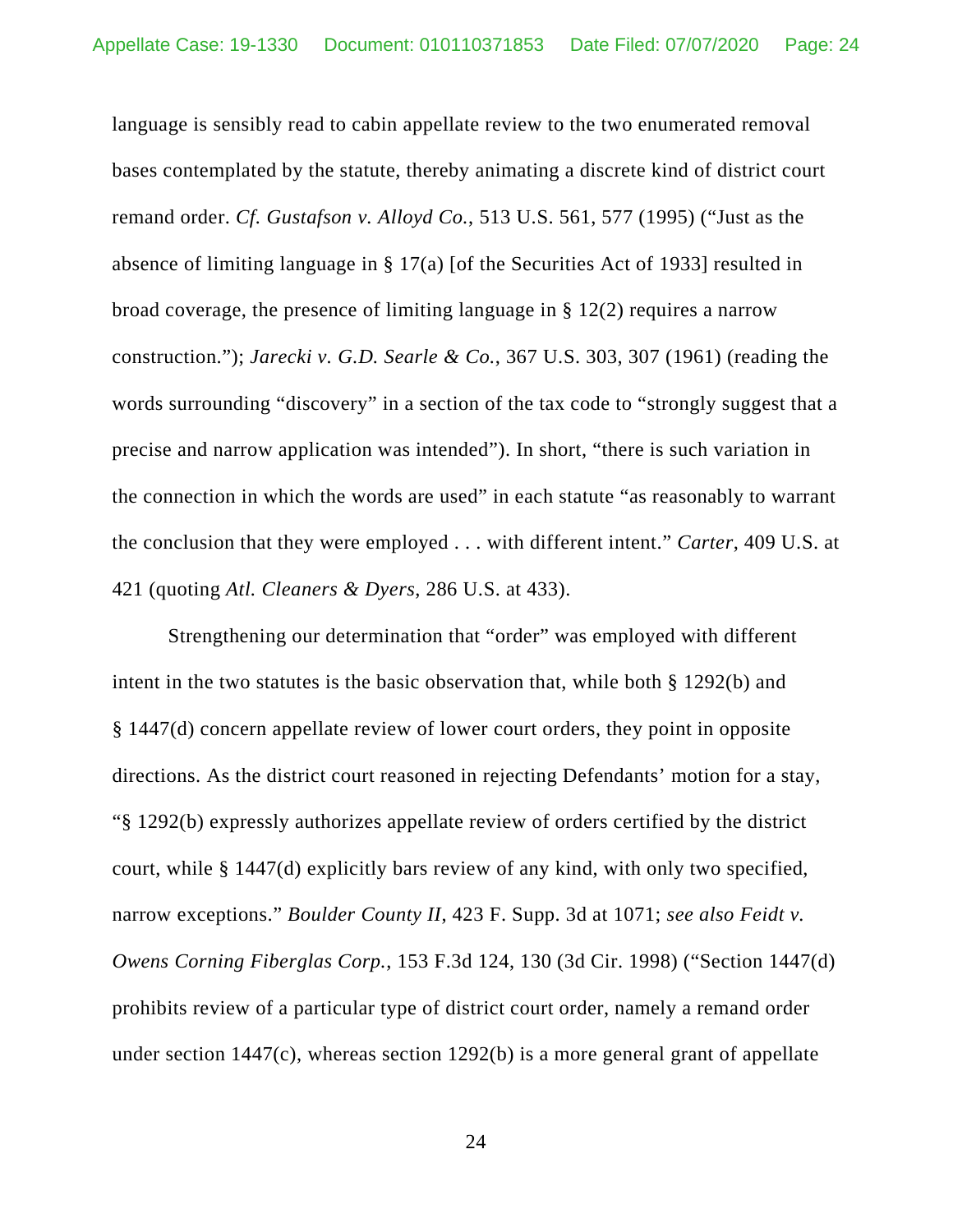language is sensibly read to cabin appellate review to the two enumerated removal bases contemplated by the statute, thereby animating a discrete kind of district court remand order. *Cf. Gustafson v. Alloyd Co.*, 513 U.S. 561, 577 (1995) ("Just as the absence of limiting language in § 17(a) [of the Securities Act of 1933] resulted in broad coverage, the presence of limiting language in § 12(2) requires a narrow construction."); *Jarecki v. G.D. Searle & Co.*, 367 U.S. 303, 307 (1961) (reading the words surrounding "discovery" in a section of the tax code to "strongly suggest that a precise and narrow application was intended"). In short, "there is such variation in the connection in which the words are used" in each statute "as reasonably to warrant the conclusion that they were employed . . . with different intent." *Carter*, 409 U.S. at 421 (quoting *Atl. Cleaners & Dyers*, 286 U.S. at 433).

Strengthening our determination that "order" was employed with different intent in the two statutes is the basic observation that, while both § 1292(b) and § 1447(d) concern appellate review of lower court orders, they point in opposite directions. As the district court reasoned in rejecting Defendants' motion for a stay, "§ 1292(b) expressly authorizes appellate review of orders certified by the district court, while § 1447(d) explicitly bars review of any kind, with only two specified, narrow exceptions." *Boulder County II*, 423 F. Supp. 3d at 1071; *see also Feidt v. Owens Corning Fiberglas Corp.*, 153 F.3d 124, 130 (3d Cir. 1998) ("Section 1447(d) prohibits review of a particular type of district court order, namely a remand order under section 1447(c), whereas section 1292(b) is a more general grant of appellate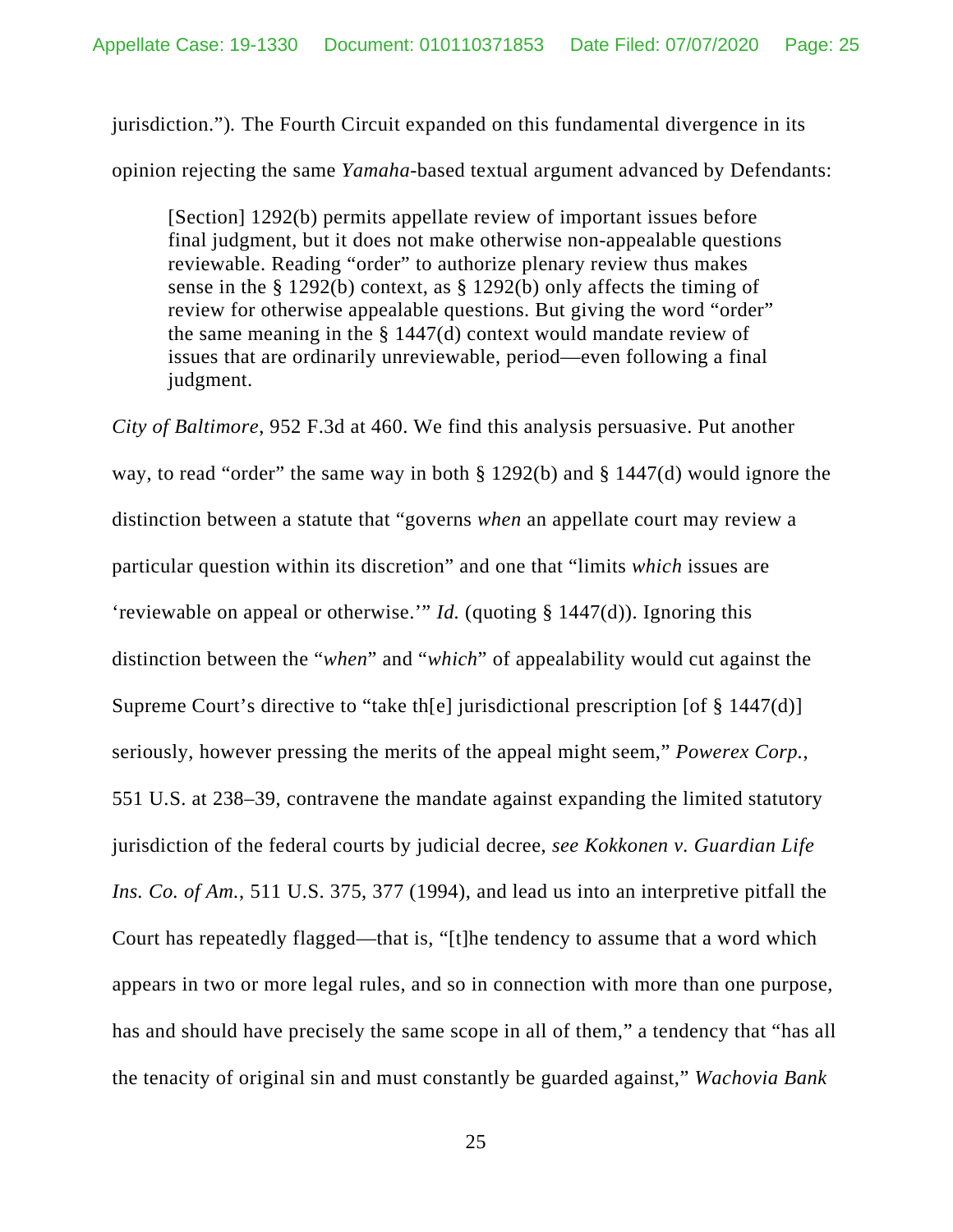jurisdiction."). The Fourth Circuit expanded on this fundamental divergence in its opinion rejecting the same *Yamaha*-based textual argument advanced by Defendants:

> [Section] 1292(b) permits appellate review of important issues before final judgment, but it does not make otherwise non-appealable questions reviewable. Reading "order" to authorize plenary review thus makes sense in the § 1292(b) context, as § 1292(b) only affects the timing of review for otherwise appealable questions. But giving the word "order" the same meaning in the § 1447(d) context would mandate review of issues that are ordinarily unreviewable, period—even following a final judgment.

*City of Baltimore*, 952 F.3d at 460. We find this analysis persuasive. Put another way, to read "order" the same way in both § 1292(b) and § 1447(d) would ignore the distinction between a statute that "governs *when* an appellate court may review a particular question within its discretion" and one that "limits *which* issues are 'reviewable on appeal or otherwise.'" *Id.* (quoting § 1447(d)). Ignoring this distinction between the "*when*" and "*which*" of appealability would cut against the Supreme Court's directive to "take th[e] jurisdictional prescription [of § 1447(d)] seriously, however pressing the merits of the appeal might seem," *Powerex Corp.*, 551 U.S. at 238–39, contravene the mandate against expanding the limited statutory jurisdiction of the federal courts by judicial decree, *see Kokkonen v. Guardian Life Ins. Co. of Am.*, 511 U.S. 375, 377 (1994), and lead us into an interpretive pitfall the Court has repeatedly flagged—that is, "[t]he tendency to assume that a word which appears in two or more legal rules, and so in connection with more than one purpose, has and should have precisely the same scope in all of them," a tendency that "has all the tenacity of original sin and must constantly be guarded against," *Wachovia Bank*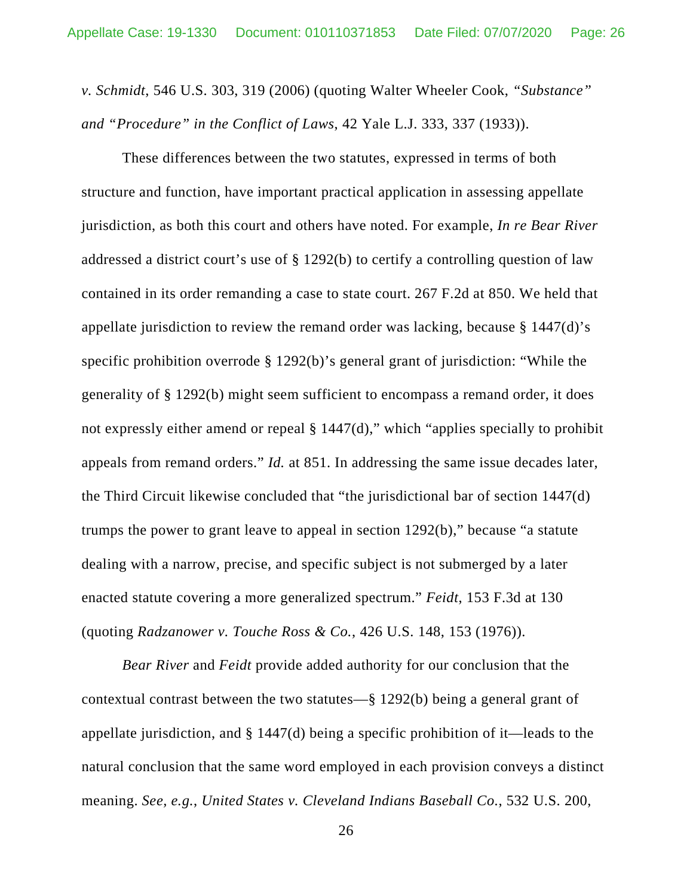*v. Schmidt*, 546 U.S. 303, 319 (2006) (quoting Walter Wheeler Cook, *"Substance" and "Procedure" in the Conflict of Laws*, 42 Yale L.J. 333, 337 (1933)).

These differences between the two statutes, expressed in terms of both structure and function, have important practical application in assessing appellate jurisdiction, as both this court and others have noted. For example, *In re Bear River* addressed a district court's use of § 1292(b) to certify a controlling question of law contained in its order remanding a case to state court. 267 F.2d at 850. We held that appellate jurisdiction to review the remand order was lacking, because § 1447(d)'s specific prohibition overrode § 1292(b)'s general grant of jurisdiction: "While the generality of § 1292(b) might seem sufficient to encompass a remand order, it does not expressly either amend or repeal § 1447(d)," which "applies specially to prohibit appeals from remand orders." *Id.* at 851. In addressing the same issue decades later, the Third Circuit likewise concluded that "the jurisdictional bar of section 1447(d) trumps the power to grant leave to appeal in section 1292(b)," because "a statute dealing with a narrow, precise, and specific subject is not submerged by a later enacted statute covering a more generalized spectrum." *Feidt*, 153 F.3d at 130 (quoting *Radzanower v. Touche Ross & Co.*, 426 U.S. 148, 153 (1976)).

*Bear River* and *Feidt* provide added authority for our conclusion that the contextual contrast between the two statutes—§ 1292(b) being a general grant of appellate jurisdiction, and § 1447(d) being a specific prohibition of it—leads to the natural conclusion that the same word employed in each provision conveys a distinct meaning. *See, e.g.*, *United States v. Cleveland Indians Baseball Co.*, 532 U.S. 200,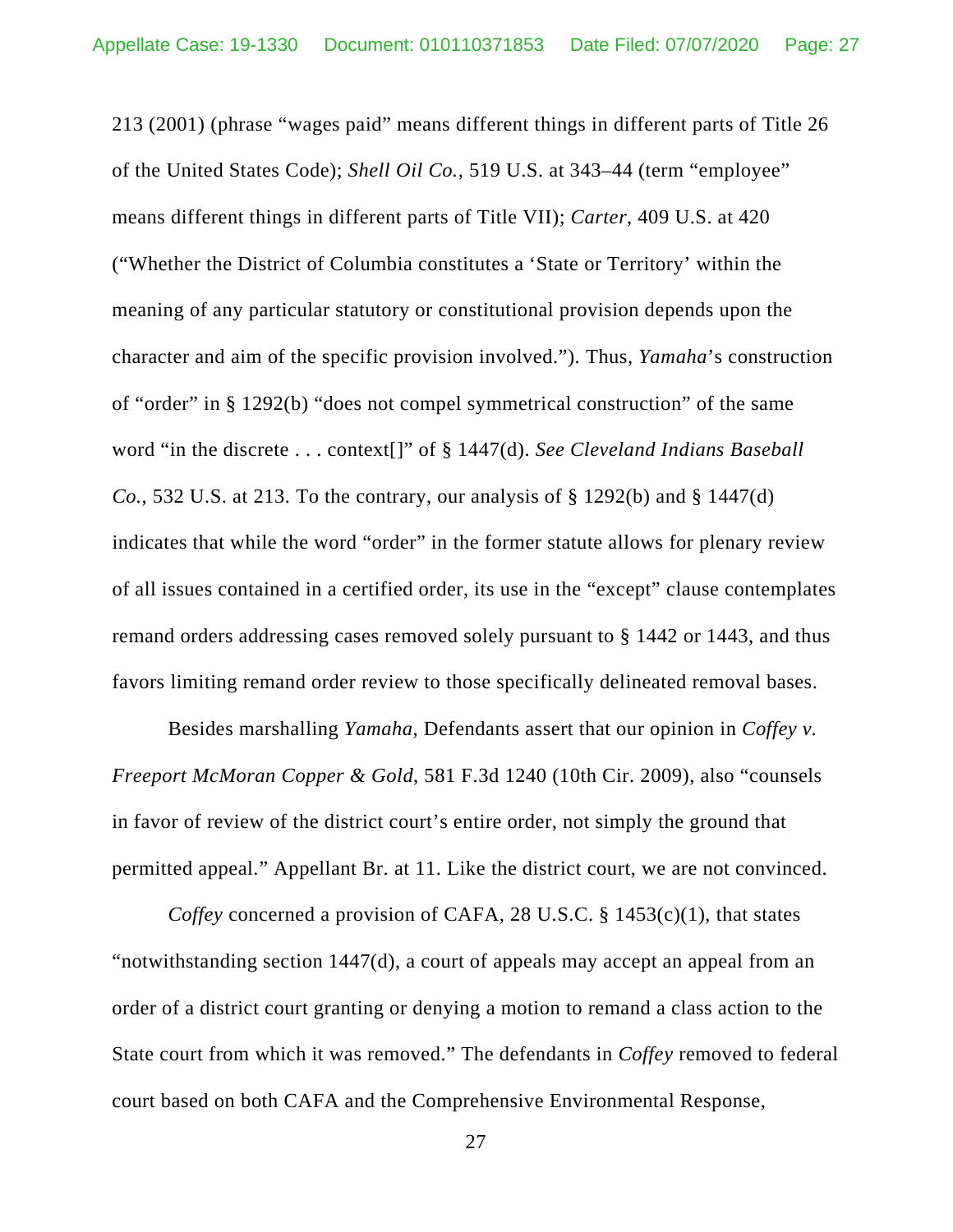213 (2001) (phrase "wages paid" means different things in different parts of Title 26 of the United States Code); *Shell Oil Co.*, 519 U.S. at 343–44 (term "employee" means different things in different parts of Title VII); *Carter*, 409 U.S. at 420 ("Whether the District of Columbia constitutes a 'State or Territory' within the meaning of any particular statutory or constitutional provision depends upon the character and aim of the specific provision involved."). Thus, *Yamaha*'s construction of "order" in § 1292(b) "does not compel symmetrical construction" of the same word "in the discrete . . . context[]" of § 1447(d). *See Cleveland Indians Baseball Co.*, 532 U.S. at 213. To the contrary, our analysis of § 1292(b) and § 1447(d) indicates that while the word "order" in the former statute allows for plenary review of all issues contained in a certified order, its use in the "except" clause contemplates remand orders addressing cases removed solely pursuant to § 1442 or 1443, and thus favors limiting remand order review to those specifically delineated removal bases.

Besides marshalling *Yamaha*, Defendants assert that our opinion in *Coffey v. Freeport McMoran Copper & Gold*, 581 F.3d 1240 (10th Cir. 2009), also "counsels in favor of review of the district court's entire order, not simply the ground that permitted appeal." Appellant Br. at 11. Like the district court, we are not convinced.

*Coffey* concerned a provision of CAFA, 28 U.S.C. § 1453(c)(1), that states "notwithstanding section 1447(d), a court of appeals may accept an appeal from an order of a district court granting or denying a motion to remand a class action to the State court from which it was removed." The defendants in *Coffey* removed to federal court based on both CAFA and the Comprehensive Environmental Response,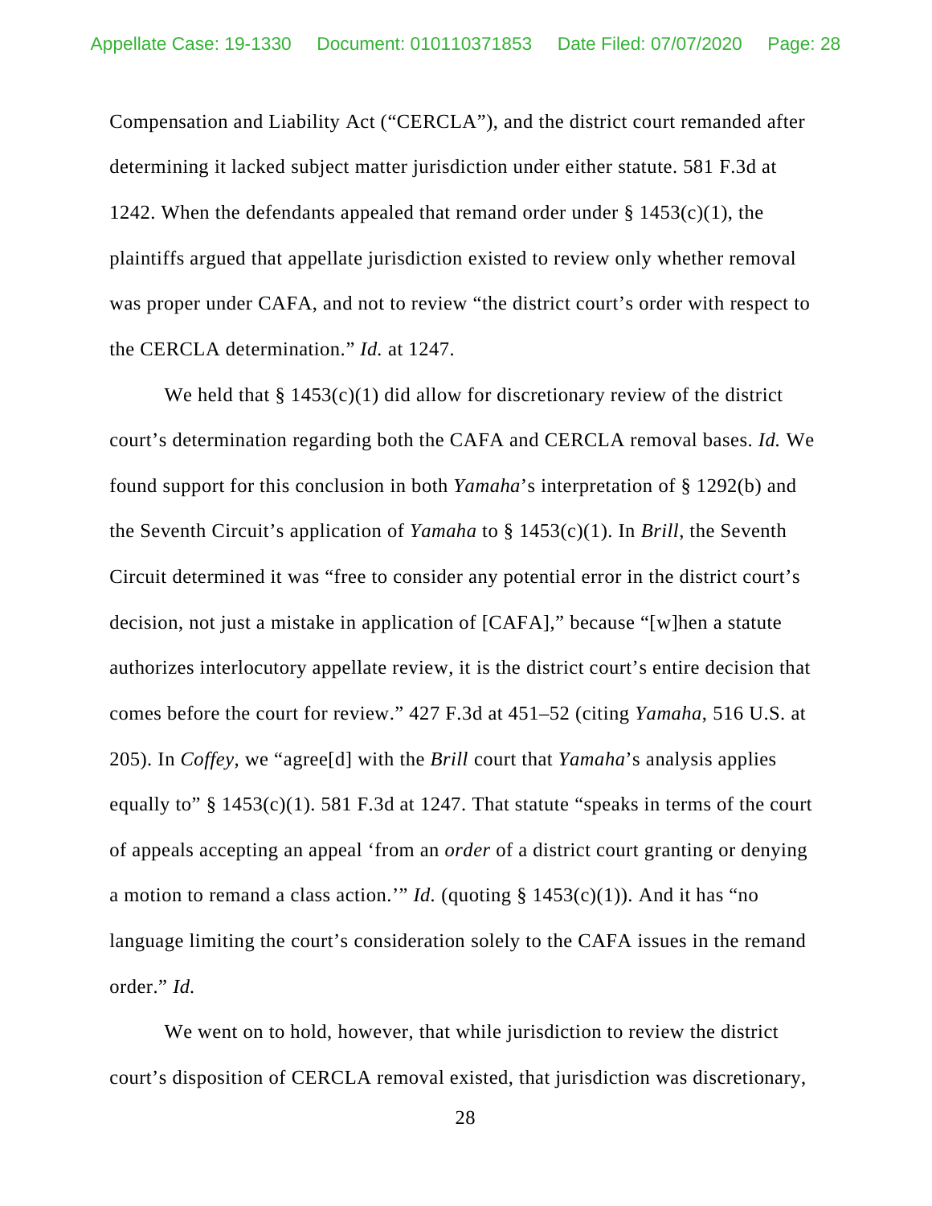Compensation and Liability Act ("CERCLA"), and the district court remanded after determining it lacked subject matter jurisdiction under either statute. 581 F.3d at 1242. When the defendants appealed that remand order under § 1453(c)(1), the plaintiffs argued that appellate jurisdiction existed to review only whether removal was proper under CAFA, and not to review "the district court's order with respect to the CERCLA determination." *Id.* at 1247.

We held that § 1453(c)(1) did allow for discretionary review of the district court's determination regarding both the CAFA and CERCLA removal bases. *Id.* We found support for this conclusion in both *Yamaha*'s interpretation of § 1292(b) and the Seventh Circuit's application of *Yamaha* to § 1453(c)(1). In *Brill*, the Seventh Circuit determined it was "free to consider any potential error in the district court's decision, not just a mistake in application of [CAFA]," because "[w]hen a statute authorizes interlocutory appellate review, it is the district court's entire decision that comes before the court for review." 427 F.3d at 451–52 (citing *Yamaha*, 516 U.S. at 205). In *Coffey*, we "agree[d] with the *Brill* court that *Yamaha*'s analysis applies equally to" § 1453(c)(1). 581 F.3d at 1247. That statute "speaks in terms of the court of appeals accepting an appeal 'from an *order* of a district court granting or denying a motion to remand a class action.'" *Id.* (quoting § 1453(c)(1)). And it has "no language limiting the court's consideration solely to the CAFA issues in the remand order." *Id.*

We went on to hold, however, that while jurisdiction to review the district court's disposition of CERCLA removal existed, that jurisdiction was discretionary,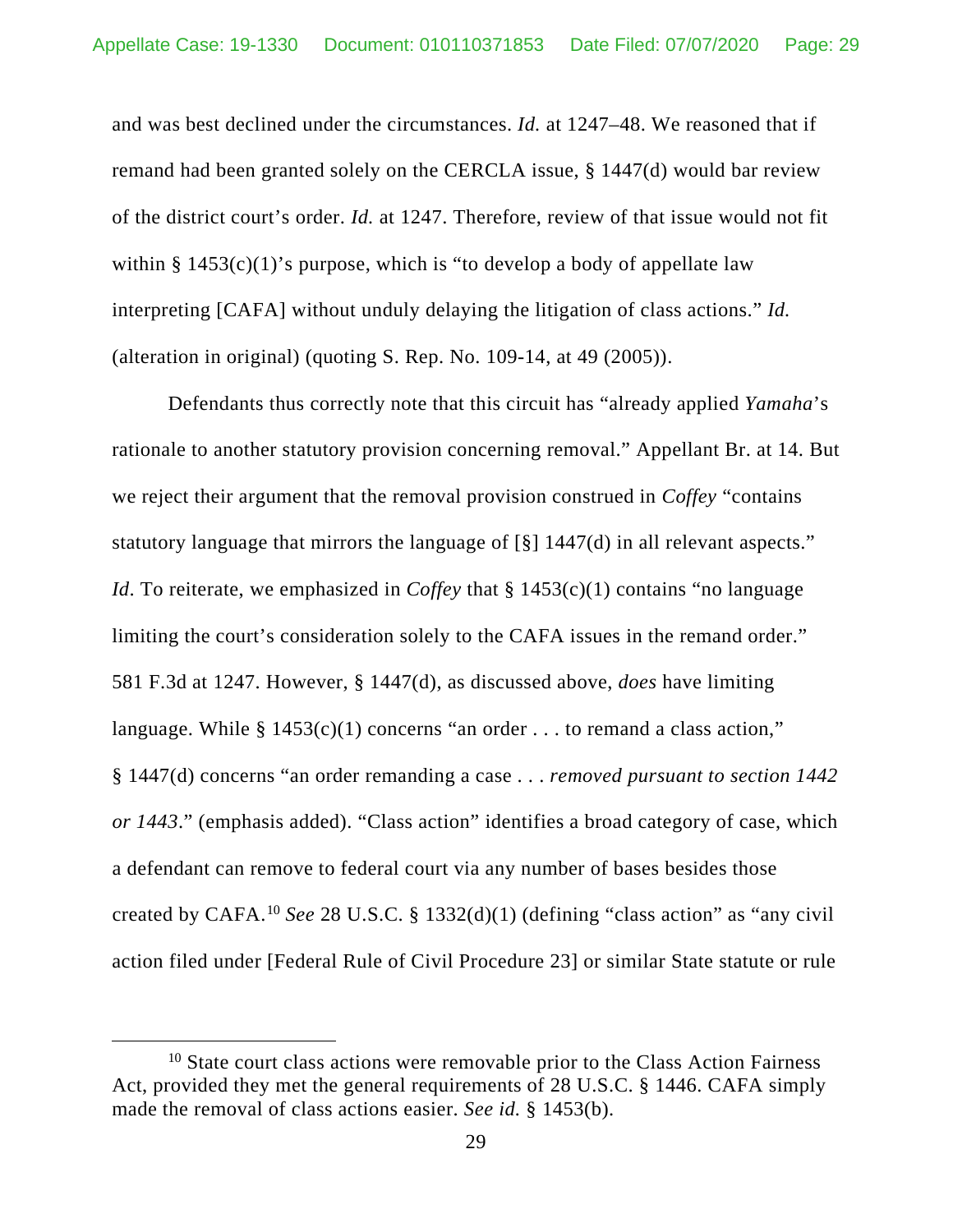and was best declined under the circumstances. *Id.* at 1247–48. We reasoned that if remand had been granted solely on the CERCLA issue, § 1447(d) would bar review of the district court's order. *Id.* at 1247. Therefore, review of that issue would not fit within § 1453(c)(1)'s purpose, which is "to develop a body of appellate law interpreting [CAFA] without unduly delaying the litigation of class actions." *Id.* (alteration in original) (quoting S. Rep. No. 109-14, at 49 (2005)).

Defendants thus correctly note that this circuit has "already applied *Yamaha*'s rationale to another statutory provision concerning removal." Appellant Br. at 14. But we reject their argument that the removal provision construed in *Coffey* "contains statutory language that mirrors the language of [§] 1447(d) in all relevant aspects." *Id*. To reiterate, we emphasized in *Coffey* that § 1453(c)(1) contains "no language limiting the court's consideration solely to the CAFA issues in the remand order." 581 F.3d at 1247. However, § 1447(d), as discussed above, *does* have limiting language. While § 1453(c)(1) concerns "an order . . . to remand a class action," § 1447(d) concerns "an order remanding a case . . . *removed pursuant to section 1442 or 1443*." (emphasis added). "Class action" identifies a broad category of case, which a defendant can remove to federal court via any number of bases besides those created by CAFA.[10] *See* 28 U.S.C. § 1332(d)(1) (defining "class action" as "any civil action filed under [Federal Rule of Civil Procedure 23] or similar State statute or rule

[10] State court class actions were removable prior to the Class Action Fairness Act, provided they met the general requirements of 28 U.S.C. § 1446. CAFA simply made the removal of class actions easier. *See id.* § 1453(b).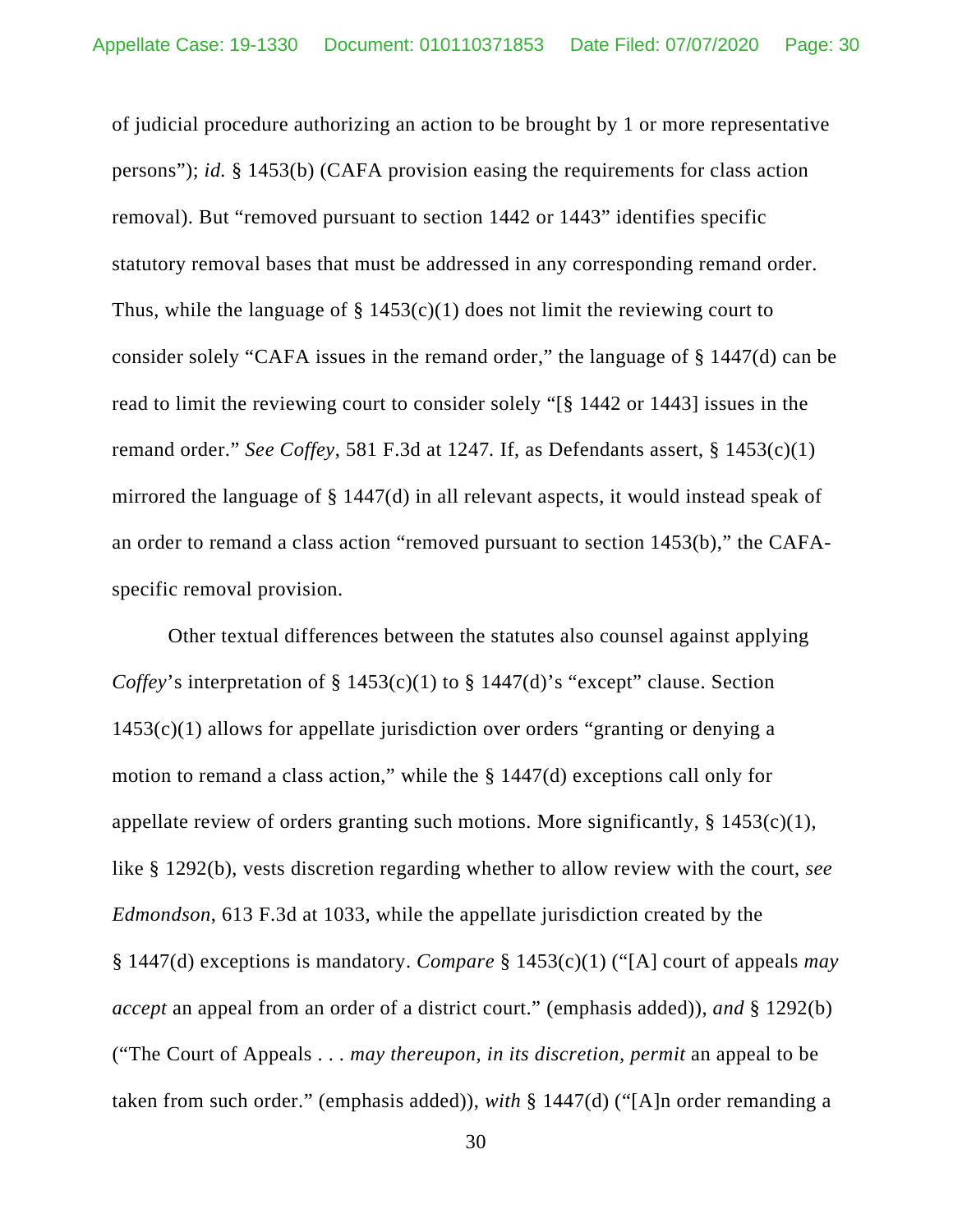of judicial procedure authorizing an action to be brought by 1 or more representative persons"); *id.* § 1453(b) (CAFA provision easing the requirements for class action removal). But "removed pursuant to section 1442 or 1443" identifies specific statutory removal bases that must be addressed in any corresponding remand order. Thus, while the language of § 1453(c)(1) does not limit the reviewing court to consider solely "CAFA issues in the remand order," the language of § 1447(d) can be read to limit the reviewing court to consider solely "[§ 1442 or 1443] issues in the remand order." *See Coffey*, 581 F.3d at 1247. If, as Defendants assert, § 1453(c)(1) mirrored the language of § 1447(d) in all relevant aspects, it would instead speak of an order to remand a class action "removed pursuant to section 1453(b)," the CAFA-specific removal provision.

Other textual differences between the statutes also counsel against applying *Coffey*'s interpretation of § 1453(c)(1) to § 1447(d)'s "except" clause. Section 1453(c)(1) allows for appellate jurisdiction over orders "granting or denying a motion to remand a class action," while the § 1447(d) exceptions call only for appellate review of orders granting such motions. More significantly, § 1453(c)(1), like § 1292(b), vests discretion regarding whether to allow review with the court, *see Edmondson*, 613 F.3d at 1033, while the appellate jurisdiction created by the § 1447(d) exceptions is mandatory. *Compare* § 1453(c)(1) ("[A] court of appeals *may accept* an appeal from an order of a district court." (emphasis added)), *and* § 1292(b) ("The Court of Appeals . . . *may thereupon, in its discretion, permit* an appeal to be taken from such order." (emphasis added)), *with* § 1447(d) ("[A]n order remanding a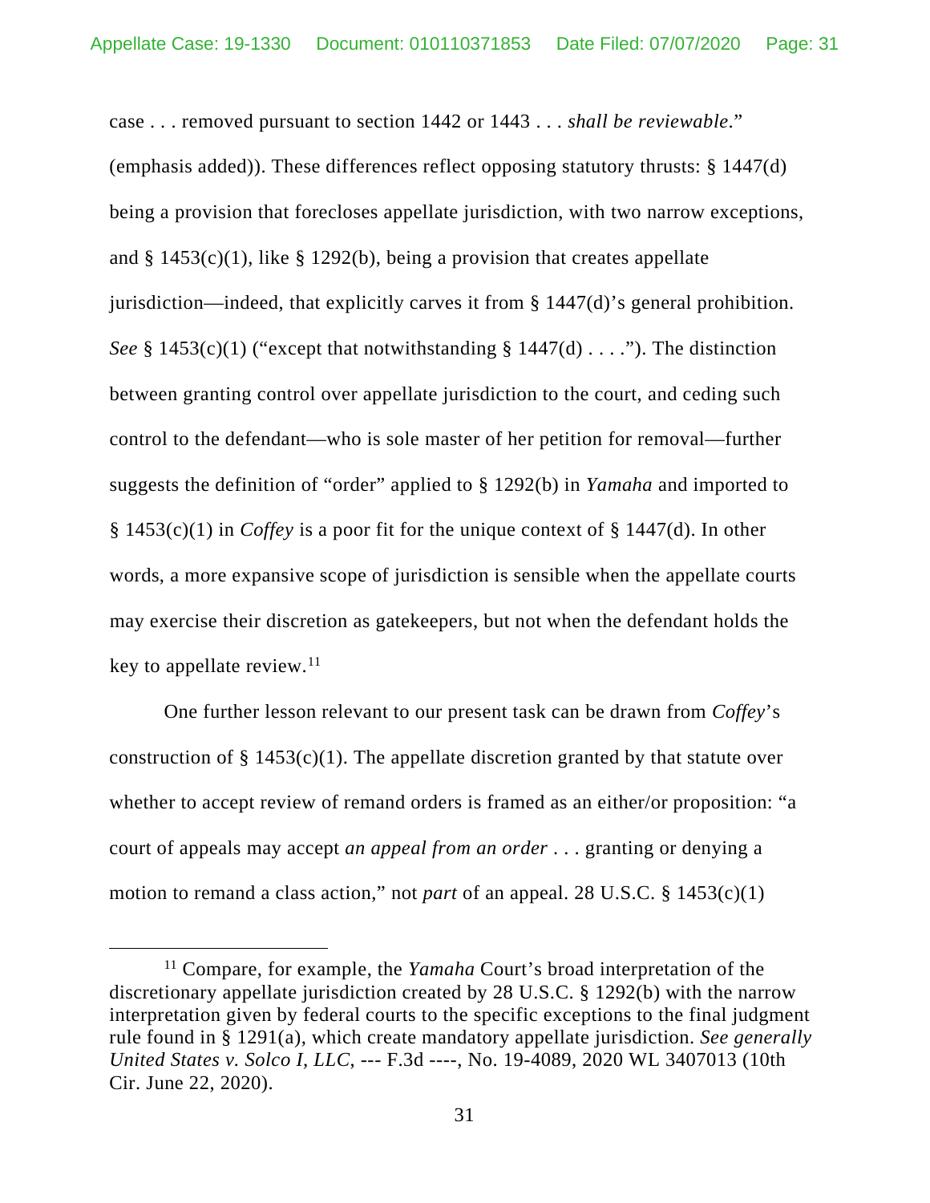case . . . removed pursuant to section 1442 or 1443 . . . *shall be reviewable*." (emphasis added)). These differences reflect opposing statutory thrusts: § 1447(d) being a provision that forecloses appellate jurisdiction, with two narrow exceptions, and § 1453(c)(1), like § 1292(b), being a provision that creates appellate jurisdiction—indeed, that explicitly carves it from § 1447(d)'s general prohibition. *See* § 1453(c)(1) ("except that notwithstanding § 1447(d) . . . ."). The distinction between granting control over appellate jurisdiction to the court, and ceding such control to the defendant—who is sole master of her petition for removal—further suggests the definition of "order" applied to § 1292(b) in *Yamaha* and imported to § 1453(c)(1) in *Coffey* is a poor fit for the unique context of § 1447(d). In other words, a more expansive scope of jurisdiction is sensible when the appellate courts may exercise their discretion as gatekeepers, but not when the defendant holds the key to appellate review.[11]

One further lesson relevant to our present task can be drawn from *Coffey*'s construction of § 1453(c)(1). The appellate discretion granted by that statute over whether to accept review of remand orders is framed as an either/or proposition: "a court of appeals may accept *an appeal from an order* . . . granting or denying a motion to remand a class action," not *part* of an appeal. 28 U.S.C. § 1453(c)(1)

[11] Compare, for example, the *Yamaha* Court's broad interpretation of the discretionary appellate jurisdiction created by 28 U.S.C. § 1292(b) with the narrow interpretation given by federal courts to the specific exceptions to the final judgment rule found in § 1291(a), which create mandatory appellate jurisdiction. *See generally United States v. Solco I, LLC*, --- F.3d ----, No. 19-4089, 2020 WL 3407013 (10th Cir. June 22, 2020).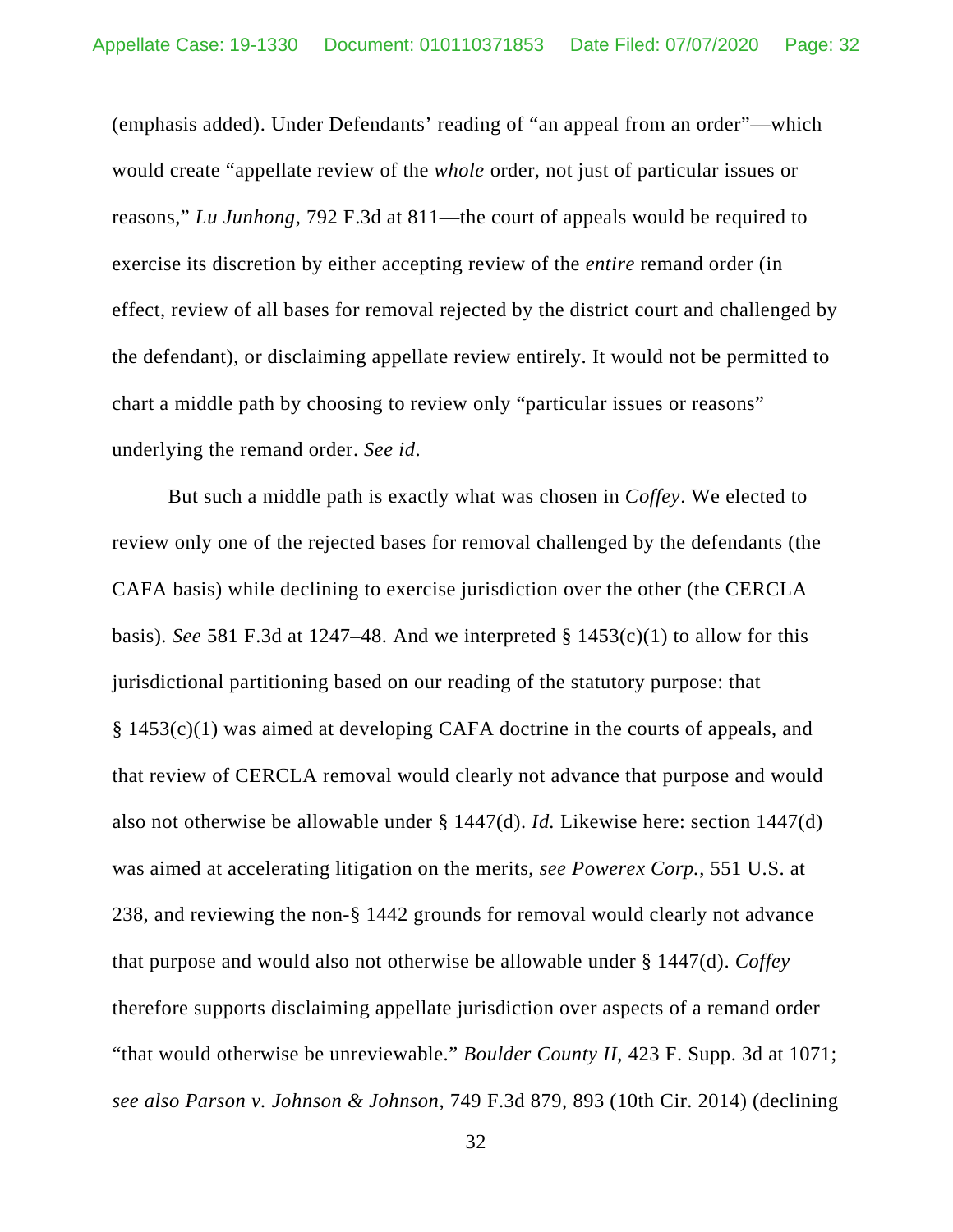(emphasis added). Under Defendants' reading of "an appeal from an order"—which would create "appellate review of the *whole* order, not just of particular issues or reasons," *Lu Junhong*, 792 F.3d at 811—the court of appeals would be required to exercise its discretion by either accepting review of the *entire* remand order (in effect, review of all bases for removal rejected by the district court and challenged by the defendant), or disclaiming appellate review entirely. It would not be permitted to chart a middle path by choosing to review only "particular issues or reasons" underlying the remand order. *See id.*

But such a middle path is exactly what was chosen in *Coffey*. We elected to review only one of the rejected bases for removal challenged by the defendants (the CAFA basis) while declining to exercise jurisdiction over the other (the CERCLA basis). *See* 581 F.3d at 1247–48. And we interpreted § 1453(c)(1) to allow for this jurisdictional partitioning based on our reading of the statutory purpose: that § 1453(c)(1) was aimed at developing CAFA doctrine in the courts of appeals, and that review of CERCLA removal would clearly not advance that purpose and would also not otherwise be allowable under § 1447(d). *Id.* Likewise here: section 1447(d) was aimed at accelerating litigation on the merits, *see Powerex Corp.*, 551 U.S. at 238, and reviewing the non-§ 1442 grounds for removal would clearly not advance that purpose and would also not otherwise be allowable under § 1447(d). *Coffey* therefore supports disclaiming appellate jurisdiction over aspects of a remand order "that would otherwise be unreviewable." *Boulder County II*, 423 F. Supp. 3d at 1071; *see also Parson v. Johnson & Johnson*, 749 F.3d 879, 893 (10th Cir. 2014) (declining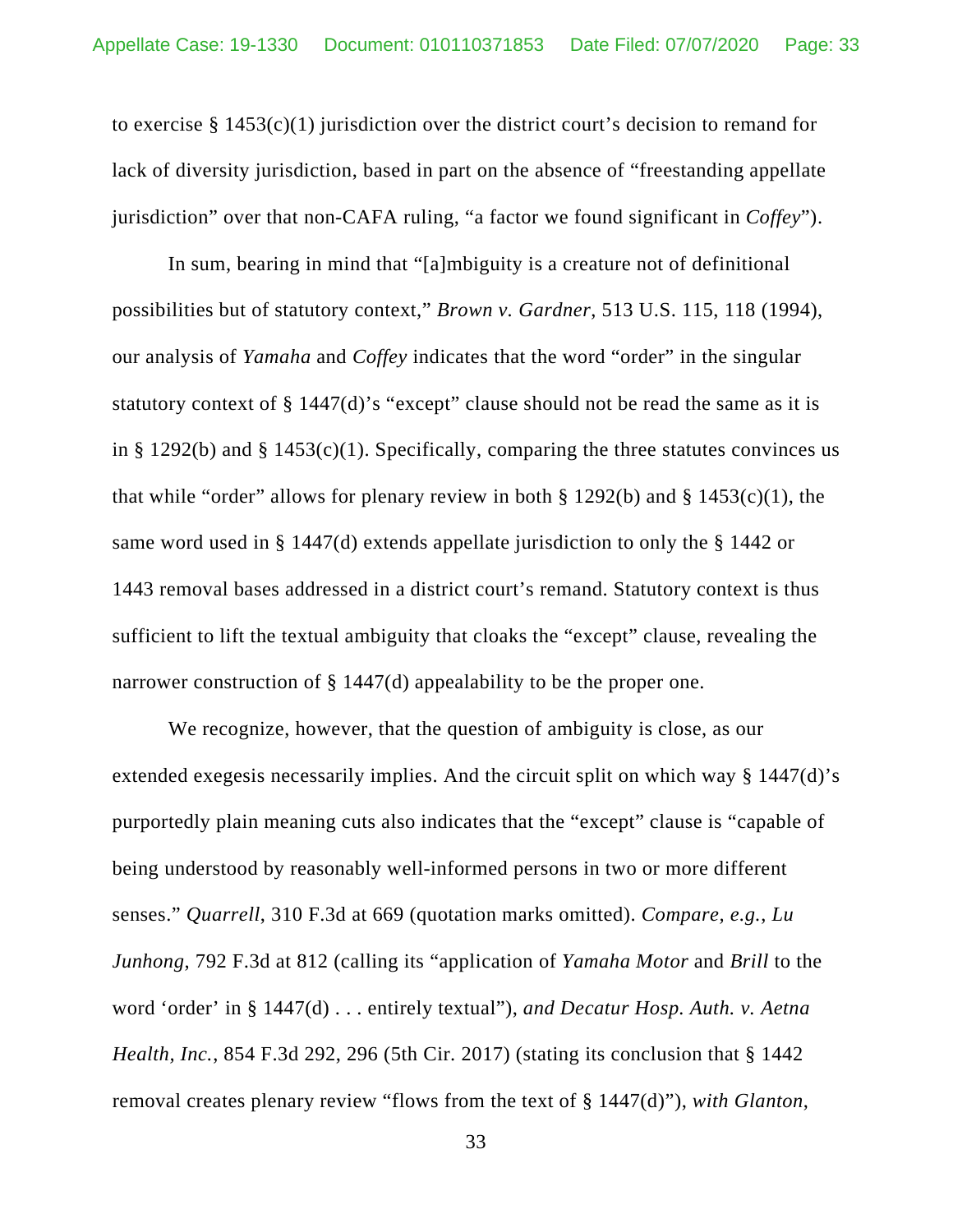to exercise § 1453(c)(1) jurisdiction over the district court's decision to remand for lack of diversity jurisdiction, based in part on the absence of "freestanding appellate jurisdiction" over that non-CAFA ruling, "a factor we found significant in *Coffey*").

In sum, bearing in mind that "[a]mbiguity is a creature not of definitional possibilities but of statutory context," *Brown v. Gardner*, 513 U.S. 115, 118 (1994), our analysis of *Yamaha* and *Coffey* indicates that the word "order" in the singular statutory context of § 1447(d)'s "except" clause should not be read the same as it is in § 1292(b) and § 1453(c)(1). Specifically, comparing the three statutes convinces us that while "order" allows for plenary review in both § 1292(b) and § 1453(c)(1), the same word used in § 1447(d) extends appellate jurisdiction to only the § 1442 or 1443 removal bases addressed in a district court's remand. Statutory context is thus sufficient to lift the textual ambiguity that cloaks the "except" clause, revealing the narrower construction of § 1447(d) appealability to be the proper one.

We recognize, however, that the question of ambiguity is close, as our extended exegesis necessarily implies. And the circuit split on which way § 1447(d)'s purportedly plain meaning cuts also indicates that the "except" clause is "capable of being understood by reasonably well-informed persons in two or more different senses." *Quarrell*, 310 F.3d at 669 (quotation marks omitted). *Compare, e.g.*, *Lu Junhong*, 792 F.3d at 812 (calling its "application of *Yamaha Motor* and *Brill* to the word 'order' in § 1447(d) . . . entirely textual"), *and Decatur Hosp. Auth. v. Aetna Health, Inc.*, 854 F.3d 292, 296 (5th Cir. 2017) (stating its conclusion that § 1442 removal creates plenary review "flows from the text of § 1447(d)"), *with Glanton*,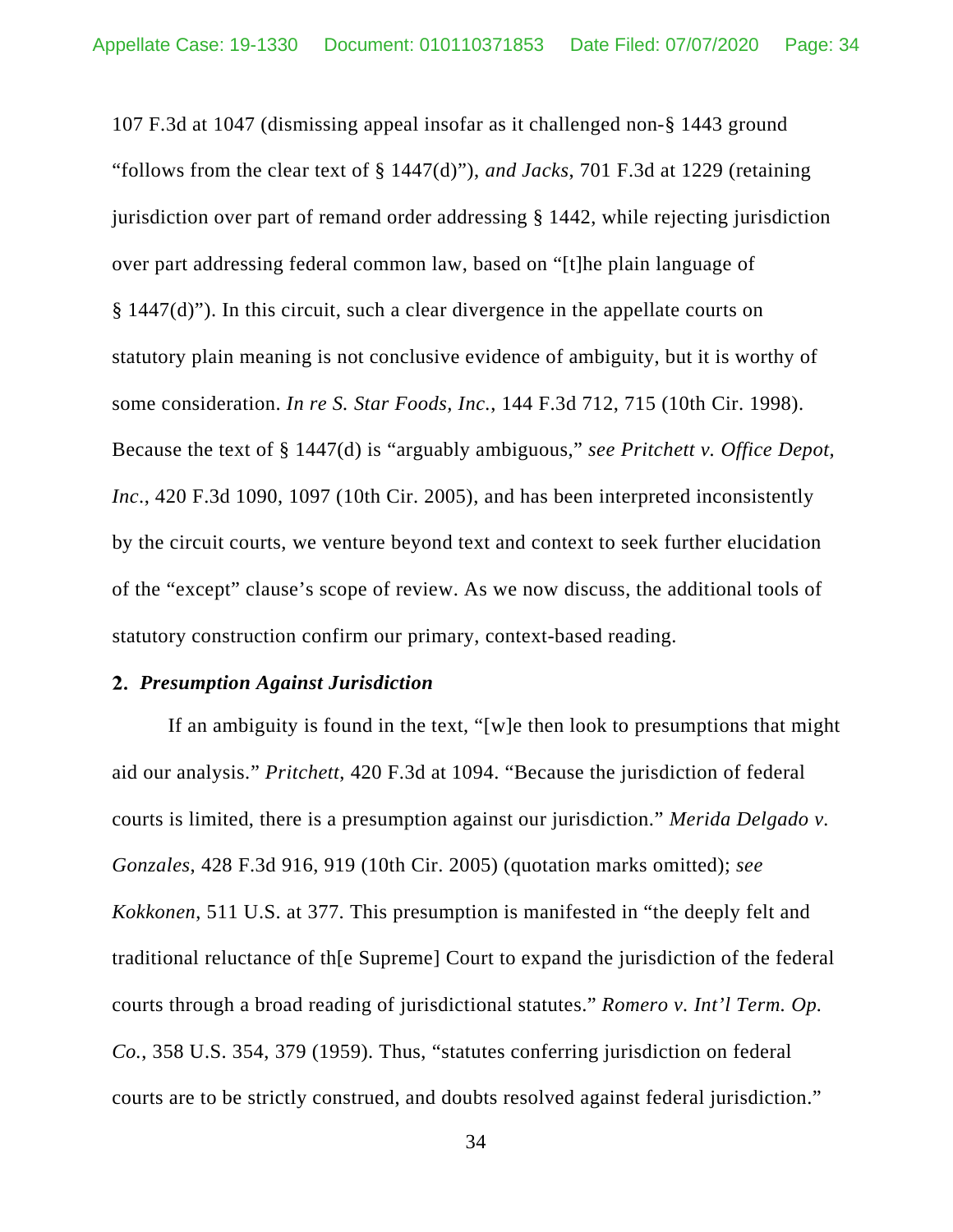107 F.3d at 1047 (dismissing appeal insofar as it challenged non-§ 1443 ground "follows from the clear text of § 1447(d)"), *and Jacks*, 701 F.3d at 1229 (retaining jurisdiction over part of remand order addressing § 1442, while rejecting jurisdiction over part addressing federal common law, based on "[t]he plain language of § 1447(d)"). In this circuit, such a clear divergence in the appellate courts on statutory plain meaning is not conclusive evidence of ambiguity, but it is worthy of some consideration. *In re S. Star Foods, Inc.*, 144 F.3d 712, 715 (10th Cir. 1998). Because the text of § 1447(d) is "arguably ambiguous," *see Pritchett v. Office Depot, Inc.*, 420 F.3d 1090, 1097 (10th Cir. 2005), and has been interpreted inconsistently by the circuit courts, we venture beyond text and context to seek further elucidation of the "except" clause's scope of review. As we now discuss, the additional tools of statutory construction confirm our primary, context-based reading.

### 2. *Presumption Against Jurisdiction*

If an ambiguity is found in the text, "[w]e then look to presumptions that might aid our analysis." *Pritchett*, 420 F.3d at 1094. "Because the jurisdiction of federal courts is limited, there is a presumption against our jurisdiction." *Merida Delgado v. Gonzales*, 428 F.3d 916, 919 (10th Cir. 2005) (quotation marks omitted); *see Kokkonen*, 511 U.S. at 377. This presumption is manifested in "the deeply felt and traditional reluctance of th[e Supreme] Court to expand the jurisdiction of the federal courts through a broad reading of jurisdictional statutes." *Romero v. Int'l Term. Op. Co.*, 358 U.S. 354, 379 (1959). Thus, "statutes conferring jurisdiction on federal courts are to be strictly construed, and doubts resolved against federal jurisdiction."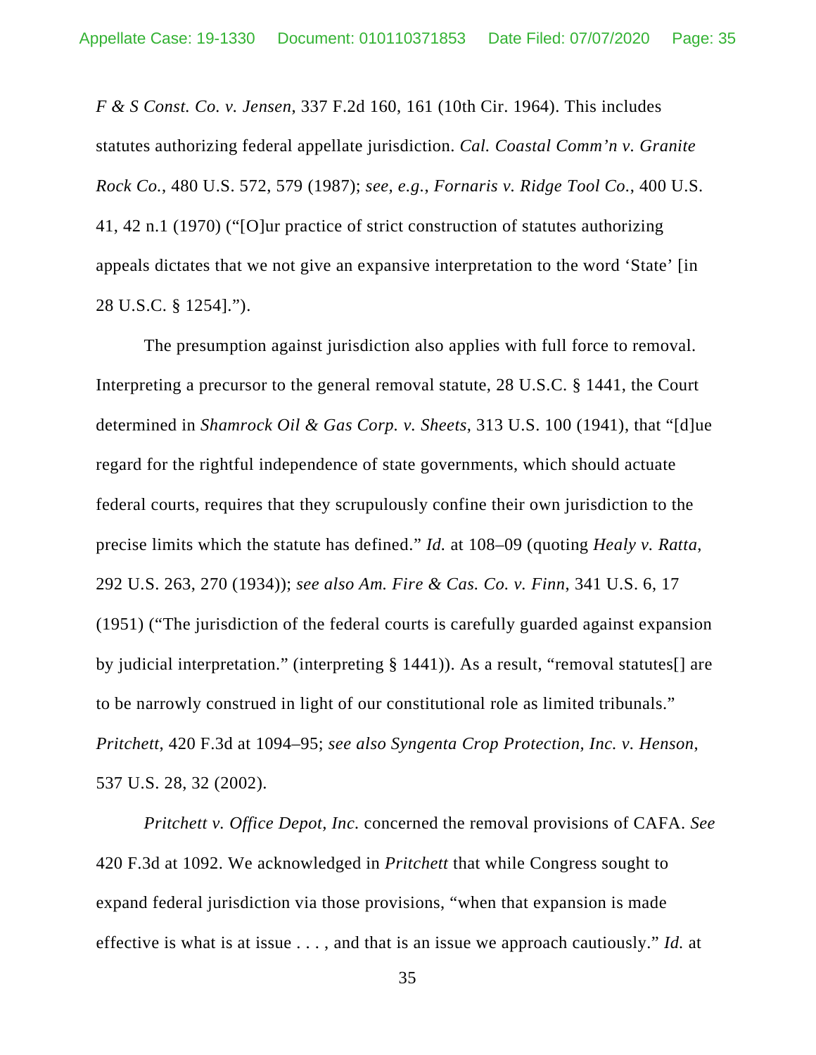*F & S Const. Co. v. Jensen*, 337 F.2d 160, 161 (10th Cir. 1964). This includes statutes authorizing federal appellate jurisdiction. *Cal. Coastal Comm'n v. Granite Rock Co.*, 480 U.S. 572, 579 (1987); *see, e.g.*, *Fornaris v. Ridge Tool Co.*, 400 U.S. 41, 42 n.1 (1970) ("[O]ur practice of strict construction of statutes authorizing appeals dictates that we not give an expansive interpretation to the word 'State' [in 28 U.S.C. § 1254].").

The presumption against jurisdiction also applies with full force to removal. Interpreting a precursor to the general removal statute, 28 U.S.C. § 1441, the Court determined in *Shamrock Oil & Gas Corp. v. Sheets*, 313 U.S. 100 (1941), that "[d]ue regard for the rightful independence of state governments, which should actuate federal courts, requires that they scrupulously confine their own jurisdiction to the precise limits which the statute has defined." *Id.* at 108–09 (quoting *Healy v. Ratta*, 292 U.S. 263, 270 (1934)); *see also Am. Fire & Cas. Co. v. Finn*, 341 U.S. 6, 17 (1951) ("The jurisdiction of the federal courts is carefully guarded against expansion by judicial interpretation." (interpreting § 1441)). As a result, "removal statutes[] are to be narrowly construed in light of our constitutional role as limited tribunals." *Pritchett*, 420 F.3d at 1094–95; *see also Syngenta Crop Protection, Inc. v. Henson*, 537 U.S. 28, 32 (2002).

*Pritchett v. Office Depot, Inc.* concerned the removal provisions of CAFA. *See* 420 F.3d at 1092. We acknowledged in *Pritchett* that while Congress sought to expand federal jurisdiction via those provisions, "when that expansion is made effective is what is at issue . . . , and that is an issue we approach cautiously." *Id.* at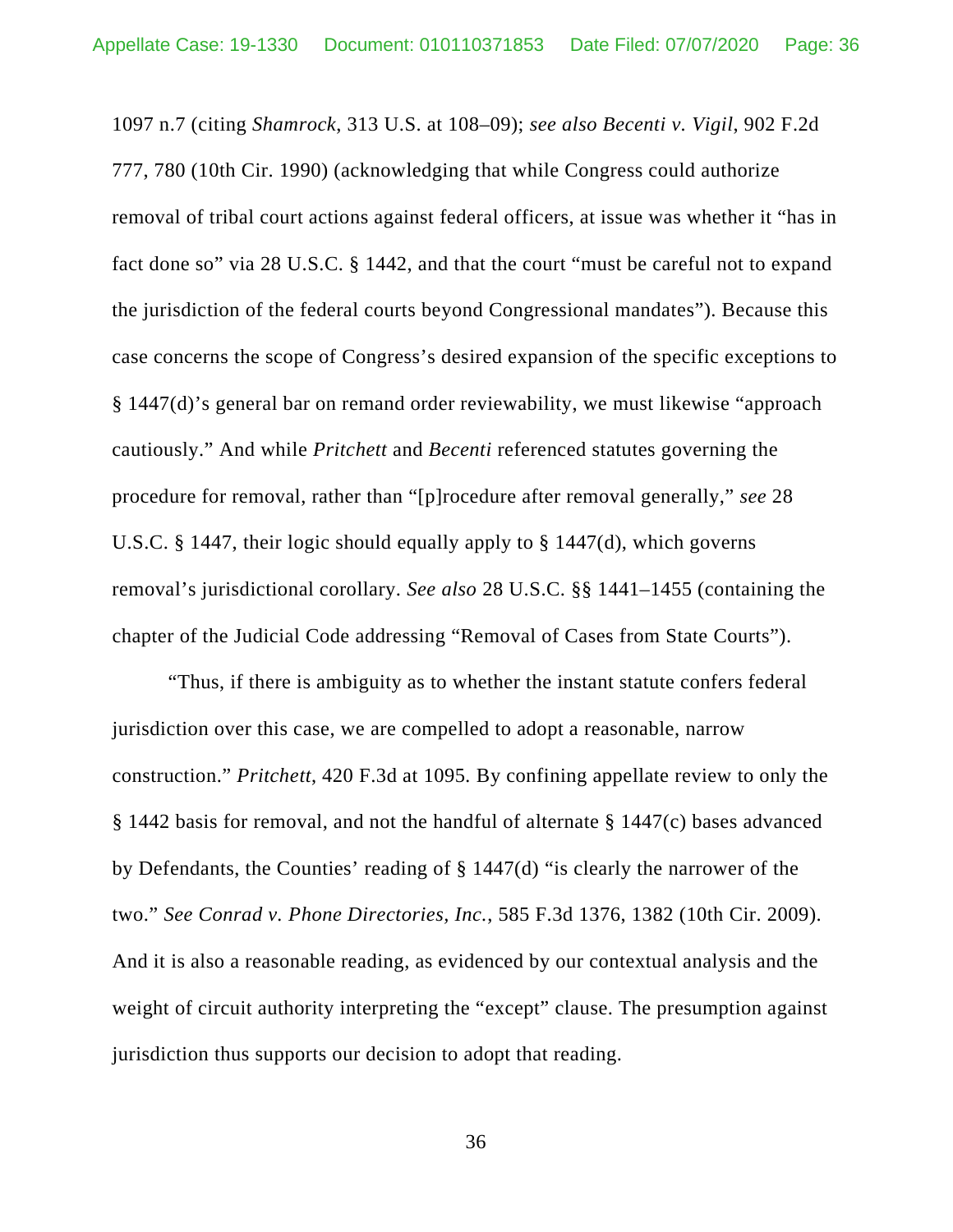1097 n.7 (citing *Shamrock*, 313 U.S. at 108–09); *see also Becenti v. Vigil*, 902 F.2d 777, 780 (10th Cir. 1990) (acknowledging that while Congress could authorize removal of tribal court actions against federal officers, at issue was whether it "has in fact done so" via 28 U.S.C. § 1442, and that the court "must be careful not to expand the jurisdiction of the federal courts beyond Congressional mandates"). Because this case concerns the scope of Congress's desired expansion of the specific exceptions to § 1447(d)'s general bar on remand order reviewability, we must likewise "approach cautiously." And while *Pritchett* and *Becenti* referenced statutes governing the procedure for removal, rather than "[p]rocedure after removal generally," *see* 28 U.S.C. § 1447, their logic should equally apply to § 1447(d), which governs removal's jurisdictional corollary. *See also* 28 U.S.C. §§ 1441–1455 (containing the chapter of the Judicial Code addressing "Removal of Cases from State Courts").

"Thus, if there is ambiguity as to whether the instant statute confers federal jurisdiction over this case, we are compelled to adopt a reasonable, narrow construction." *Pritchett*, 420 F.3d at 1095. By confining appellate review to only the § 1442 basis for removal, and not the handful of alternate § 1447(c) bases advanced by Defendants, the Counties' reading of § 1447(d) "is clearly the narrower of the two." *See Conrad v. Phone Directories, Inc.*, 585 F.3d 1376, 1382 (10th Cir. 2009). And it is also a reasonable reading, as evidenced by our contextual analysis and the weight of circuit authority interpreting the "except" clause. The presumption against jurisdiction thus supports our decision to adopt that reading.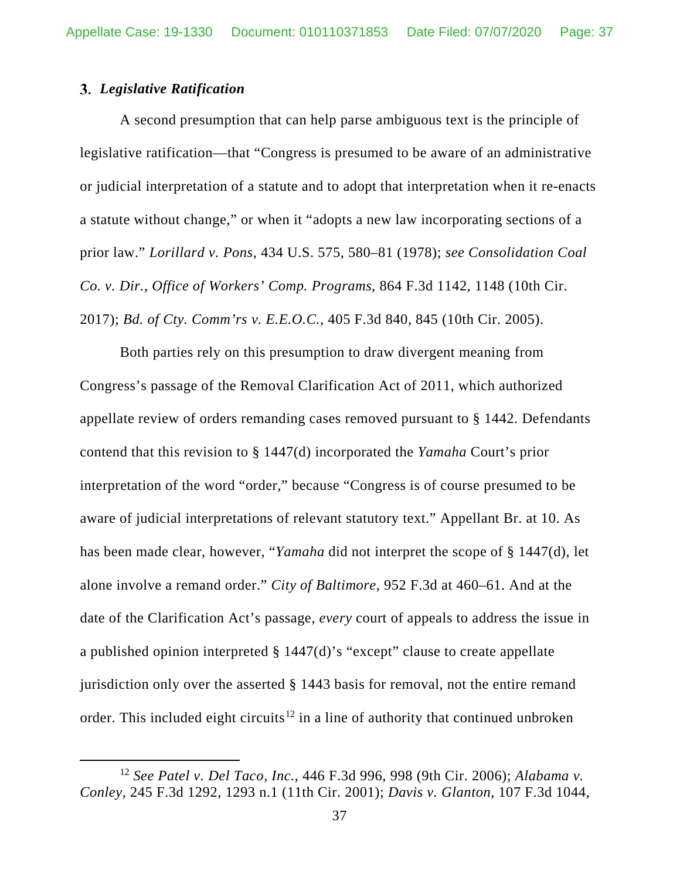### 3. *Legislative Ratification*

A second presumption that can help parse ambiguous text is the principle of legislative ratification—that "Congress is presumed to be aware of an administrative or judicial interpretation of a statute and to adopt that interpretation when it re-enacts a statute without change," or when it "adopts a new law incorporating sections of a prior law." *Lorillard v. Pons*, 434 U.S. 575, 580–81 (1978); *see Consolidation Coal Co. v. Dir., Office of Workers' Comp. Programs*, 864 F.3d 1142, 1148 (10th Cir. 2017); *Bd. of Cty. Comm'rs v. E.E.O.C.*, 405 F.3d 840, 845 (10th Cir. 2005).

Both parties rely on this presumption to draw divergent meaning from Congress's passage of the Removal Clarification Act of 2011, which authorized appellate review of orders remanding cases removed pursuant to § 1442. Defendants contend that this revision to § 1447(d) incorporated the *Yamaha* Court's prior interpretation of the word "order," because "Congress is of course presumed to be aware of judicial interpretations of relevant statutory text." Appellant Br. at 10. As has been made clear, however, "*Yamaha* did not interpret the scope of § 1447(d), let alone involve a remand order." *City of Baltimore*, 952 F.3d at 460–61. And at the date of the Clarification Act's passage, *every* court of appeals to address the issue in a published opinion interpreted § 1447(d)'s "except" clause to create appellate jurisdiction only over the asserted § 1443 basis for removal, not the entire remand order. This included eight circuits[12] in a line of authority that continued unbroken

[12] *See Patel v. Del Taco, Inc.*, 446 F.3d 996, 998 (9th Cir. 2006); *Alabama v. Conley*, 245 F.3d 1292, 1293 n.1 (11th Cir. 2001); *Davis v. Glanton*, 107 F.3d 1044,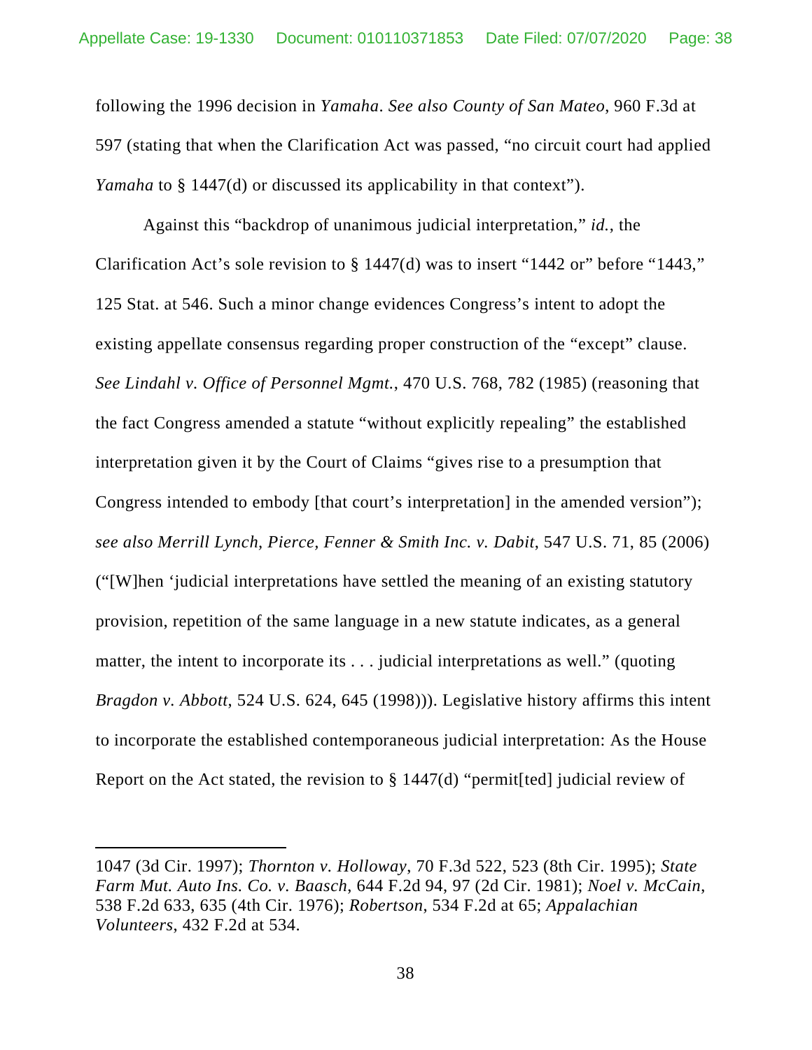following the 1996 decision in *Yamaha*. *See also County of San Mateo*, 960 F.3d at 597 (stating that when the Clarification Act was passed, "no circuit court had applied *Yamaha* to § 1447(d) or discussed its applicability in that context").

Against this "backdrop of unanimous judicial interpretation," *id.*, the Clarification Act's sole revision to § 1447(d) was to insert "1442 or" before "1443," 125 Stat. at 546. Such a minor change evidences Congress's intent to adopt the existing appellate consensus regarding proper construction of the "except" clause. *See Lindahl v. Office of Personnel Mgmt.*, 470 U.S. 768, 782 (1985) (reasoning that the fact Congress amended a statute "without explicitly repealing" the established interpretation given it by the Court of Claims "gives rise to a presumption that Congress intended to embody [that court's interpretation] in the amended version"); *see also Merrill Lynch, Pierce, Fenner & Smith Inc. v. Dabit*, 547 U.S. 71, 85 (2006) ("[W]hen 'judicial interpretations have settled the meaning of an existing statutory provision, repetition of the same language in a new statute indicates, as a general matter, the intent to incorporate its . . . judicial interpretations as well." (quoting *Bragdon v. Abbott*, 524 U.S. 624, 645 (1998))). Legislative history affirms this intent to incorporate the established contemporaneous judicial interpretation: As the House Report on the Act stated, the revision to § 1447(d) "permit[ted] judicial review of

---

1047 (3d Cir. 1997); *Thornton v. Holloway*, 70 F.3d 522, 523 (8th Cir. 1995); *State Farm Mut. Auto Ins. Co. v. Baasch*, 644 F.2d 94, 97 (2d Cir. 1981); *Noel v. McCain*, 538 F.2d 633, 635 (4th Cir. 1976); *Robertson*, 534 F.2d at 65; *Appalachian Volunteers*, 432 F.2d at 534.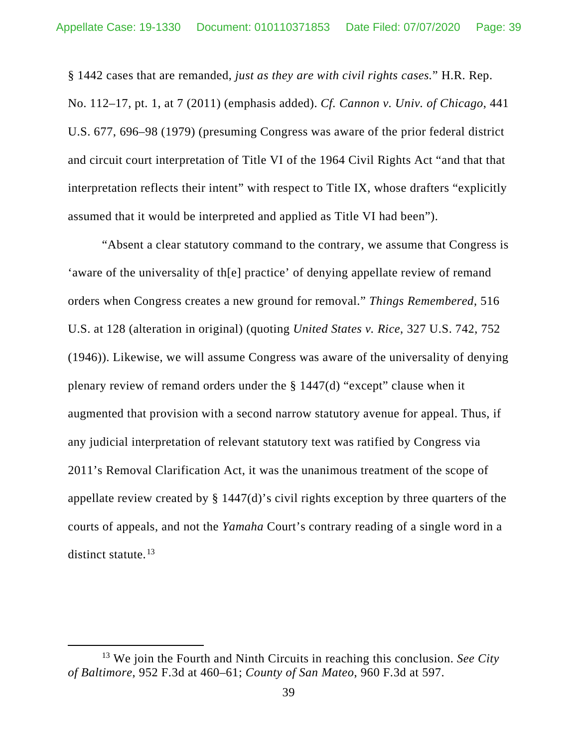§ 1442 cases that are remanded, *just as they are with civil rights cases.*" H.R. Rep. No. 112–17, pt. 1, at 7 (2011) (emphasis added). *Cf. Cannon v. Univ. of Chicago*, 441 U.S. 677, 696–98 (1979) (presuming Congress was aware of the prior federal district and circuit court interpretation of Title VI of the 1964 Civil Rights Act "and that that interpretation reflects their intent" with respect to Title IX, whose drafters "explicitly assumed that it would be interpreted and applied as Title VI had been").

"Absent a clear statutory command to the contrary, we assume that Congress is 'aware of the universality of th[e] practice' of denying appellate review of remand orders when Congress creates a new ground for removal." *Things Remembered*, 516 U.S. at 128 (alteration in original) (quoting *United States v. Rice*, 327 U.S. 742, 752 (1946)). Likewise, we will assume Congress was aware of the universality of denying plenary review of remand orders under the § 1447(d) "except" clause when it augmented that provision with a second narrow statutory avenue for appeal. Thus, if any judicial interpretation of relevant statutory text was ratified by Congress via 2011's Removal Clarification Act, it was the unanimous treatment of the scope of appellate review created by § 1447(d)'s civil rights exception by three quarters of the courts of appeals, and not the *Yamaha* Court's contrary reading of a single word in a distinct statute.[13]

---

[13] We join the Fourth and Ninth Circuits in reaching this conclusion. *See City of Baltimore*, 952 F.3d at 460–61; *County of San Mateo*, 960 F.3d at 597.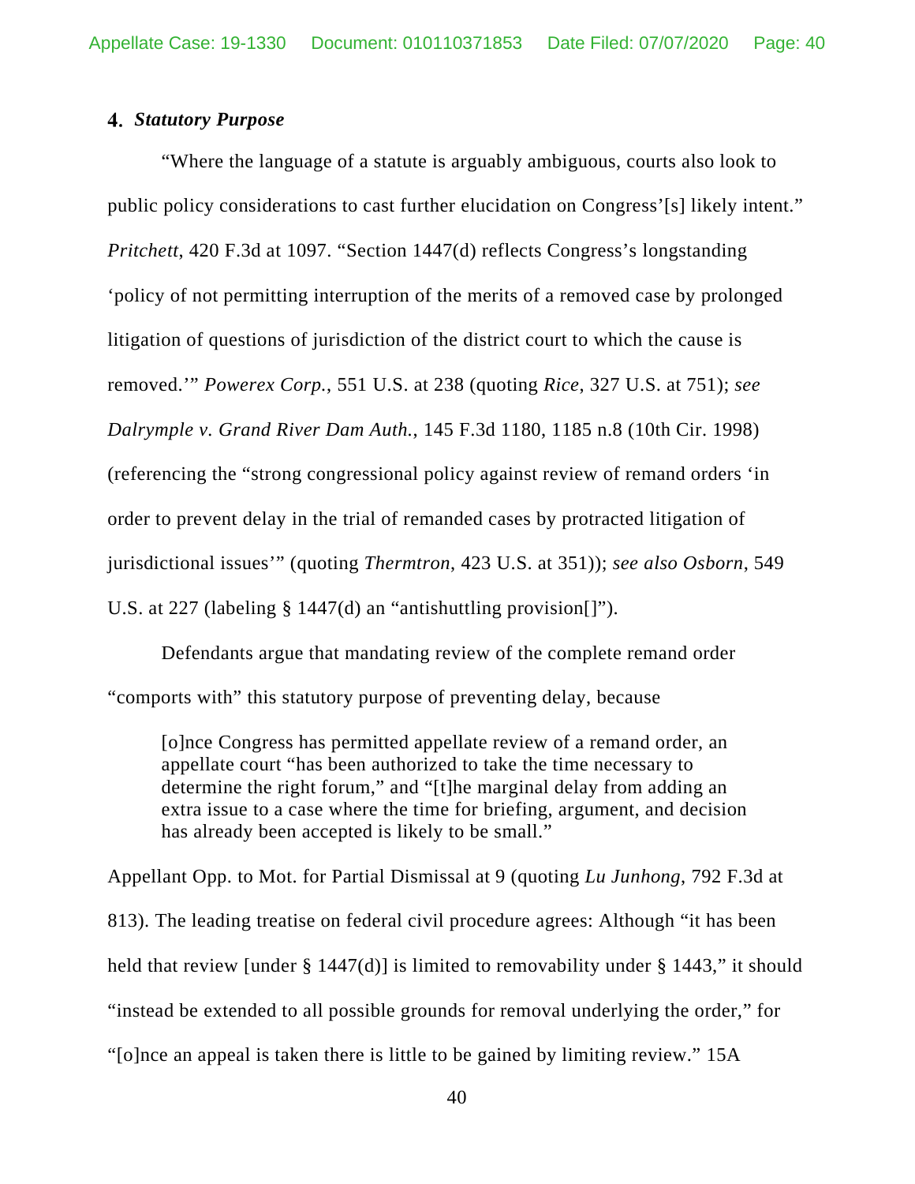### 4. *Statutory Purpose*

"Where the language of a statute is arguably ambiguous, courts also look to public policy considerations to cast further elucidation on Congress'[s] likely intent." *Pritchett*, 420 F.3d at 1097. "Section 1447(d) reflects Congress's longstanding 'policy of not permitting interruption of the merits of a removed case by prolonged litigation of questions of jurisdiction of the district court to which the cause is removed.'" *Powerex Corp.*, 551 U.S. at 238 (quoting *Rice*, 327 U.S. at 751); *see Dalrymple v. Grand River Dam Auth.*, 145 F.3d 1180, 1185 n.8 (10th Cir. 1998) (referencing the "strong congressional policy against review of remand orders 'in order to prevent delay in the trial of remanded cases by protracted litigation of jurisdictional issues'" (quoting *Thermtron*, 423 U.S. at 351)); *see also Osborn*, 549 U.S. at 227 (labeling § 1447(d) an "antishuttling provision[]").

Defendants argue that mandating review of the complete remand order "comports with" this statutory purpose of preventing delay, because

> [o]nce Congress has permitted appellate review of a remand order, an appellate court "has been authorized to take the time necessary to determine the right forum," and "[t]he marginal delay from adding an extra issue to a case where the time for briefing, argument, and decision has already been accepted is likely to be small."

Appellant Opp. to Mot. for Partial Dismissal at 9 (quoting *Lu Junhong*, 792 F.3d at 813). The leading treatise on federal civil procedure agrees: Although "it has been held that review [under § 1447(d)] is limited to removability under § 1443," it should "instead be extended to all possible grounds for removal underlying the order," for "[o]nce an appeal is taken there is little to be gained by limiting review." 15A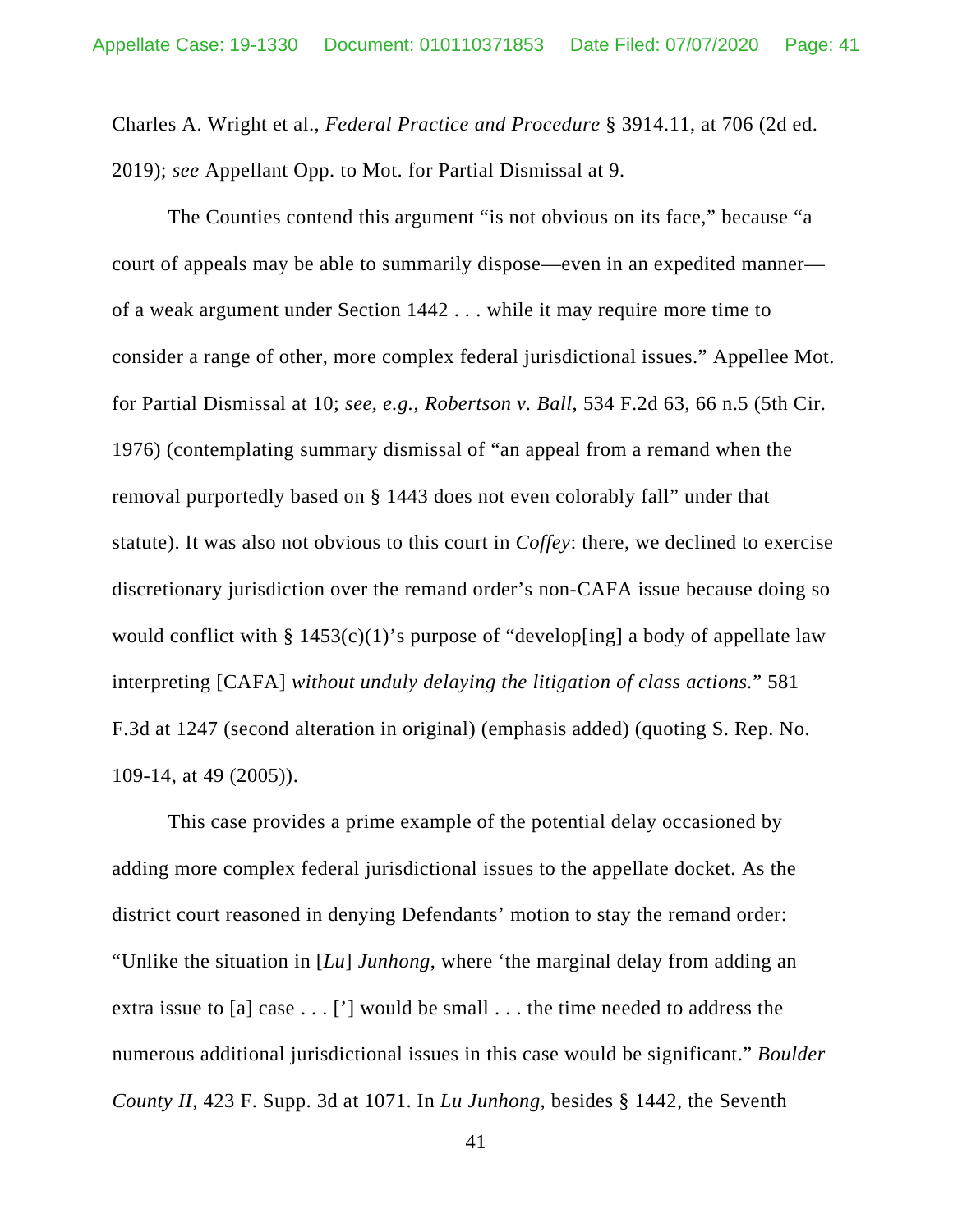Charles A. Wright et al., *Federal Practice and Procedure* § 3914.11, at 706 (2d ed. 2019); *see* Appellant Opp. to Mot. for Partial Dismissal at 9.

The Counties contend this argument "is not obvious on its face," because "a court of appeals may be able to summarily dispose—even in an expedited manner—of a weak argument under Section 1442 . . . while it may require more time to consider a range of other, more complex federal jurisdictional issues." Appellee Mot. for Partial Dismissal at 10; *see, e.g.*, *Robertson v. Ball*, 534 F.2d 63, 66 n.5 (5th Cir. 1976) (contemplating summary dismissal of "an appeal from a remand when the removal purportedly based on § 1443 does not even colorably fall" under that statute). It was also not obvious to this court in *Coffey*: there, we declined to exercise discretionary jurisdiction over the remand order's non-CAFA issue because doing so would conflict with § 1453(c)(1)'s purpose of "develop[ing] a body of appellate law interpreting [CAFA] *without unduly delaying the litigation of class actions.*" 581 F.3d at 1247 (second alteration in original) (emphasis added) (quoting S. Rep. No. 109-14, at 49 (2005)).

This case provides a prime example of the potential delay occasioned by adding more complex federal jurisdictional issues to the appellate docket. As the district court reasoned in denying Defendants' motion to stay the remand order: "Unlike the situation in [*Lu*] *Junhong*, where 'the marginal delay from adding an extra issue to [a] case . . . ['] would be small . . . the time needed to address the numerous additional jurisdictional issues in this case would be significant." *Boulder County II*, 423 F. Supp. 3d at 1071. In *Lu Junhong*, besides § 1442, the Seventh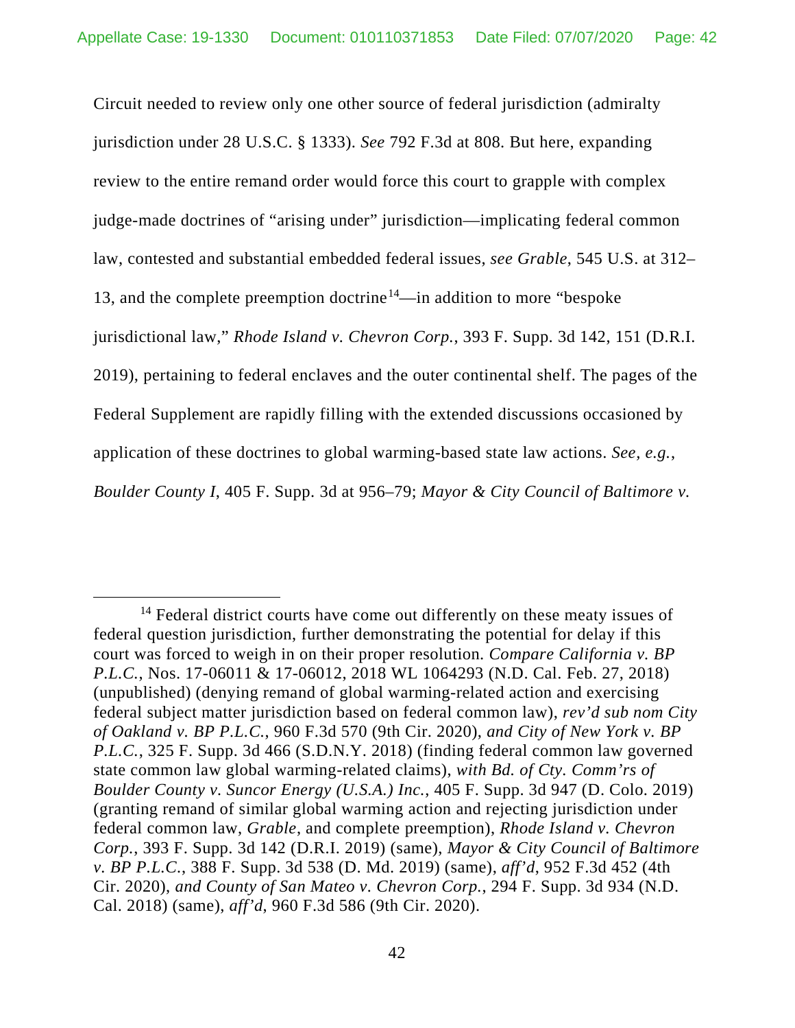Circuit needed to review only one other source of federal jurisdiction (admiralty jurisdiction under 28 U.S.C. § 1333). *See* 792 F.3d at 808. But here, expanding review to the entire remand order would force this court to grapple with complex judge-made doctrines of "arising under" jurisdiction—implicating federal common law, contested and substantial embedded federal issues, *see Grable*, 545 U.S. at 312–13, and the complete preemption doctrine[14]—in addition to more "bespoke jurisdictional law," *Rhode Island v. Chevron Corp.*, 393 F. Supp. 3d 142, 151 (D.R.I. 2019), pertaining to federal enclaves and the outer continental shelf. The pages of the Federal Supplement are rapidly filling with the extended discussions occasioned by application of these doctrines to global warming-based state law actions. *See, e.g.*, *Boulder County I*, 405 F. Supp. 3d at 956–79; *Mayor & City Council of Baltimore v.*

[14] Federal district courts have come out differently on these meaty issues of federal question jurisdiction, further demonstrating the potential for delay if this court was forced to weigh in on their proper resolution. *Compare California v. BP P.L.C.*, Nos. 17-06011 & 17-06012, 2018 WL 1064293 (N.D. Cal. Feb. 27, 2018) (unpublished) (denying remand of global warming-related action and exercising federal subject matter jurisdiction based on federal common law), *rev'd sub nom City of Oakland v. BP P.L.C.*, 960 F.3d 570 (9th Cir. 2020), *and City of New York v. BP P.L.C.*, 325 F. Supp. 3d 466 (S.D.N.Y. 2018) (finding federal common law governed state common law global warming-related claims), *with Bd. of Cty. Comm'rs of Boulder County v. Suncor Energy (U.S.A.) Inc.*, 405 F. Supp. 3d 947 (D. Colo. 2019) (granting remand of similar global warming action and rejecting jurisdiction under federal common law, *Grable*, and complete preemption), *Rhode Island v. Chevron Corp.*, 393 F. Supp. 3d 142 (D.R.I. 2019) (same), *Mayor & City Council of Baltimore v. BP P.L.C.*, 388 F. Supp. 3d 538 (D. Md. 2019) (same), *aff'd*, 952 F.3d 452 (4th Cir. 2020), *and County of San Mateo v. Chevron Corp.*, 294 F. Supp. 3d 934 (N.D. Cal. 2018) (same), *aff'd*, 960 F.3d 586 (9th Cir. 2020).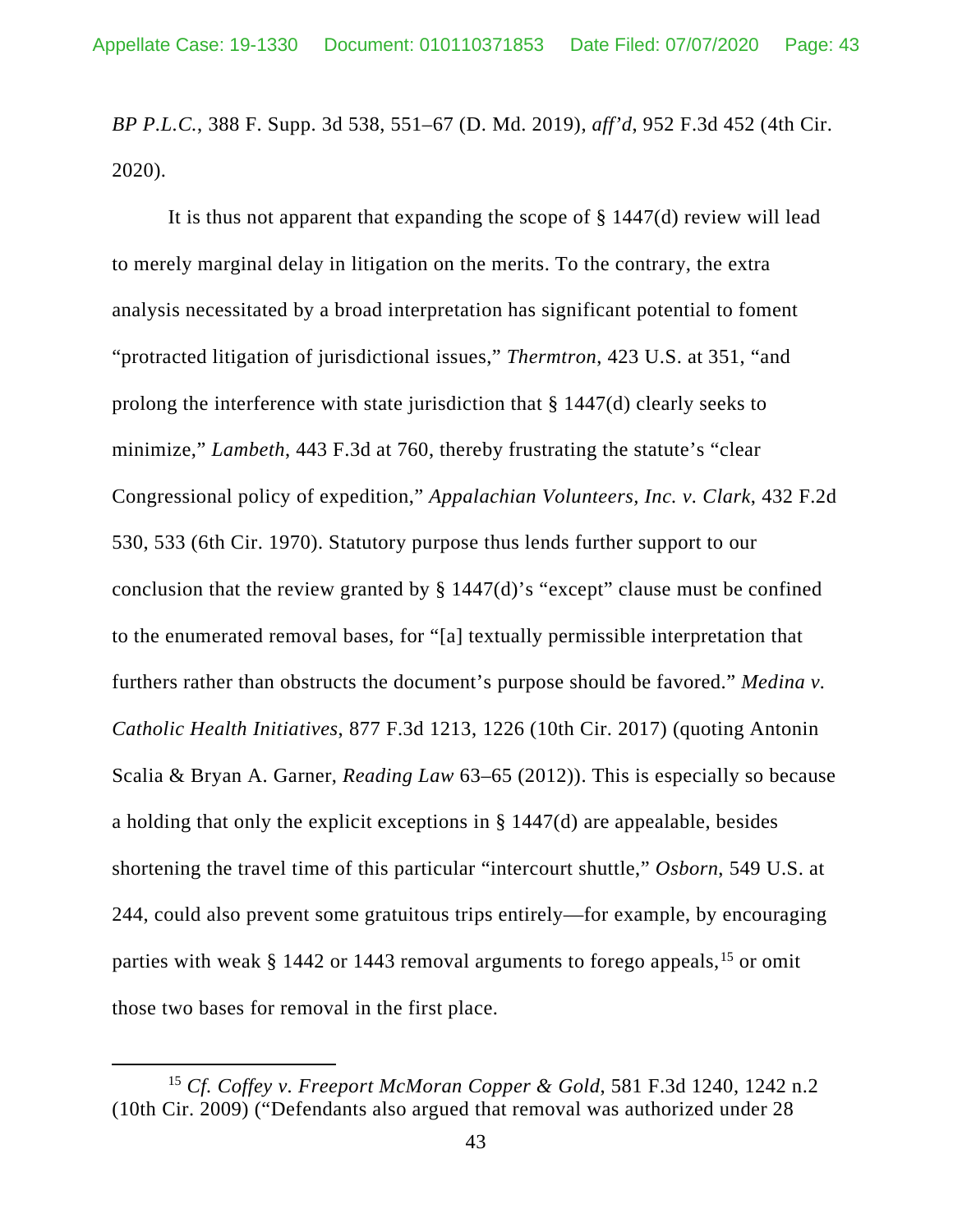*BP P.L.C.*, 388 F. Supp. 3d 538, 551–67 (D. Md. 2019), *aff'd*, 952 F.3d 452 (4th Cir. 2020).

It is thus not apparent that expanding the scope of § 1447(d) review will lead to merely marginal delay in litigation on the merits. To the contrary, the extra analysis necessitated by a broad interpretation has significant potential to foment "protracted litigation of jurisdictional issues," *Thermtron*, 423 U.S. at 351, "and prolong the interference with state jurisdiction that § 1447(d) clearly seeks to minimize," *Lambeth*, 443 F.3d at 760, thereby frustrating the statute's "clear Congressional policy of expedition," *Appalachian Volunteers, Inc. v. Clark*, 432 F.2d 530, 533 (6th Cir. 1970). Statutory purpose thus lends further support to our conclusion that the review granted by § 1447(d)'s "except" clause must be confined to the enumerated removal bases, for "[a] textually permissible interpretation that furthers rather than obstructs the document's purpose should be favored." *Medina v. Catholic Health Initiatives*, 877 F.3d 1213, 1226 (10th Cir. 2017) (quoting Antonin Scalia & Bryan A. Garner, *Reading Law* 63–65 (2012)). This is especially so because a holding that only the explicit exceptions in § 1447(d) are appealable, besides shortening the travel time of this particular "intercourt shuttle," *Osborn*, 549 U.S. at 244, could also prevent some gratuitous trips entirely—for example, by encouraging parties with weak § 1442 or 1443 removal arguments to forego appeals,[15] or omit those two bases for removal in the first place.

[15] *Cf. Coffey v. Freeport McMoran Copper & Gold*, 581 F.3d 1240, 1242 n.2 (10th Cir. 2009) ("Defendants also argued that removal was authorized under 28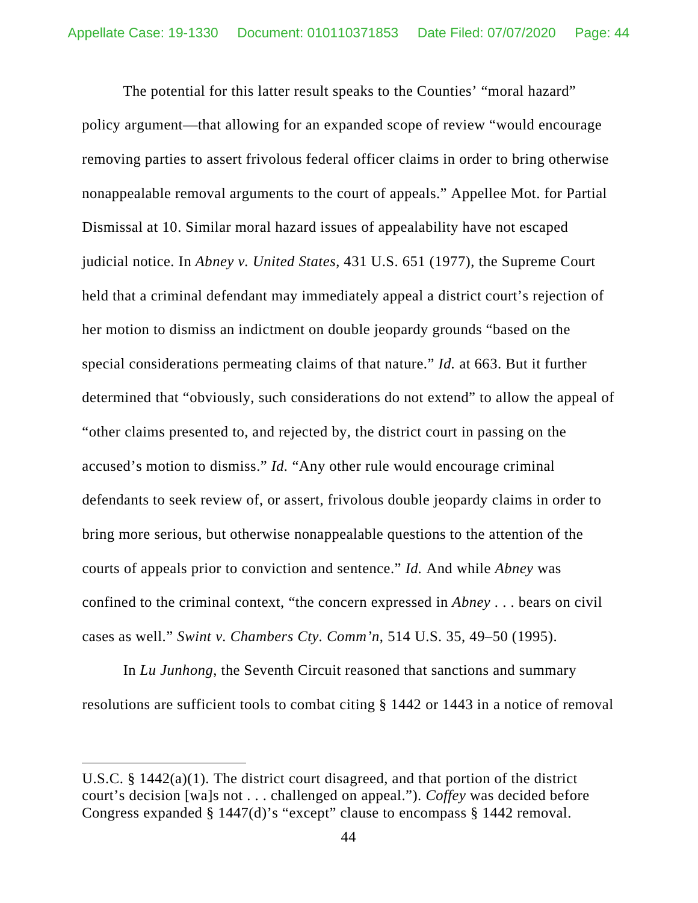The potential for this latter result speaks to the Counties' "moral hazard" policy argument—that allowing for an expanded scope of review "would encourage removing parties to assert frivolous federal officer claims in order to bring otherwise nonappealable removal arguments to the court of appeals." Appellee Mot. for Partial Dismissal at 10. Similar moral hazard issues of appealability have not escaped judicial notice. In *Abney v. United States*, 431 U.S. 651 (1977), the Supreme Court held that a criminal defendant may immediately appeal a district court's rejection of her motion to dismiss an indictment on double jeopardy grounds "based on the special considerations permeating claims of that nature." *Id.* at 663. But it further determined that "obviously, such considerations do not extend" to allow the appeal of "other claims presented to, and rejected by, the district court in passing on the accused's motion to dismiss." *Id.* "Any other rule would encourage criminal defendants to seek review of, or assert, frivolous double jeopardy claims in order to bring more serious, but otherwise nonappealable questions to the attention of the courts of appeals prior to conviction and sentence." *Id.* And while *Abney* was confined to the criminal context, "the concern expressed in *Abney* . . . bears on civil cases as well." *Swint v. Chambers Cty. Comm'n*, 514 U.S. 35, 49–50 (1995).

In *Lu Junhong*, the Seventh Circuit reasoned that sanctions and summary resolutions are sufficient tools to combat citing § 1442 or 1443 in a notice of removal

---

U.S.C. § 1442(a)(1). The district court disagreed, and that portion of the district court's decision [wa]s not . . . challenged on appeal."). *Coffey* was decided before Congress expanded § 1447(d)'s "except" clause to encompass § 1442 removal.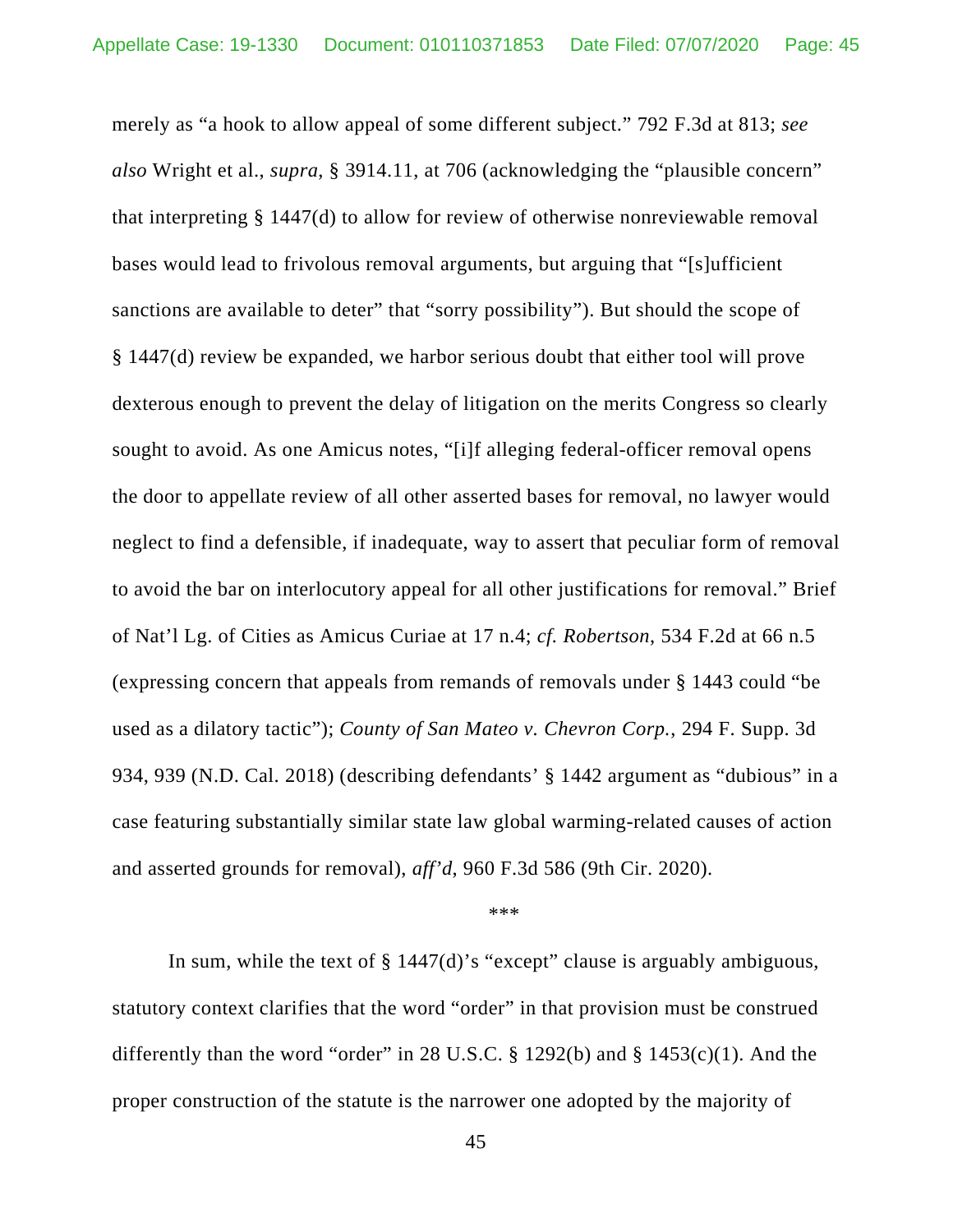merely as "a hook to allow appeal of some different subject." 792 F.3d at 813; *see also* Wright et al., *supra*, § 3914.11, at 706 (acknowledging the "plausible concern" that interpreting § 1447(d) to allow for review of otherwise nonreviewable removal bases would lead to frivolous removal arguments, but arguing that "[s]ufficient sanctions are available to deter" that "sorry possibility"). But should the scope of § 1447(d) review be expanded, we harbor serious doubt that either tool will prove dexterous enough to prevent the delay of litigation on the merits Congress so clearly sought to avoid. As one Amicus notes, "[i]f alleging federal-officer removal opens the door to appellate review of all other asserted bases for removal, no lawyer would neglect to find a defensible, if inadequate, way to assert that peculiar form of removal to avoid the bar on interlocutory appeal for all other justifications for removal." Brief of Nat'l Lg. of Cities as Amicus Curiae at 17 n.4; *cf. Robertson*, 534 F.2d at 66 n.5 (expressing concern that appeals from remands of removals under § 1443 could "be used as a dilatory tactic"); *County of San Mateo v. Chevron Corp.*, 294 F. Supp. 3d 934, 939 (N.D. Cal. 2018) (describing defendants' § 1442 argument as "dubious" in a case featuring substantially similar state law global warming-related causes of action and asserted grounds for removal), *aff'd*, 960 F.3d 586 (9th Cir. 2020).

\*\*\*

In sum, while the text of § 1447(d)'s "except" clause is arguably ambiguous, statutory context clarifies that the word "order" in that provision must be construed differently than the word "order" in 28 U.S.C. § 1292(b) and § 1453(c)(1). And the proper construction of the statute is the narrower one adopted by the majority of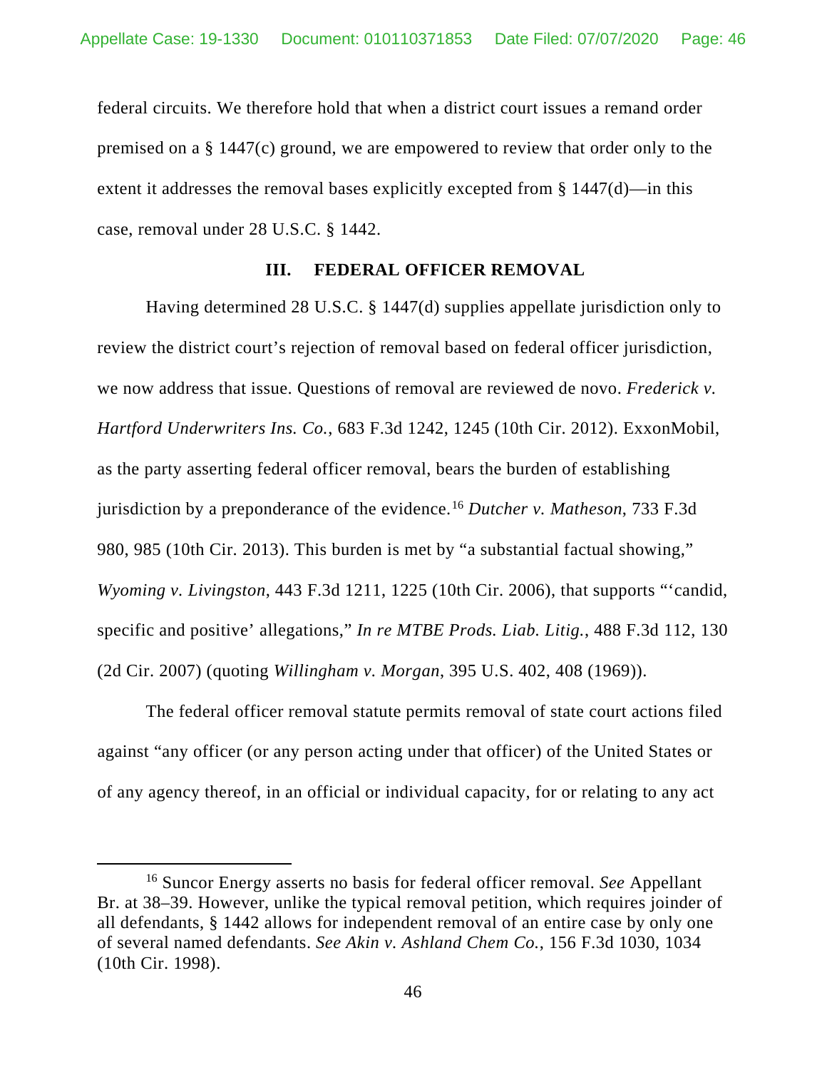federal circuits. We therefore hold that when a district court issues a remand order premised on a § 1447(c) ground, we are empowered to review that order only to the extent it addresses the removal bases explicitly excepted from § 1447(d)—in this case, removal under 28 U.S.C. § 1442.

## III. FEDERAL OFFICER REMOVAL

Having determined 28 U.S.C. § 1447(d) supplies appellate jurisdiction only to review the district court's rejection of removal based on federal officer jurisdiction, we now address that issue. Questions of removal are reviewed de novo. *Frederick v. Hartford Underwriters Ins. Co.*, 683 F.3d 1242, 1245 (10th Cir. 2012). ExxonMobil, as the party asserting federal officer removal, bears the burden of establishing jurisdiction by a preponderance of the evidence.[16] *Dutcher v. Matheson*, 733 F.3d 980, 985 (10th Cir. 2013). This burden is met by "a substantial factual showing," *Wyoming v. Livingston*, 443 F.3d 1211, 1225 (10th Cir. 2006), that supports "'candid, specific and positive' allegations," *In re MTBE Prods. Liab. Litig.*, 488 F.3d 112, 130 (2d Cir. 2007) (quoting *Willingham v. Morgan*, 395 U.S. 402, 408 (1969)).

The federal officer removal statute permits removal of state court actions filed against "any officer (or any person acting under that officer) of the United States or of any agency thereof, in an official or individual capacity, for or relating to any act

---

[16] Suncor Energy asserts no basis for federal officer removal. *See* Appellant Br. at 38–39. However, unlike the typical removal petition, which requires joinder of all defendants, § 1442 allows for independent removal of an entire case by only one of several named defendants. *See Akin v. Ashland Chem Co.*, 156 F.3d 1030, 1034 (10th Cir. 1998).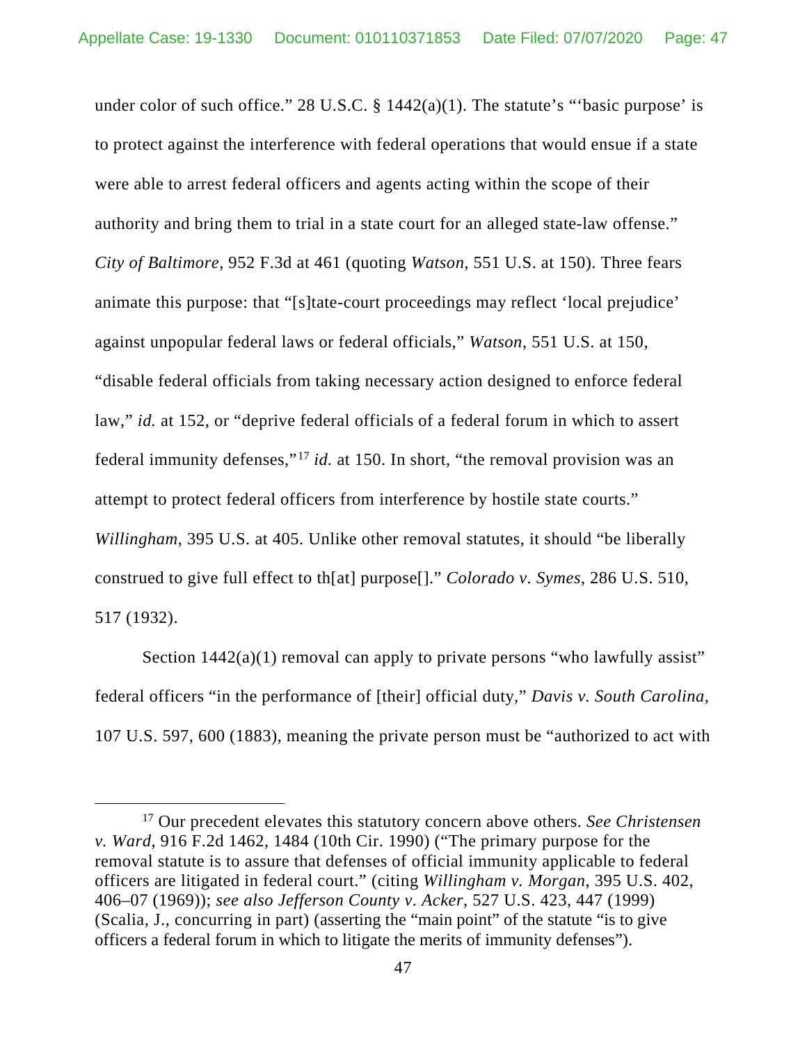under color of such office." 28 U.S.C. § 1442(a)(1). The statute's "'basic purpose' is to protect against the interference with federal operations that would ensue if a state were able to arrest federal officers and agents acting within the scope of their authority and bring them to trial in a state court for an alleged state-law offense." *City of Baltimore*, 952 F.3d at 461 (quoting *Watson*, 551 U.S. at 150). Three fears animate this purpose: that "[s]tate-court proceedings may reflect 'local prejudice' against unpopular federal laws or federal officials," *Watson*, 551 U.S. at 150, "disable federal officials from taking necessary action designed to enforce federal law," *id.* at 152, or "deprive federal officials of a federal forum in which to assert federal immunity defenses,"[17] *id.* at 150. In short, "the removal provision was an attempt to protect federal officers from interference by hostile state courts." *Willingham*, 395 U.S. at 405. Unlike other removal statutes, it should "be liberally construed to give full effect to th[at] purpose[]." *Colorado v. Symes*, 286 U.S. 510, 517 (1932).

Section 1442(a)(1) removal can apply to private persons "who lawfully assist" federal officers "in the performance of [their] official duty," *Davis v. South Carolina*, 107 U.S. 597, 600 (1883), meaning the private person must be "authorized to act with

[17] Our precedent elevates this statutory concern above others. *See Christensen v. Ward*, 916 F.2d 1462, 1484 (10th Cir. 1990) ("The primary purpose for the removal statute is to assure that defenses of official immunity applicable to federal officers are litigated in federal court." (citing *Willingham v. Morgan*, 395 U.S. 402, 406–07 (1969)); *see also Jefferson County v. Acker*, 527 U.S. 423, 447 (1999) (Scalia, J., concurring in part) (asserting the "main point" of the statute "is to give officers a federal forum in which to litigate the merits of immunity defenses").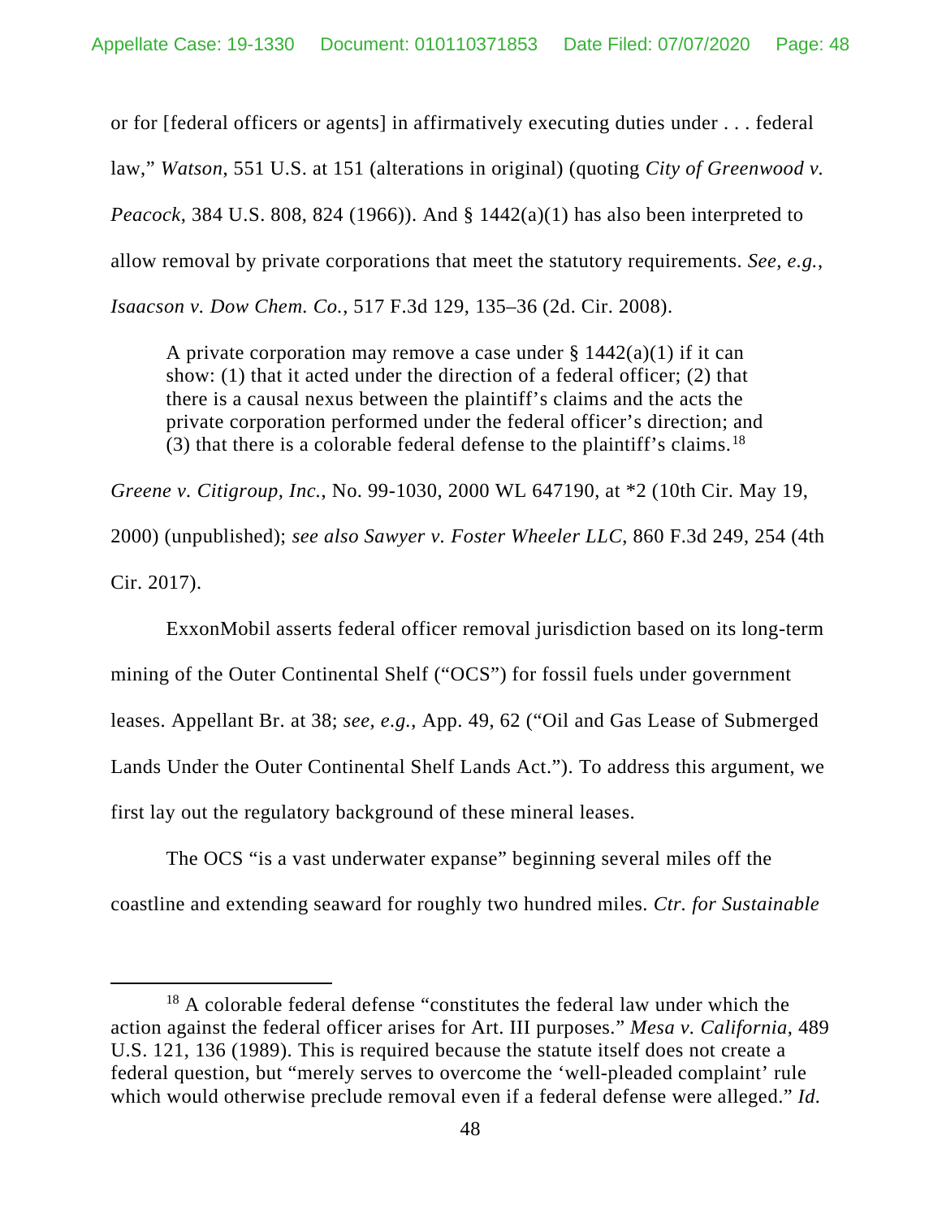or for [federal officers or agents] in affirmatively executing duties under . . . federal law," *Watson*, 551 U.S. at 151 (alterations in original) (quoting *City of Greenwood v. Peacock*, 384 U.S. 808, 824 (1966)). And § 1442(a)(1) has also been interpreted to allow removal by private corporations that meet the statutory requirements. *See, e.g.*, *Isaacson v. Dow Chem. Co.*, 517 F.3d 129, 135–36 (2d. Cir. 2008).

> A private corporation may remove a case under § 1442(a)(1) if it can show: (1) that it acted under the direction of a federal officer; (2) that there is a causal nexus between the plaintiff's claims and the acts the private corporation performed under the federal officer's direction; and (3) that there is a colorable federal defense to the plaintiff's claims.[18]

*Greene v. Citigroup, Inc.*, No. 99-1030, 2000 WL 647190, at *2 (10th Cir. May 19, 2000) (unpublished); *see also Sawyer v. Foster Wheeler LLC*, 860 F.3d 249, 254 (4th Cir. 2017).

ExxonMobil asserts federal officer removal jurisdiction based on its long-term mining of the Outer Continental Shelf ("OCS") for fossil fuels under government leases. Appellant Br. at 38; *see, e.g.*, App. 49, 62 ("Oil and Gas Lease of Submerged Lands Under the Outer Continental Shelf Lands Act."). To address this argument, we first lay out the regulatory background of these mineral leases.

The OCS "is a vast underwater expanse" beginning several miles off the coastline and extending seaward for roughly two hundred miles. *Ctr. for Sustainable*

---

[18] A colorable federal defense "constitutes the federal law under which the action against the federal officer arises for Art. III purposes." *Mesa v. California*, 489 U.S. 121, 136 (1989). This is required because the statute itself does not create a federal question, but "merely serves to overcome the 'well-pleaded complaint' rule which would otherwise preclude removal even if a federal defense were alleged." *Id.*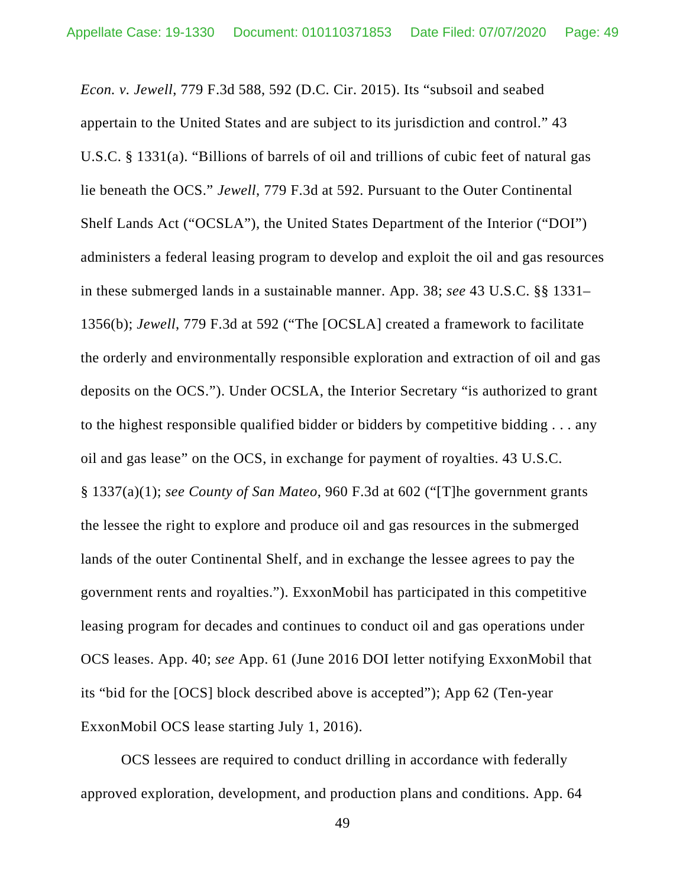*Econ. v. Jewell*, 779 F.3d 588, 592 (D.C. Cir. 2015). Its "subsoil and seabed appertain to the United States and are subject to its jurisdiction and control." 43 U.S.C. § 1331(a). "Billions of barrels of oil and trillions of cubic feet of natural gas lie beneath the OCS." *Jewell*, 779 F.3d at 592. Pursuant to the Outer Continental Shelf Lands Act ("OCSLA"), the United States Department of the Interior ("DOI") administers a federal leasing program to develop and exploit the oil and gas resources in these submerged lands in a sustainable manner. App. 38; *see* 43 U.S.C. §§ 1331–1356(b); *Jewell*, 779 F.3d at 592 ("The [OCSLA] created a framework to facilitate the orderly and environmentally responsible exploration and extraction of oil and gas deposits on the OCS."). Under OCSLA, the Interior Secretary "is authorized to grant to the highest responsible qualified bidder or bidders by competitive bidding . . . any oil and gas lease" on the OCS, in exchange for payment of royalties. 43 U.S.C. § 1337(a)(1); *see County of San Mateo*, 960 F.3d at 602 ("[T]he government grants the lessee the right to explore and produce oil and gas resources in the submerged lands of the outer Continental Shelf, and in exchange the lessee agrees to pay the government rents and royalties."). ExxonMobil has participated in this competitive leasing program for decades and continues to conduct oil and gas operations under OCS leases. App. 40; *see* App. 61 (June 2016 DOI letter notifying ExxonMobil that its "bid for the [OCS] block described above is accepted"); App 62 (Ten-year ExxonMobil OCS lease starting July 1, 2016).

OCS lessees are required to conduct drilling in accordance with federally approved exploration, development, and production plans and conditions. App. 64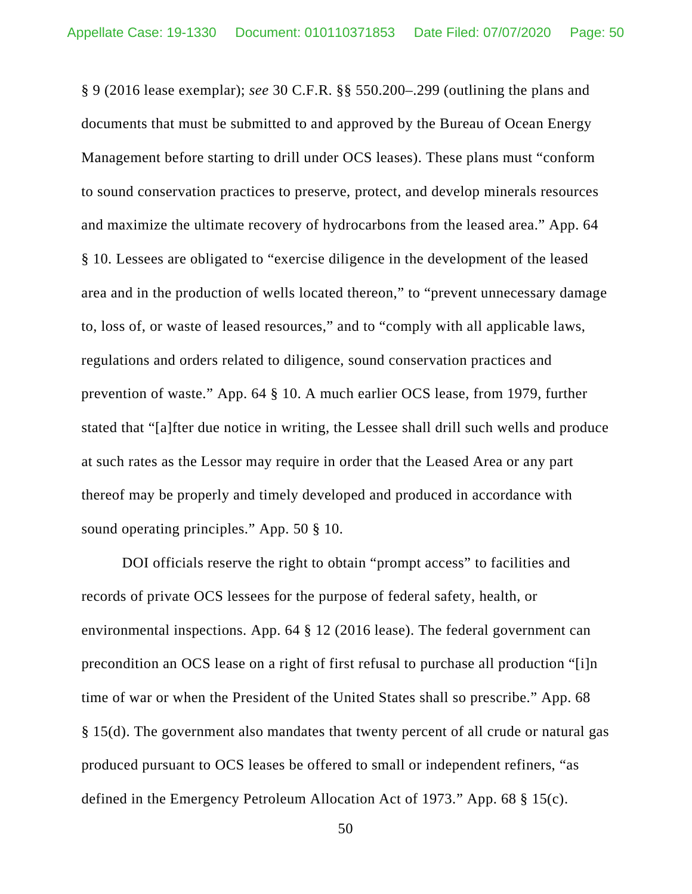§ 9 (2016 lease exemplar); *see* 30 C.F.R. §§ 550.200–.299 (outlining the plans and documents that must be submitted to and approved by the Bureau of Ocean Energy Management before starting to drill under OCS leases). These plans must "conform to sound conservation practices to preserve, protect, and develop minerals resources and maximize the ultimate recovery of hydrocarbons from the leased area." App. 64 § 10. Lessees are obligated to "exercise diligence in the development of the leased area and in the production of wells located thereon," to "prevent unnecessary damage to, loss of, or waste of leased resources," and to "comply with all applicable laws, regulations and orders related to diligence, sound conservation practices and prevention of waste." App. 64 § 10. A much earlier OCS lease, from 1979, further stated that "[a]fter due notice in writing, the Lessee shall drill such wells and produce at such rates as the Lessor may require in order that the Leased Area or any part thereof may be properly and timely developed and produced in accordance with sound operating principles." App. 50 § 10.

DOI officials reserve the right to obtain "prompt access" to facilities and records of private OCS lessees for the purpose of federal safety, health, or environmental inspections. App. 64 § 12 (2016 lease). The federal government can precondition an OCS lease on a right of first refusal to purchase all production "[i]n time of war or when the President of the United States shall so prescribe." App. 68 § 15(d). The government also mandates that twenty percent of all crude or natural gas produced pursuant to OCS leases be offered to small or independent refiners, "as defined in the Emergency Petroleum Allocation Act of 1973." App. 68 § 15(c).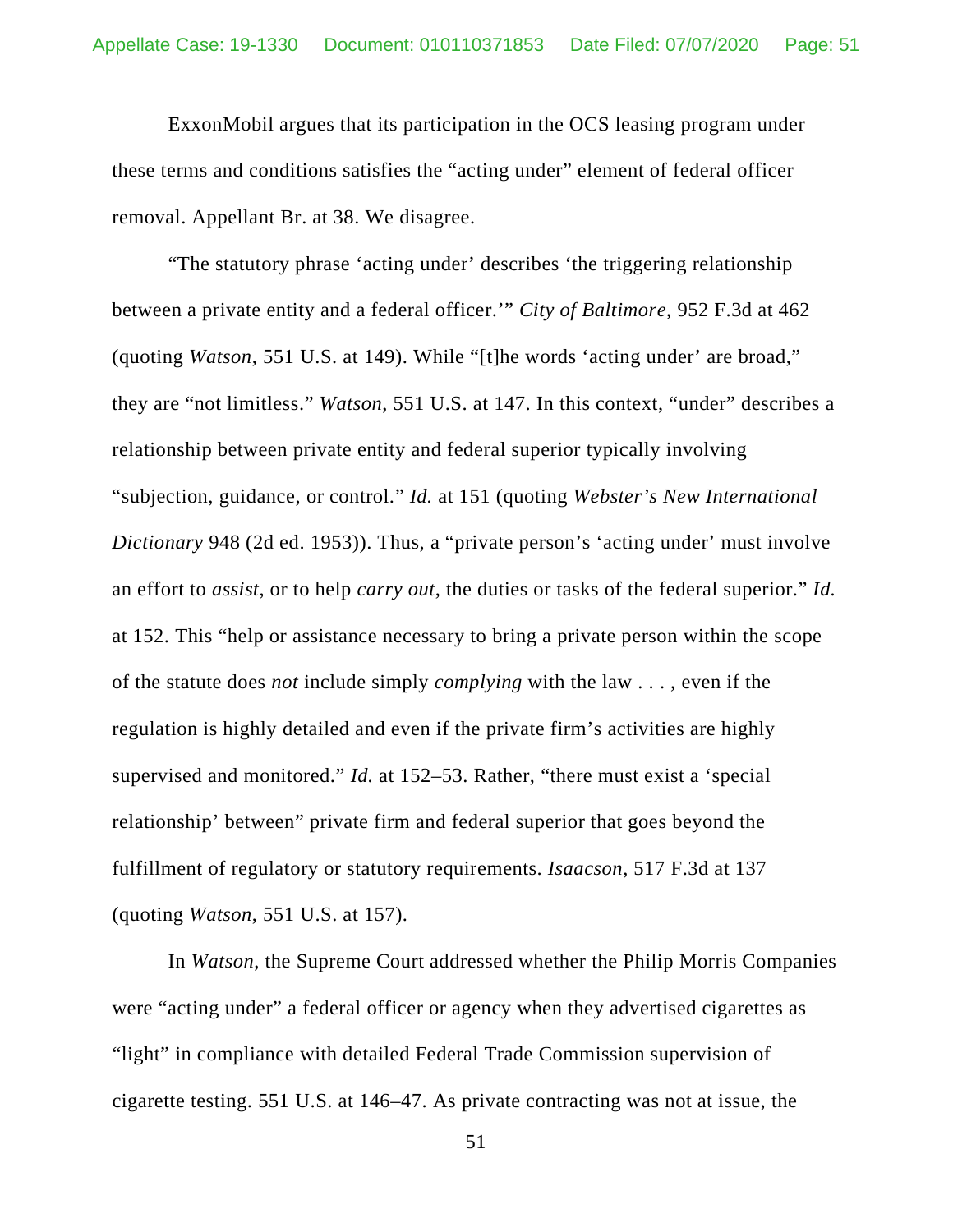ExxonMobil argues that its participation in the OCS leasing program under these terms and conditions satisfies the "acting under" element of federal officer removal. Appellant Br. at 38. We disagree.

"The statutory phrase 'acting under' describes 'the triggering relationship between a private entity and a federal officer.'" *City of Baltimore*, 952 F.3d at 462 (quoting *Watson*, 551 U.S. at 149). While "[t]he words 'acting under' are broad," they are "not limitless." *Watson*, 551 U.S. at 147. In this context, "under" describes a relationship between private entity and federal superior typically involving "subjection, guidance, or control." *Id.* at 151 (quoting *Webster's New International Dictionary* 948 (2d ed. 1953)). Thus, a "private person's 'acting under' must involve an effort to *assist*, or to help *carry out*, the duties or tasks of the federal superior." *Id.* at 152. This "help or assistance necessary to bring a private person within the scope of the statute does *not* include simply *complying* with the law . . . , even if the regulation is highly detailed and even if the private firm's activities are highly supervised and monitored." *Id.* at 152–53. Rather, "there must exist a 'special relationship' between" private firm and federal superior that goes beyond the fulfillment of regulatory or statutory requirements. *Isaacson*, 517 F.3d at 137 (quoting *Watson*, 551 U.S. at 157).

In *Watson*, the Supreme Court addressed whether the Philip Morris Companies were "acting under" a federal officer or agency when they advertised cigarettes as "light" in compliance with detailed Federal Trade Commission supervision of cigarette testing. 551 U.S. at 146–47. As private contracting was not at issue, the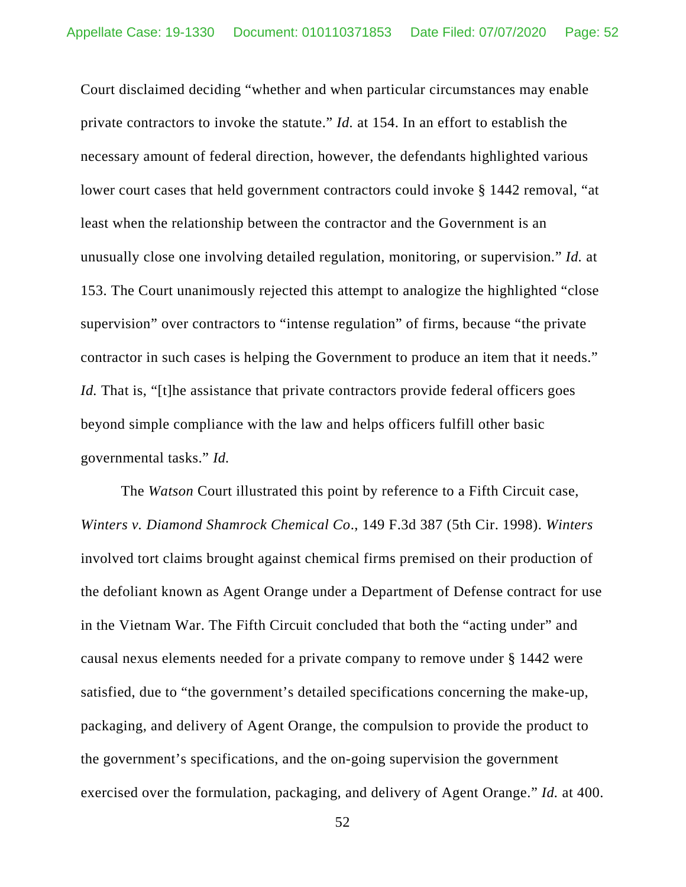Court disclaimed deciding "whether and when particular circumstances may enable private contractors to invoke the statute." *Id.* at 154. In an effort to establish the necessary amount of federal direction, however, the defendants highlighted various lower court cases that held government contractors could invoke § 1442 removal, "at least when the relationship between the contractor and the Government is an unusually close one involving detailed regulation, monitoring, or supervision." *Id.* at 153. The Court unanimously rejected this attempt to analogize the highlighted "close supervision" over contractors to "intense regulation" of firms, because "the private contractor in such cases is helping the Government to produce an item that it needs." *Id.* That is, "[t]he assistance that private contractors provide federal officers goes beyond simple compliance with the law and helps officers fulfill other basic governmental tasks." *Id.*

The *Watson* Court illustrated this point by reference to a Fifth Circuit case, *Winters v. Diamond Shamrock Chemical Co*., 149 F.3d 387 (5th Cir. 1998). *Winters* involved tort claims brought against chemical firms premised on their production of the defoliant known as Agent Orange under a Department of Defense contract for use in the Vietnam War. The Fifth Circuit concluded that both the "acting under" and causal nexus elements needed for a private company to remove under § 1442 were satisfied, due to "the government's detailed specifications concerning the make-up, packaging, and delivery of Agent Orange, the compulsion to provide the product to the government's specifications, and the on-going supervision the government exercised over the formulation, packaging, and delivery of Agent Orange." *Id.* at 400.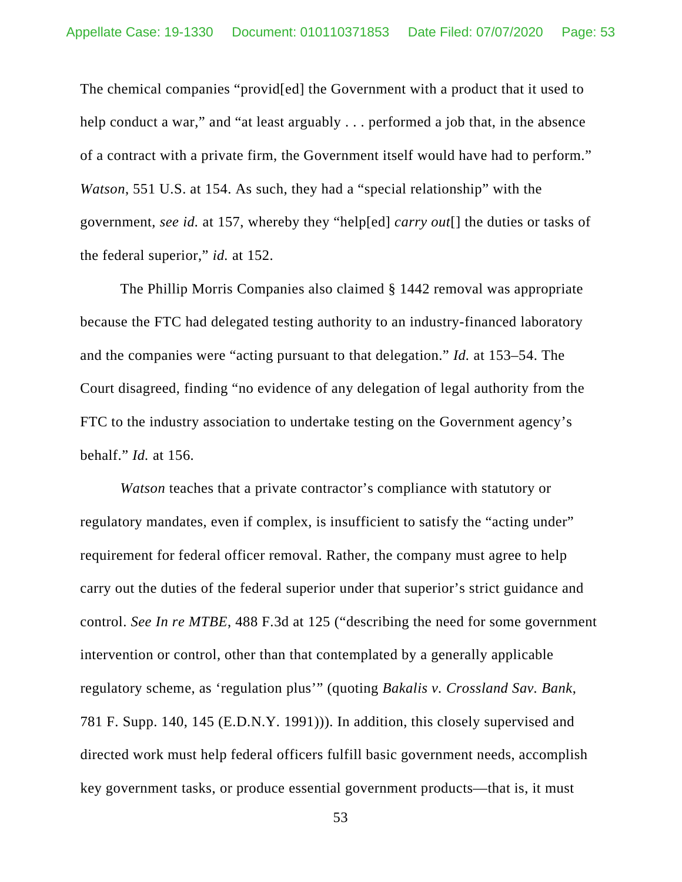The chemical companies "provid[ed] the Government with a product that it used to help conduct a war," and "at least arguably . . . performed a job that, in the absence of a contract with a private firm, the Government itself would have had to perform." *Watson*, 551 U.S. at 154. As such, they had a "special relationship" with the government, *see id.* at 157, whereby they "help[ed] *carry out*[] the duties or tasks of the federal superior," *id.* at 152.

The Phillip Morris Companies also claimed § 1442 removal was appropriate because the FTC had delegated testing authority to an industry-financed laboratory and the companies were "acting pursuant to that delegation." *Id.* at 153–54. The Court disagreed, finding "no evidence of any delegation of legal authority from the FTC to the industry association to undertake testing on the Government agency's behalf." *Id.* at 156.

*Watson* teaches that a private contractor's compliance with statutory or regulatory mandates, even if complex, is insufficient to satisfy the "acting under" requirement for federal officer removal. Rather, the company must agree to help carry out the duties of the federal superior under that superior's strict guidance and control. *See In re MTBE*, 488 F.3d at 125 ("describing the need for some government intervention or control, other than that contemplated by a generally applicable regulatory scheme, as 'regulation plus'" (quoting *Bakalis v. Crossland Sav. Bank*, 781 F. Supp. 140, 145 (E.D.N.Y. 1991))). In addition, this closely supervised and directed work must help federal officers fulfill basic government needs, accomplish key government tasks, or produce essential government products—that is, it must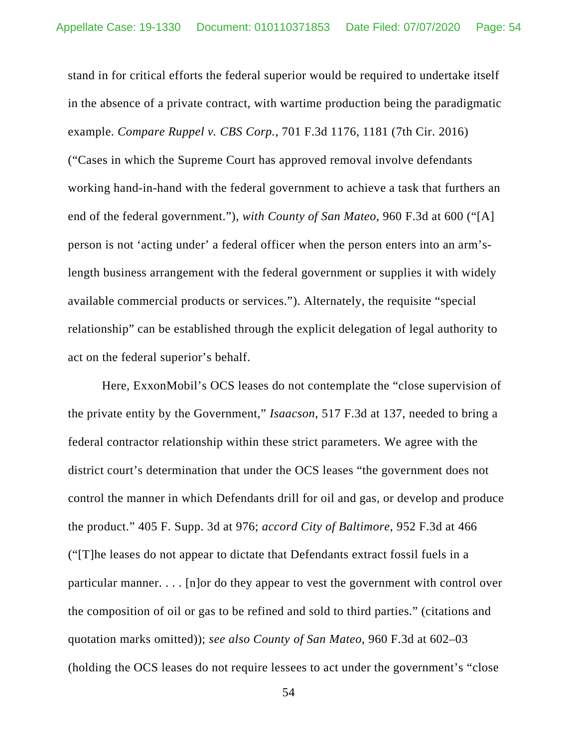stand in for critical efforts the federal superior would be required to undertake itself in the absence of a private contract, with wartime production being the paradigmatic example. *Compare Ruppel v. CBS Corp.*, 701 F.3d 1176, 1181 (7th Cir. 2016) ("Cases in which the Supreme Court has approved removal involve defendants working hand-in-hand with the federal government to achieve a task that furthers an end of the federal government."), *with County of San Mateo*, 960 F.3d at 600 ("[A] person is not 'acting under' a federal officer when the person enters into an arm's-length business arrangement with the federal government or supplies it with widely available commercial products or services."). Alternately, the requisite "special relationship" can be established through the explicit delegation of legal authority to act on the federal superior's behalf.

Here, ExxonMobil's OCS leases do not contemplate the "close supervision of the private entity by the Government," *Isaacson*, 517 F.3d at 137, needed to bring a federal contractor relationship within these strict parameters. We agree with the district court's determination that under the OCS leases "the government does not control the manner in which Defendants drill for oil and gas, or develop and produce the product." 405 F. Supp. 3d at 976; *accord City of Baltimore*, 952 F.3d at 466 ("[T]he leases do not appear to dictate that Defendants extract fossil fuels in a particular manner. . . . [n]or do they appear to vest the government with control over the composition of oil or gas to be refined and sold to third parties." (citations and quotation marks omitted)); *see also County of San Mateo*, 960 F.3d at 602–03 (holding the OCS leases do not require lessees to act under the government's "close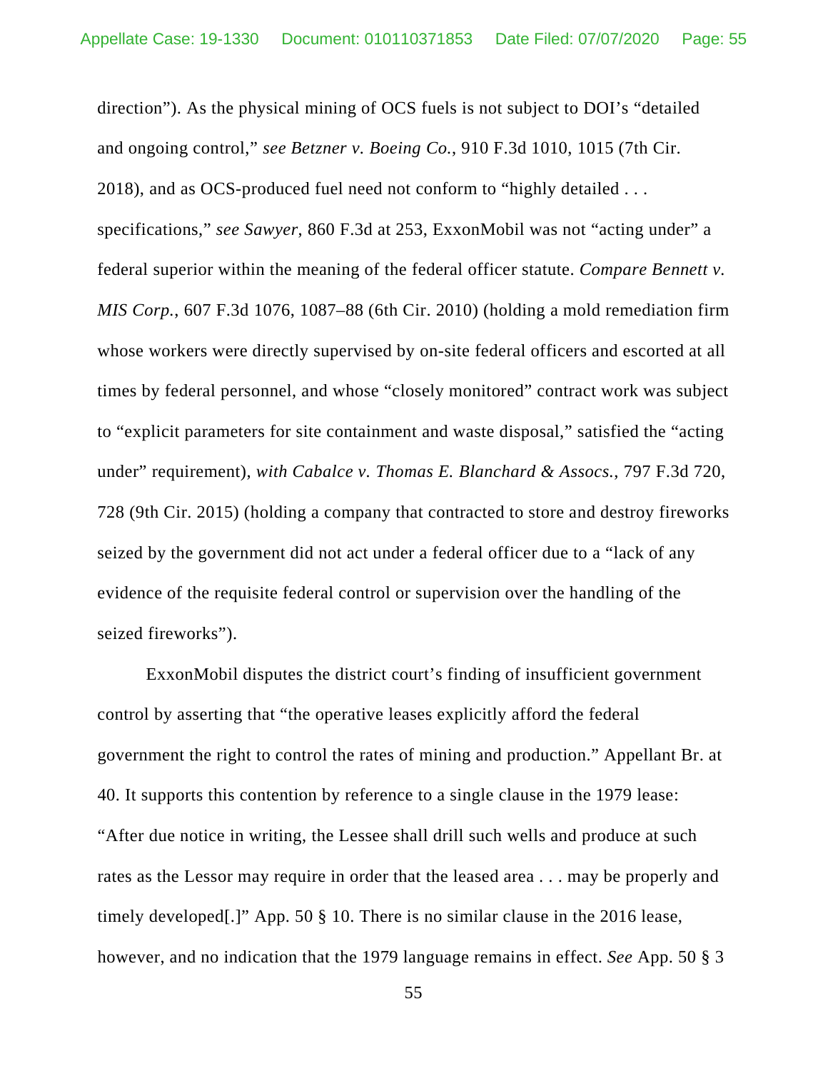direction"). As the physical mining of OCS fuels is not subject to DOI's "detailed and ongoing control," *see Betzner v. Boeing Co.*, 910 F.3d 1010, 1015 (7th Cir. 2018), and as OCS-produced fuel need not conform to "highly detailed . . . specifications," *see Sawyer*, 860 F.3d at 253, ExxonMobil was not "acting under" a federal superior within the meaning of the federal officer statute. *Compare Bennett v. MIS Corp.*, 607 F.3d 1076, 1087–88 (6th Cir. 2010) (holding a mold remediation firm whose workers were directly supervised by on-site federal officers and escorted at all times by federal personnel, and whose "closely monitored" contract work was subject to "explicit parameters for site containment and waste disposal," satisfied the "acting under" requirement), *with Cabalce v. Thomas E. Blanchard & Assocs.*, 797 F.3d 720, 728 (9th Cir. 2015) (holding a company that contracted to store and destroy fireworks seized by the government did not act under a federal officer due to a "lack of any evidence of the requisite federal control or supervision over the handling of the seized fireworks").

ExxonMobil disputes the district court's finding of insufficient government control by asserting that "the operative leases explicitly afford the federal government the right to control the rates of mining and production." Appellant Br. at 40. It supports this contention by reference to a single clause in the 1979 lease: "After due notice in writing, the Lessee shall drill such wells and produce at such rates as the Lessor may require in order that the leased area . . . may be properly and timely developed[.]" App. 50 § 10. There is no similar clause in the 2016 lease, however, and no indication that the 1979 language remains in effect. *See* App. 50 § 3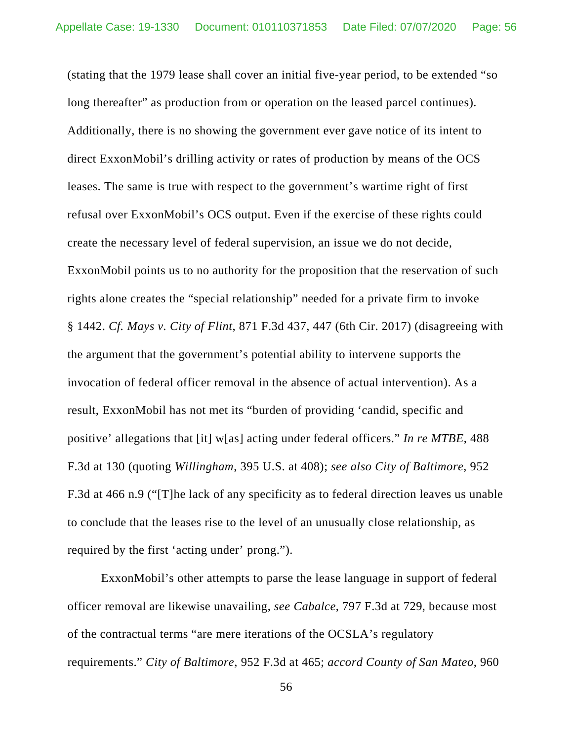(stating that the 1979 lease shall cover an initial five-year period, to be extended "so long thereafter" as production from or operation on the leased parcel continues). Additionally, there is no showing the government ever gave notice of its intent to direct ExxonMobil's drilling activity or rates of production by means of the OCS leases. The same is true with respect to the government's wartime right of first refusal over ExxonMobil's OCS output. Even if the exercise of these rights could create the necessary level of federal supervision, an issue we do not decide, ExxonMobil points us to no authority for the proposition that the reservation of such rights alone creates the "special relationship" needed for a private firm to invoke § 1442. *Cf. Mays v. City of Flint*, 871 F.3d 437, 447 (6th Cir. 2017) (disagreeing with the argument that the government's potential ability to intervene supports the invocation of federal officer removal in the absence of actual intervention). As a result, ExxonMobil has not met its "burden of providing 'candid, specific and positive' allegations that [it] w[as] acting under federal officers." *In re MTBE*, 488 F.3d at 130 (quoting *Willingham*, 395 U.S. at 408); *see also City of Baltimore*, 952 F.3d at 466 n.9 ("[T]he lack of any specificity as to federal direction leaves us unable to conclude that the leases rise to the level of an unusually close relationship, as required by the first 'acting under' prong.").

ExxonMobil's other attempts to parse the lease language in support of federal officer removal are likewise unavailing, *see Cabalce*, 797 F.3d at 729, because most of the contractual terms "are mere iterations of the OCSLA's regulatory requirements." *City of Baltimore*, 952 F.3d at 465; *accord County of San Mateo*, 960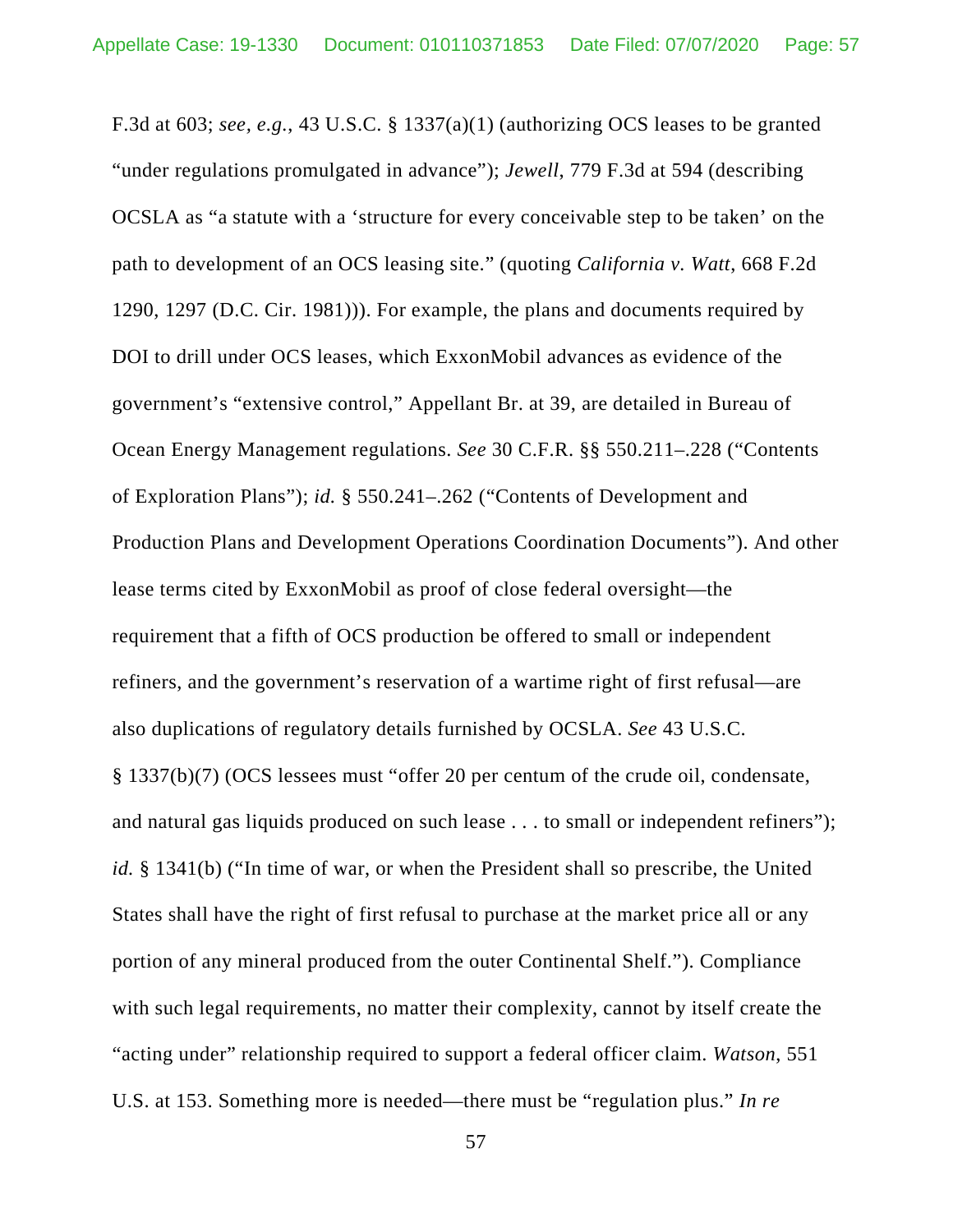F.3d at 603; *see, e.g.*, 43 U.S.C. § 1337(a)(1) (authorizing OCS leases to be granted "under regulations promulgated in advance"); *Jewell*, 779 F.3d at 594 (describing OCSLA as "a statute with a 'structure for every conceivable step to be taken' on the path to development of an OCS leasing site." (quoting *California v. Watt*, 668 F.2d 1290, 1297 (D.C. Cir. 1981))). For example, the plans and documents required by DOI to drill under OCS leases, which ExxonMobil advances as evidence of the government's "extensive control," Appellant Br. at 39, are detailed in Bureau of Ocean Energy Management regulations. *See* 30 C.F.R. §§ 550.211–.228 ("Contents of Exploration Plans"); *id.* § 550.241–.262 ("Contents of Development and Production Plans and Development Operations Coordination Documents"). And other lease terms cited by ExxonMobil as proof of close federal oversight—the requirement that a fifth of OCS production be offered to small or independent refiners, and the government's reservation of a wartime right of first refusal—are also duplications of regulatory details furnished by OCSLA. *See* 43 U.S.C. § 1337(b)(7) (OCS lessees must "offer 20 per centum of the crude oil, condensate, and natural gas liquids produced on such lease . . . to small or independent refiners"); *id.* § 1341(b) ("In time of war, or when the President shall so prescribe, the United States shall have the right of first refusal to purchase at the market price all or any portion of any mineral produced from the outer Continental Shelf."). Compliance with such legal requirements, no matter their complexity, cannot by itself create the "acting under" relationship required to support a federal officer claim. *Watson*, 551 U.S. at 153. Something more is needed—there must be "regulation plus." *In re*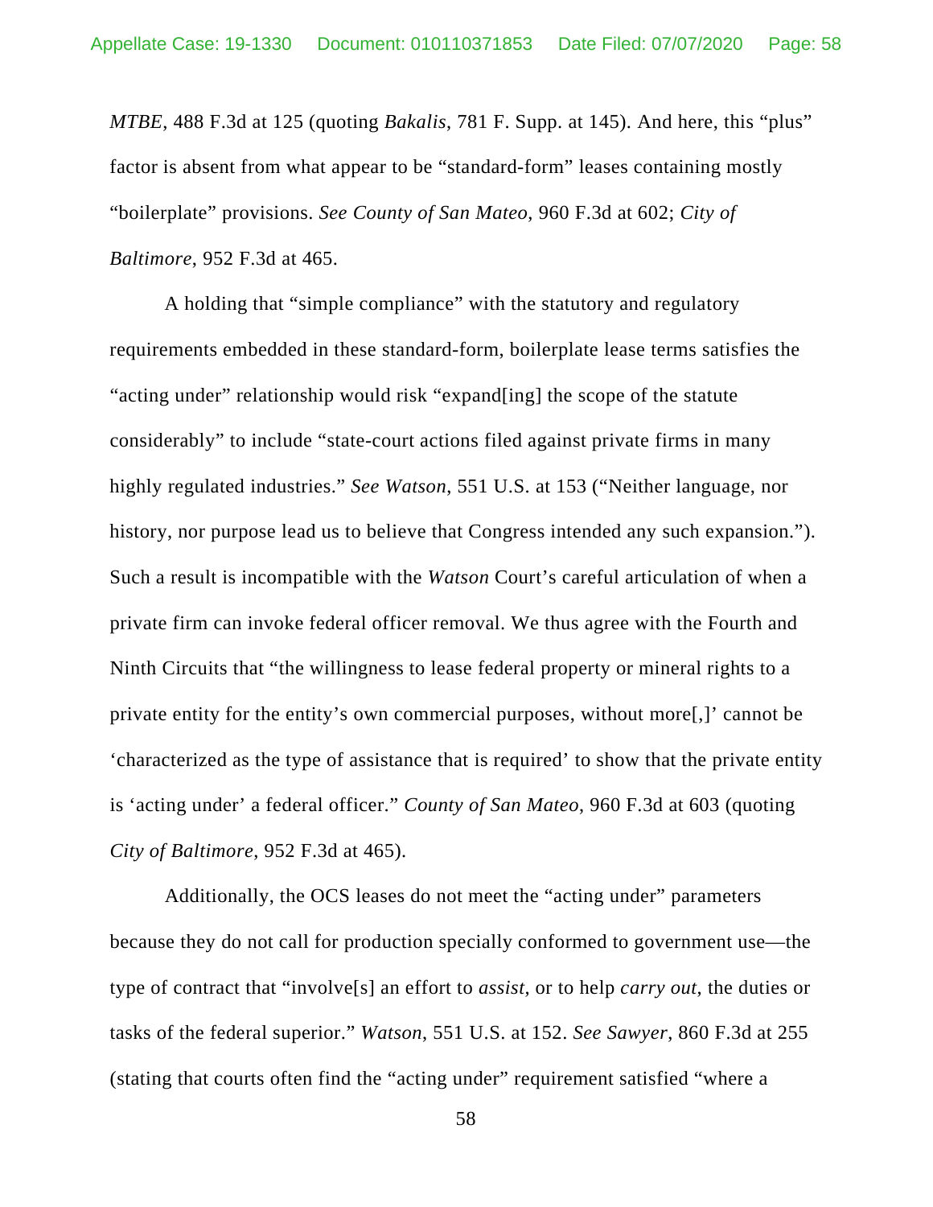*MTBE*, 488 F.3d at 125 (quoting *Bakalis*, 781 F. Supp. at 145). And here, this "plus" factor is absent from what appear to be "standard-form" leases containing mostly "boilerplate" provisions. *See County of San Mateo*, 960 F.3d at 602; *City of Baltimore*, 952 F.3d at 465.

A holding that "simple compliance" with the statutory and regulatory requirements embedded in these standard-form, boilerplate lease terms satisfies the "acting under" relationship would risk "expand[ing] the scope of the statute considerably" to include "state-court actions filed against private firms in many highly regulated industries." *See Watson*, 551 U.S. at 153 ("Neither language, nor history, nor purpose lead us to believe that Congress intended any such expansion."). Such a result is incompatible with the *Watson* Court's careful articulation of when a private firm can invoke federal officer removal. We thus agree with the Fourth and Ninth Circuits that "the willingness to lease federal property or mineral rights to a private entity for the entity's own commercial purposes, without more[,]' cannot be 'characterized as the type of assistance that is required' to show that the private entity is 'acting under' a federal officer." *County of San Mateo*, 960 F.3d at 603 (quoting *City of Baltimore*, 952 F.3d at 465).

Additionally, the OCS leases do not meet the "acting under" parameters because they do not call for production specially conformed to government use—the type of contract that "involve[s] an effort to *assist*, or to help *carry out*, the duties or tasks of the federal superior." *Watson*, 551 U.S. at 152. *See Sawyer*, 860 F.3d at 255 (stating that courts often find the "acting under" requirement satisfied "where a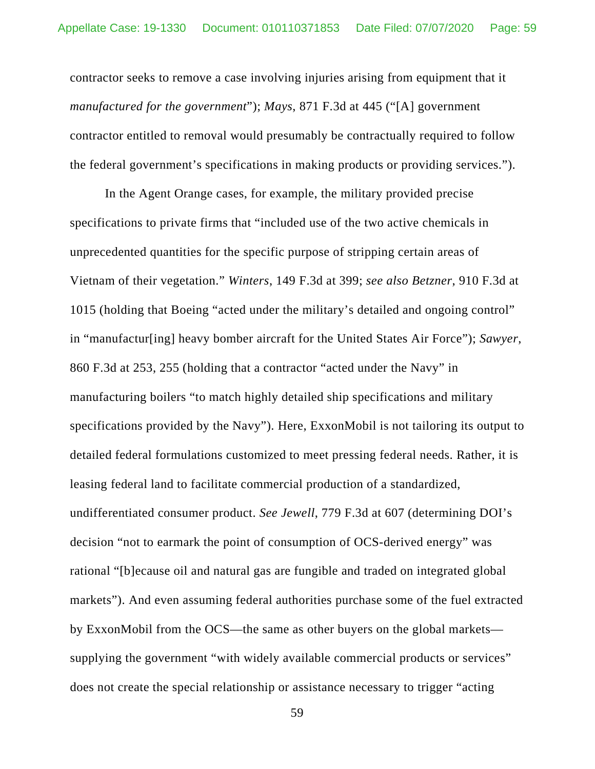contractor seeks to remove a case involving injuries arising from equipment that it *manufactured for the government*"); *Mays*, 871 F.3d at 445 ("[A] government contractor entitled to removal would presumably be contractually required to follow the federal government's specifications in making products or providing services.").

In the Agent Orange cases, for example, the military provided precise specifications to private firms that "included use of the two active chemicals in unprecedented quantities for the specific purpose of stripping certain areas of Vietnam of their vegetation." *Winters*, 149 F.3d at 399; *see also Betzner*, 910 F.3d at 1015 (holding that Boeing "acted under the military's detailed and ongoing control" in "manufactur[ing] heavy bomber aircraft for the United States Air Force"); *Sawyer*, 860 F.3d at 253, 255 (holding that a contractor "acted under the Navy" in manufacturing boilers "to match highly detailed ship specifications and military specifications provided by the Navy"). Here, ExxonMobil is not tailoring its output to detailed federal formulations customized to meet pressing federal needs. Rather, it is leasing federal land to facilitate commercial production of a standardized, undifferentiated consumer product. *See Jewell*, 779 F.3d at 607 (determining DOI's decision "not to earmark the point of consumption of OCS-derived energy" was rational "[b]ecause oil and natural gas are fungible and traded on integrated global markets"). And even assuming federal authorities purchase some of the fuel extracted by ExxonMobil from the OCS—the same as other buyers on the global markets—supplying the government "with widely available commercial products or services" does not create the special relationship or assistance necessary to trigger "acting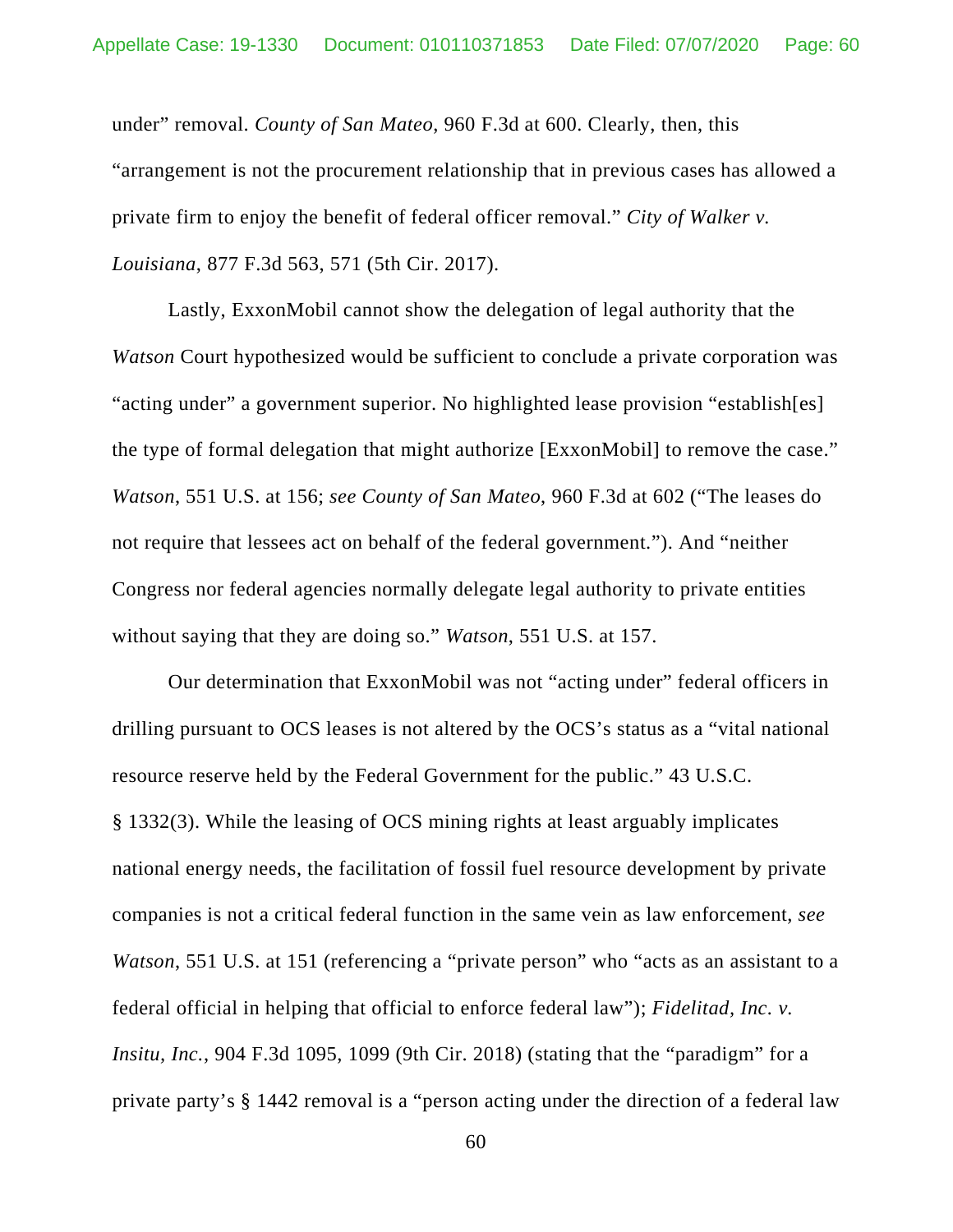under" removal. *County of San Mateo*, 960 F.3d at 600. Clearly, then, this "arrangement is not the procurement relationship that in previous cases has allowed a private firm to enjoy the benefit of federal officer removal." *City of Walker v. Louisiana*, 877 F.3d 563, 571 (5th Cir. 2017).

Lastly, ExxonMobil cannot show the delegation of legal authority that the *Watson* Court hypothesized would be sufficient to conclude a private corporation was "acting under" a government superior. No highlighted lease provision "establish[es] the type of formal delegation that might authorize [ExxonMobil] to remove the case." *Watson*, 551 U.S. at 156; *see County of San Mateo*, 960 F.3d at 602 ("The leases do not require that lessees act on behalf of the federal government."). And "neither Congress nor federal agencies normally delegate legal authority to private entities without saying that they are doing so." *Watson*, 551 U.S. at 157.

Our determination that ExxonMobil was not "acting under" federal officers in drilling pursuant to OCS leases is not altered by the OCS's status as a "vital national resource reserve held by the Federal Government for the public." 43 U.S.C. § 1332(3). While the leasing of OCS mining rights at least arguably implicates national energy needs, the facilitation of fossil fuel resource development by private companies is not a critical federal function in the same vein as law enforcement, *see Watson*, 551 U.S. at 151 (referencing a "private person" who "acts as an assistant to a federal official in helping that official to enforce federal law"); *Fidelitad, Inc. v. Insitu, Inc.*, 904 F.3d 1095, 1099 (9th Cir. 2018) (stating that the "paradigm" for a private party's § 1442 removal is a "person acting under the direction of a federal law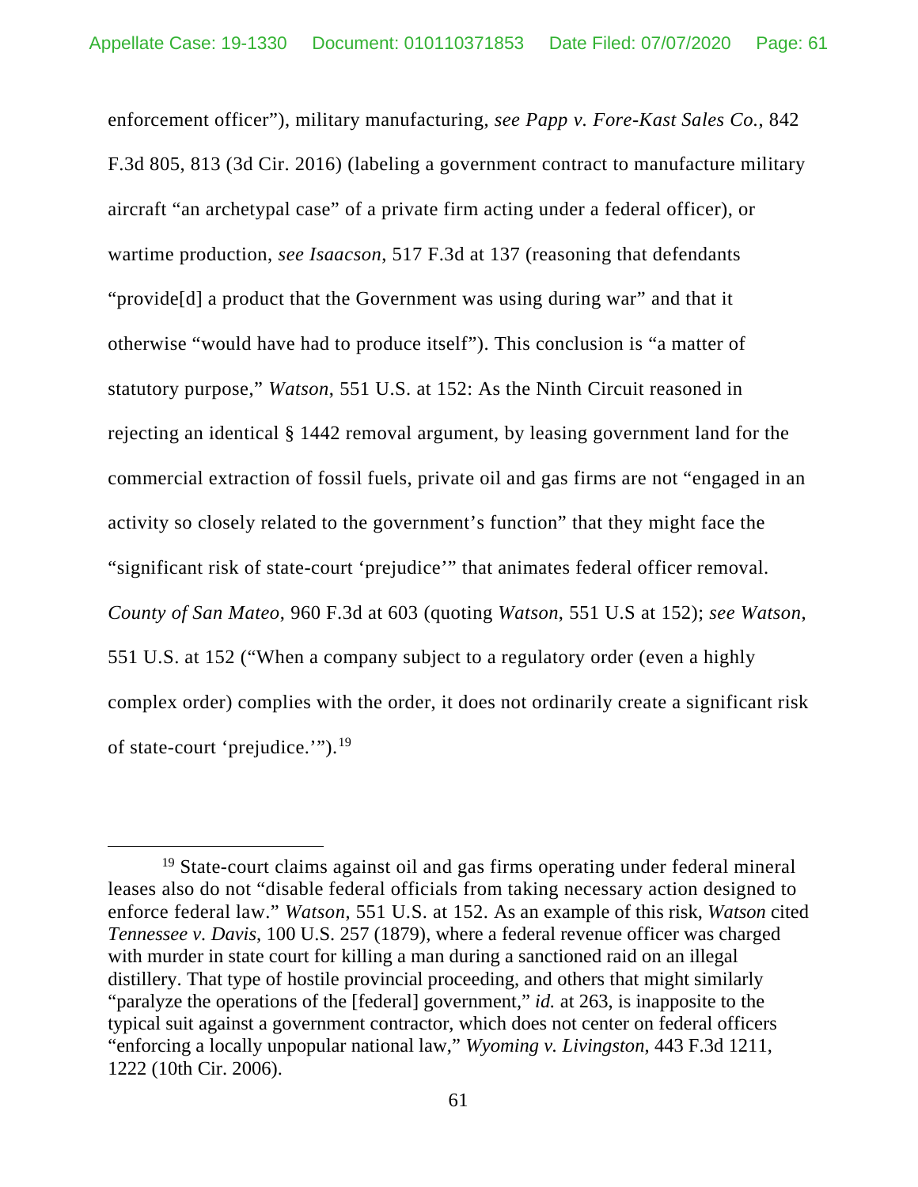enforcement officer"), military manufacturing, *see Papp v. Fore-Kast Sales Co.*, 842 F.3d 805, 813 (3d Cir. 2016) (labeling a government contract to manufacture military aircraft "an archetypal case" of a private firm acting under a federal officer), or wartime production, *see Isaacson*, 517 F.3d at 137 (reasoning that defendants "provide[d] a product that the Government was using during war" and that it otherwise "would have had to produce itself"). This conclusion is "a matter of statutory purpose," *Watson*, 551 U.S. at 152: As the Ninth Circuit reasoned in rejecting an identical § 1442 removal argument, by leasing government land for the commercial extraction of fossil fuels, private oil and gas firms are not "engaged in an activity so closely related to the government's function" that they might face the "significant risk of state-court 'prejudice'" that animates federal officer removal. *County of San Mateo*, 960 F.3d at 603 (quoting *Watson*, 551 U.S at 152); *see Watson*, 551 U.S. at 152 ("When a company subject to a regulatory order (even a highly complex order) complies with the order, it does not ordinarily create a significant risk of state-court 'prejudice.'").[19]

---

[19] State-court claims against oil and gas firms operating under federal mineral leases also do not "disable federal officials from taking necessary action designed to enforce federal law." *Watson*, 551 U.S. at 152. As an example of this risk, *Watson* cited *Tennessee v. Davis*, 100 U.S. 257 (1879), where a federal revenue officer was charged with murder in state court for killing a man during a sanctioned raid on an illegal distillery. That type of hostile provincial proceeding, and others that might similarly "paralyze the operations of the [federal] government," *id.* at 263, is inapposite to the typical suit against a government contractor, which does not center on federal officers "enforcing a locally unpopular national law," *Wyoming v. Livingston*, 443 F.3d 1211, 1222 (10th Cir. 2006).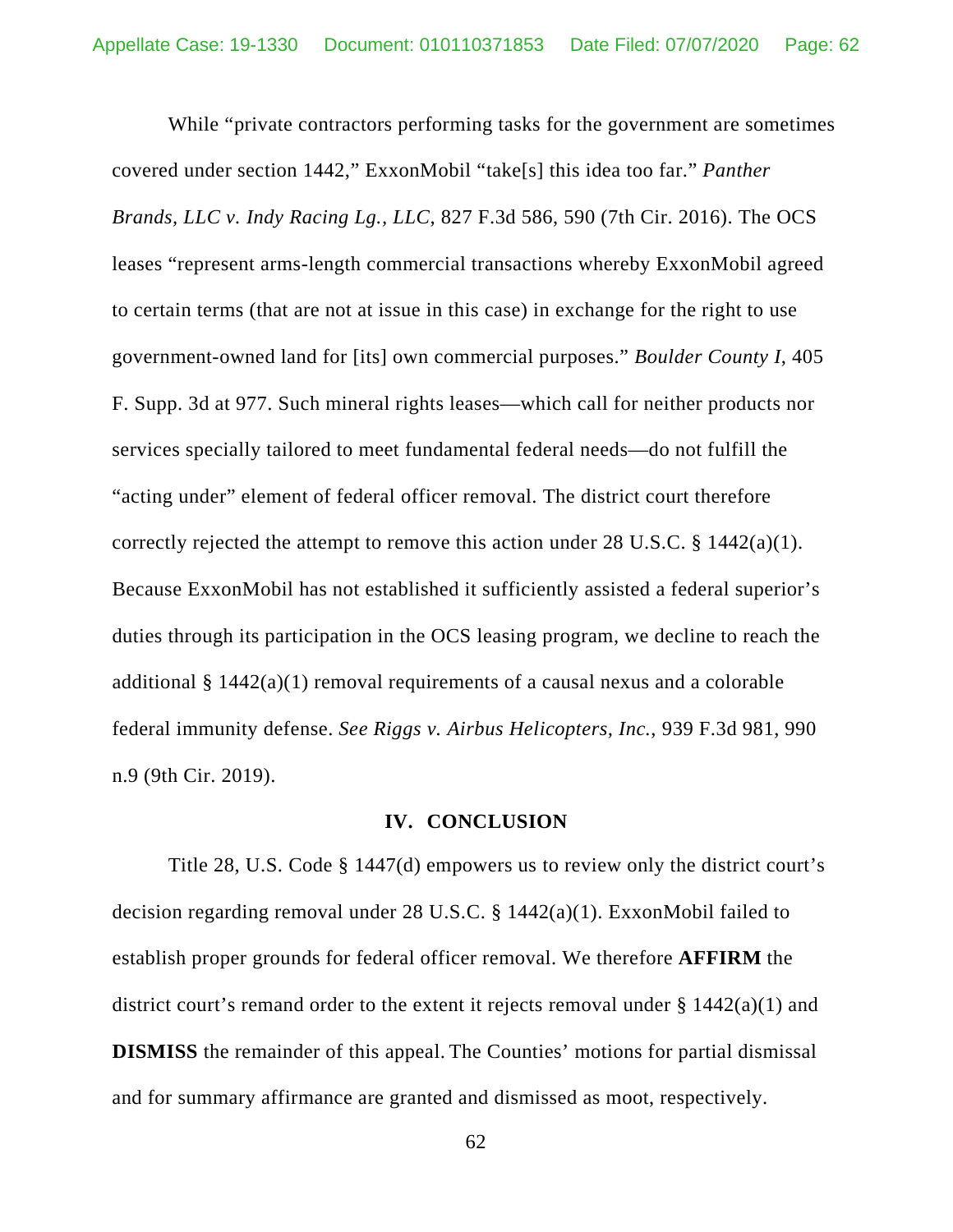While "private contractors performing tasks for the government are sometimes covered under section 1442," ExxonMobil "take[s] this idea too far." *Panther Brands, LLC v. Indy Racing Lg., LLC*, 827 F.3d 586, 590 (7th Cir. 2016). The OCS leases "represent arms-length commercial transactions whereby ExxonMobil agreed to certain terms (that are not at issue in this case) in exchange for the right to use government-owned land for [its] own commercial purposes." *Boulder County I*, 405 F. Supp. 3d at 977. Such mineral rights leases—which call for neither products nor services specially tailored to meet fundamental federal needs—do not fulfill the "acting under" element of federal officer removal. The district court therefore correctly rejected the attempt to remove this action under 28 U.S.C. § 1442(a)(1). Because ExxonMobil has not established it sufficiently assisted a federal superior's duties through its participation in the OCS leasing program, we decline to reach the additional § 1442(a)(1) removal requirements of a causal nexus and a colorable federal immunity defense. *See Riggs v. Airbus Helicopters, Inc.*, 939 F.3d 981, 990 n.9 (9th Cir. 2019).

## IV. CONCLUSION

Title 28, U.S. Code § 1447(d) empowers us to review only the district court's decision regarding removal under 28 U.S.C. § 1442(a)(1). ExxonMobil failed to establish proper grounds for federal officer removal. We therefore **AFFIRM** the district court's remand order to the extent it rejects removal under § 1442(a)(1) and **DISMISS** the remainder of this appeal. The Counties' motions for partial dismissal and for summary affirmance are granted and dismissed as moot, respectively.